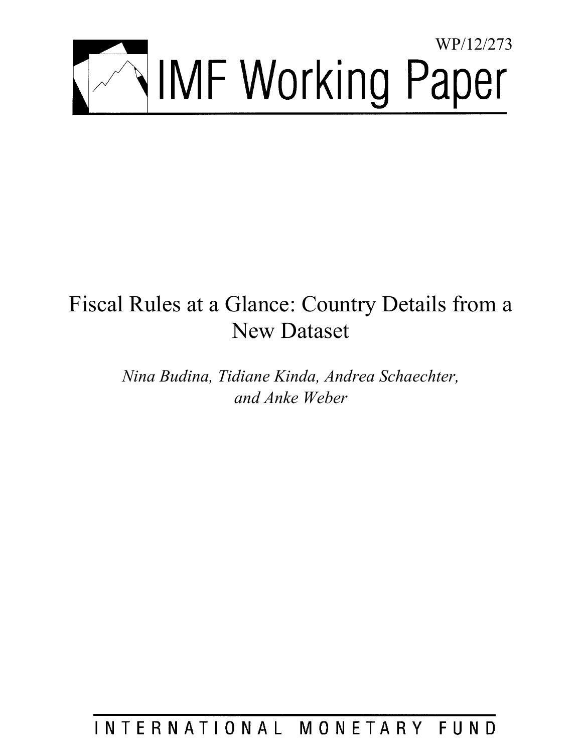WP/12/273

# IMF Working Paper

# Fiscal Rules at a Glance: Country Details from a New Dataset

*Nina Budina, Tidiane Kinda, Andrea Schaechter, and Anke Weber*

INTERNATIONAL MONETARY FUND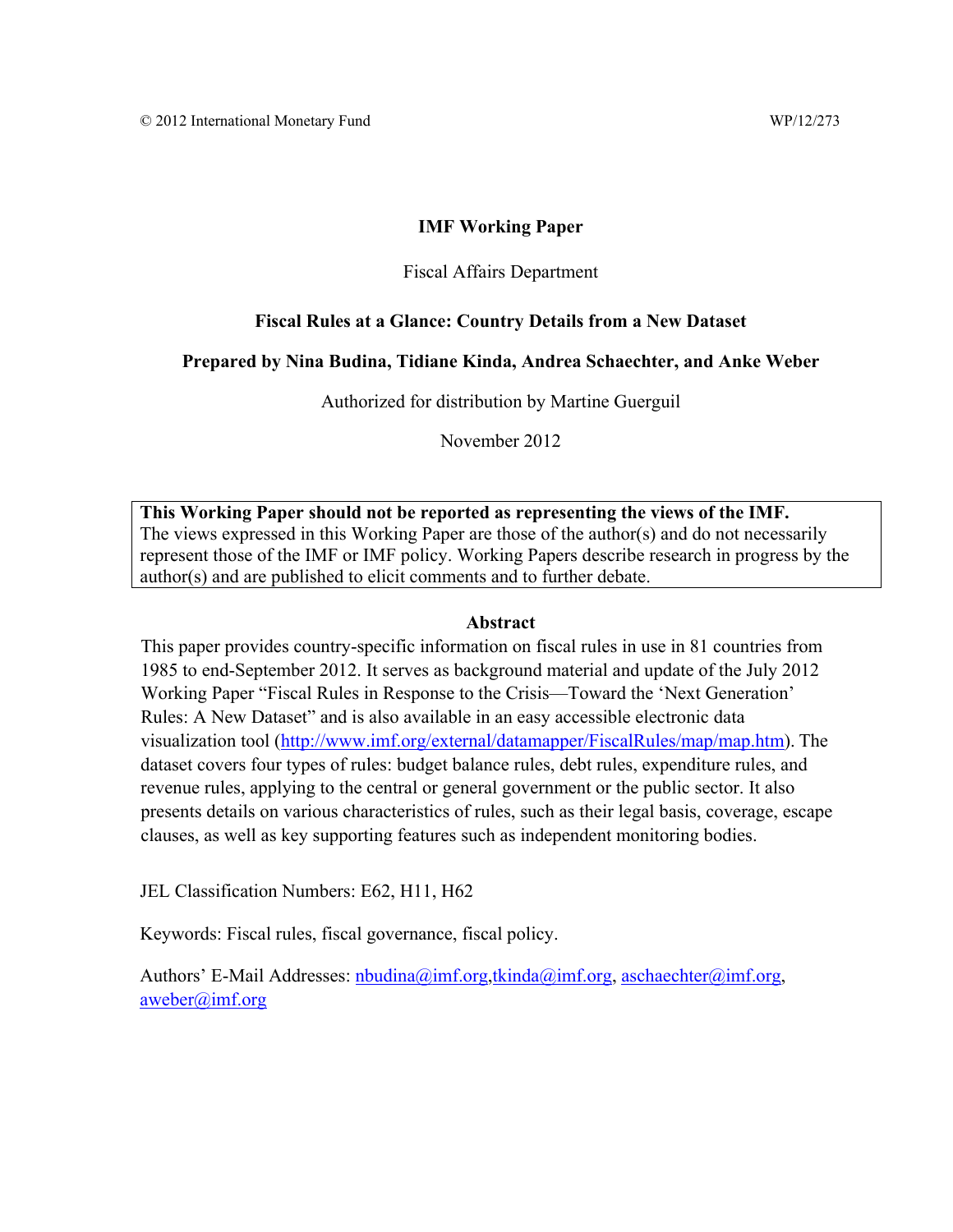© 2012 International Monetary Fund WP/12/273

**IMF Working Paper**

Fiscal Affairs Department

**Fiscal Rules at a Glance: Country Details from a New Dataset**

**Prepared by Nina Budina, Tidiane Kinda, Andrea Schaechter, and Anke Weber**

Authorized for distribution by Martine Guerguil

November 2012

**This Working Paper should not be reported as representing the views of the IMF.**
The views expressed in this Working Paper are those of the author(s) and do not necessarily represent those of the IMF or IMF policy. Working Papers describe research in progress by the author(s) and are published to elicit comments and to further debate.

**Abstract**

This paper provides country-specific information on fiscal rules in use in 81 countries from 1985 to end-September 2012. It serves as background material and update of the July 2012 Working Paper "Fiscal Rules in Response to the Crisis—Toward the 'Next Generation' Rules: A New Dataset" and is also available in an easy accessible electronic data visualization tool (http://www.imf.org/external/datamapper/FiscalRules/map/map.htm). The dataset covers four types of rules: budget balance rules, debt rules, expenditure rules, and revenue rules, applying to the central or general government or the public sector. It also presents details on various characteristics of rules, such as their legal basis, coverage, escape clauses, as well as key supporting features such as independent monitoring bodies.

JEL Classification Numbers: E62, H11, H62

Keywords: Fiscal rules, fiscal governance, fiscal policy.

Authors' E-Mail Addresses: nbudina@imf.org, tkinda@imf.org, aschaechter@imf.org, aweber@imf.org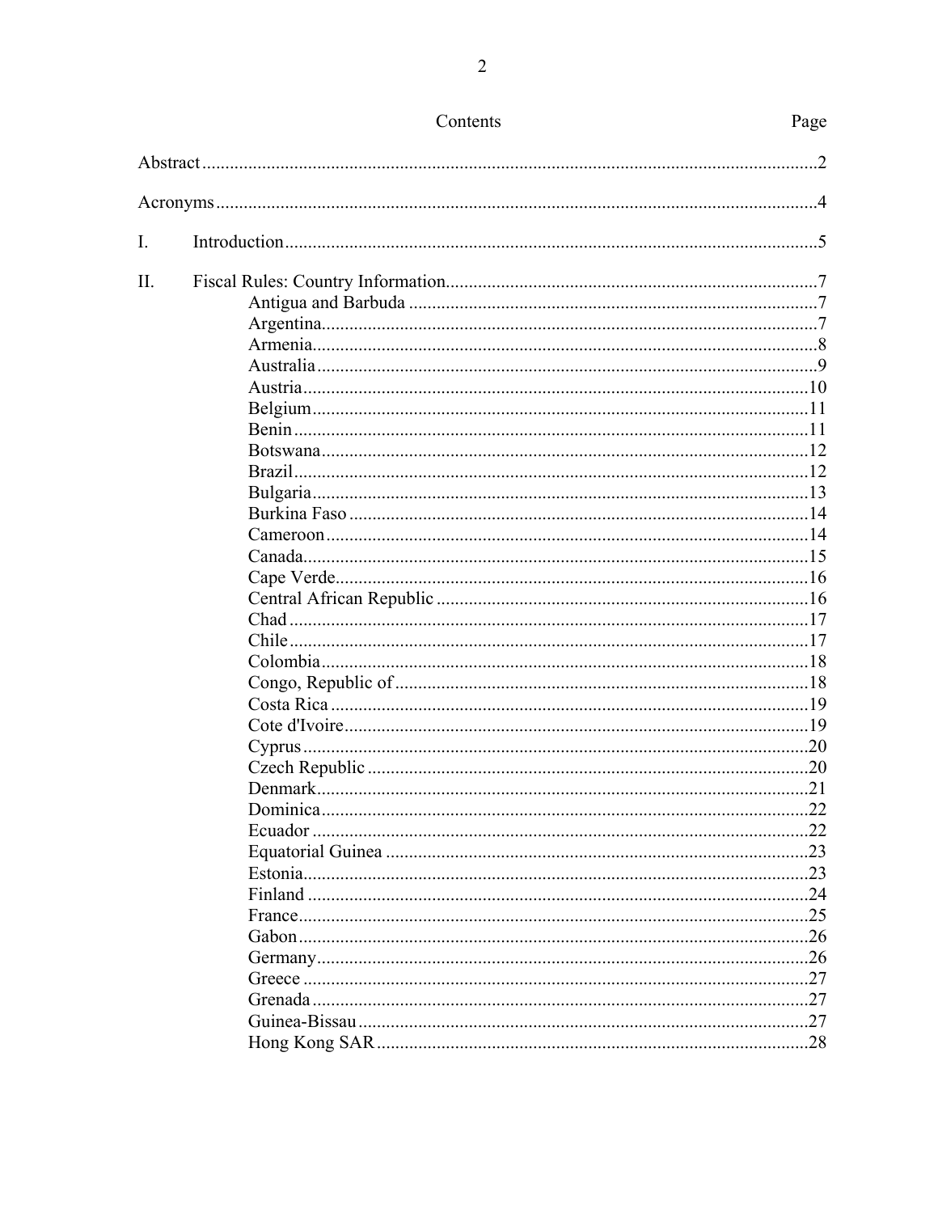Contents

| | Page |
|---|---|
| Abstract | 2 |
| Acronyms | 4 |
| I. Introduction | 5 |
| II. Fiscal Rules: Country Information | 7 |
| Antigua and Barbuda | 7 |
| Argentina | 7 |
| Armenia | 8 |
| Australia | 9 |
| Austria | 10 |
| Belgium | 11 |
| Benin | 11 |
| Botswana | 12 |
| Brazil | 12 |
| Bulgaria | 13 |
| Burkina Faso | 14 |
| Cameroon | 14 |
| Canada | 15 |
| Cape Verde | 16 |
| Central African Republic | 16 |
| Chad | 17 |
| Chile | 17 |
| Colombia | 18 |
| Congo, Republic of | 18 |
| Costa Rica | 19 |
| Cote d'Ivoire | 19 |
| Cyprus | 20 |
| Czech Republic | 20 |
| Denmark | 21 |
| Dominica | 22 |
| Ecuador | 22 |
| Equatorial Guinea | 23 |
| Estonia | 23 |
| Finland | 24 |
| France | 25 |
| Gabon | 26 |
| Germany | 26 |
| Greece | 27 |
| Grenada | 27 |
| Guinea-Bissau | 27 |
| Hong Kong SAR | 28 |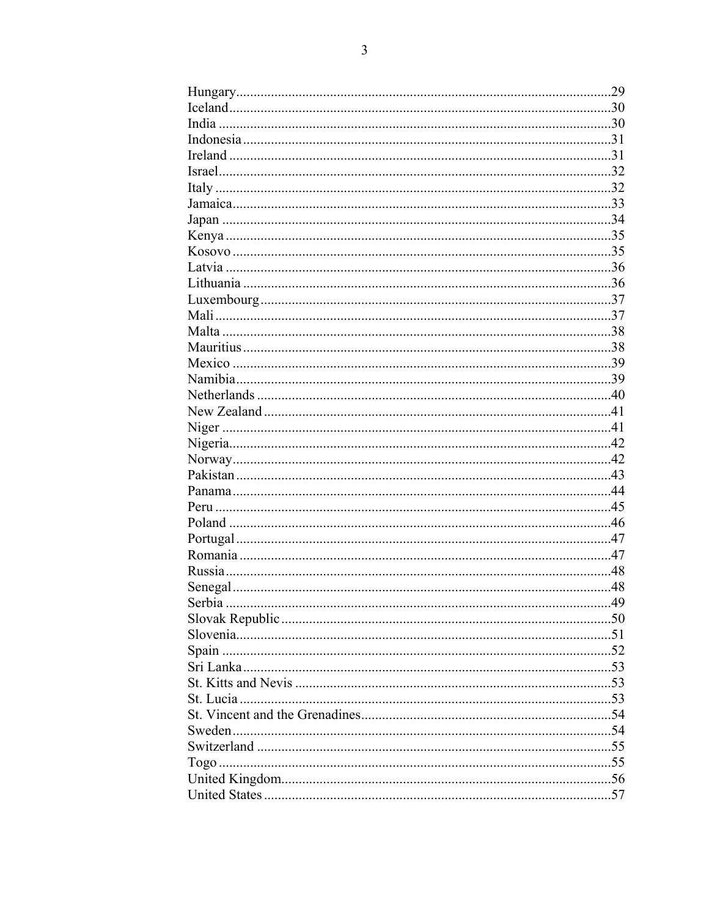Hungary ........................................................................................................29
Iceland .........................................................................................................30
India ............................................................................................................30
Indonesia ......................................................................................................31
Ireland ..........................................................................................................31
Israel ............................................................................................................32
Italy ..............................................................................................................32
Jamaica .........................................................................................................33
Japan ............................................................................................................34
Kenya ...........................................................................................................35
Kosovo .........................................................................................................35
Latvia ...........................................................................................................36
Lithuania ......................................................................................................36
Luxembourg .................................................................................................37
Mali ..............................................................................................................37
Malta ............................................................................................................38
Mauritius ......................................................................................................38
Mexico .........................................................................................................39
Namibia ........................................................................................................39
Netherlands ..................................................................................................40
New Zealand ................................................................................................41
Niger ............................................................................................................41
Nigeria ..........................................................................................................42
Norway .........................................................................................................42
Pakistan ........................................................................................................43
Panama .........................................................................................................44
Peru ..............................................................................................................45
Poland ..........................................................................................................46
Portugal ........................................................................................................47
Romania .......................................................................................................47
Russia ...........................................................................................................48
Senegal .........................................................................................................48
Serbia ...........................................................................................................49
Slovak Republic ...........................................................................................50
Slovenia ........................................................................................................51
Spain ............................................................................................................52
Sri Lanka ......................................................................................................53
St. Kitts and Nevis .......................................................................................53
St. Lucia .......................................................................................................53
St. Vincent and the Grenadines ....................................................................54
Sweden .........................................................................................................54
Switzerland ..................................................................................................55
Togo .............................................................................................................55
United Kingdom ...........................................................................................56
United States ................................................................................................57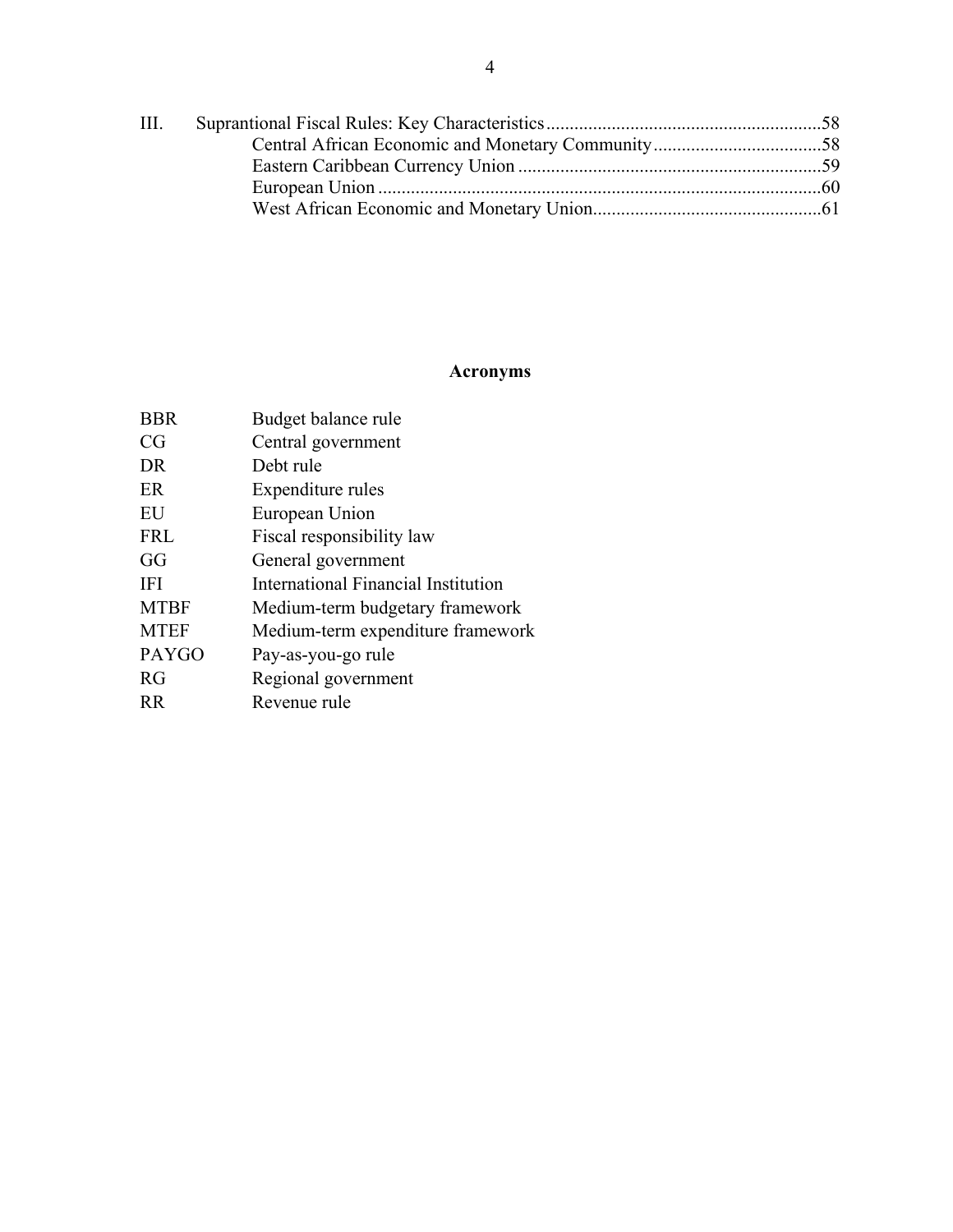III. Suprantional Fiscal Rules: Key Characteristics ..........................................................58
  - Central African Economic and Monetary Community ....................................58
  - Eastern Caribbean Currency Union ................................................................59
  - European Union ..............................................................................................60
  - West African Economic and Monetary Union................................................61

## Acronyms

| | |
|---|---|
| BBR | Budget balance rule |
| CG | Central government |
| DR | Debt rule |
| ER | Expenditure rules |
| EU | European Union |
| FRL | Fiscal responsibility law |
| GG | General government |
| IFI | International Financial Institution |
| MTBF | Medium-term budgetary framework |
| MTEF | Medium-term expenditure framework |
| PAYGO | Pay-as-you-go rule |
| RG | Regional government |
| RR | Revenue rule |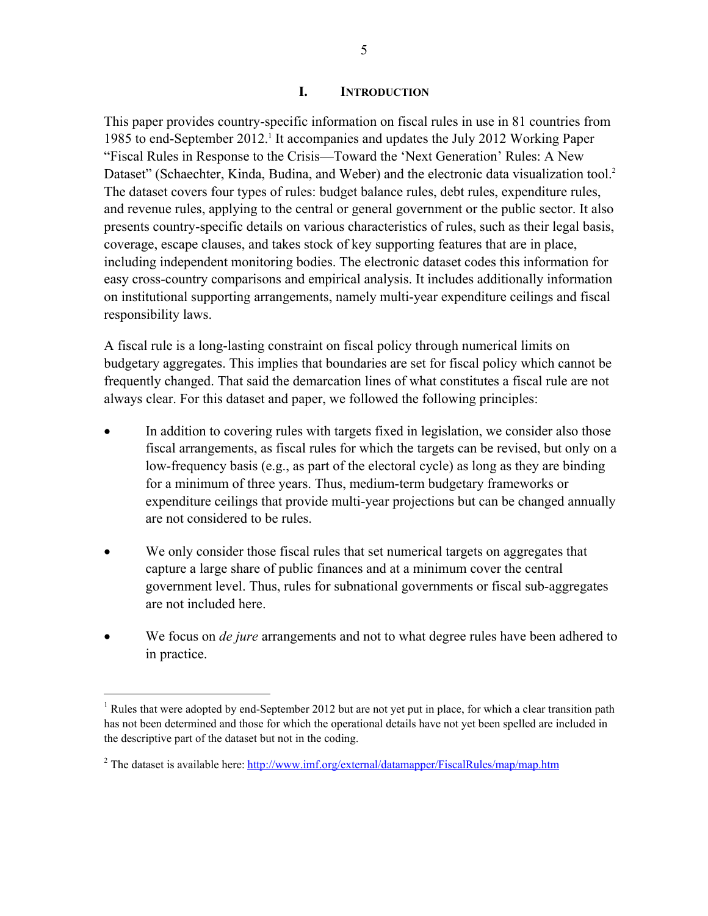# I. Introduction

This paper provides country-specific information on fiscal rules in use in 81 countries from 1985 to end-September 2012.[1] It accompanies and updates the July 2012 Working Paper "Fiscal Rules in Response to the Crisis—Toward the 'Next Generation' Rules: A New Dataset" (Schaechter, Kinda, Budina, and Weber) and the electronic data visualization tool.[2] The dataset covers four types of rules: budget balance rules, debt rules, expenditure rules, and revenue rules, applying to the central or general government or the public sector. It also presents country-specific details on various characteristics of rules, such as their legal basis, coverage, escape clauses, and takes stock of key supporting features that are in place, including independent monitoring bodies. The electronic dataset codes this information for easy cross-country comparisons and empirical analysis. It includes additionally information on institutional supporting arrangements, namely multi-year expenditure ceilings and fiscal responsibility laws.

A fiscal rule is a long-lasting constraint on fiscal policy through numerical limits on budgetary aggregates. This implies that boundaries are set for fiscal policy which cannot be frequently changed. That said the demarcation lines of what constitutes a fiscal rule are not always clear. For this dataset and paper, we followed the following principles:

- In addition to covering rules with targets fixed in legislation, we consider also those fiscal arrangements, as fiscal rules for which the targets can be revised, but only on a low-frequency basis (e.g., as part of the electoral cycle) as long as they are binding for a minimum of three years. Thus, medium-term budgetary frameworks or expenditure ceilings that provide multi-year projections but can be changed annually are not considered to be rules.
- We only consider those fiscal rules that set numerical targets on aggregates that capture a large share of public finances and at a minimum cover the central government level. Thus, rules for subnational governments or fiscal sub-aggregates are not included here.
- We focus on *de jure* arrangements and not to what degree rules have been adhered to in practice.

---

[1] Rules that were adopted by end-September 2012 but are not yet put in place, for which a clear transition path has not been determined and those for which the operational details have not yet been spelled are included in the descriptive part of the dataset but not in the coding.

[2] The dataset is available here: http://www.imf.org/external/datamapper/FiscalRules/map/map.htm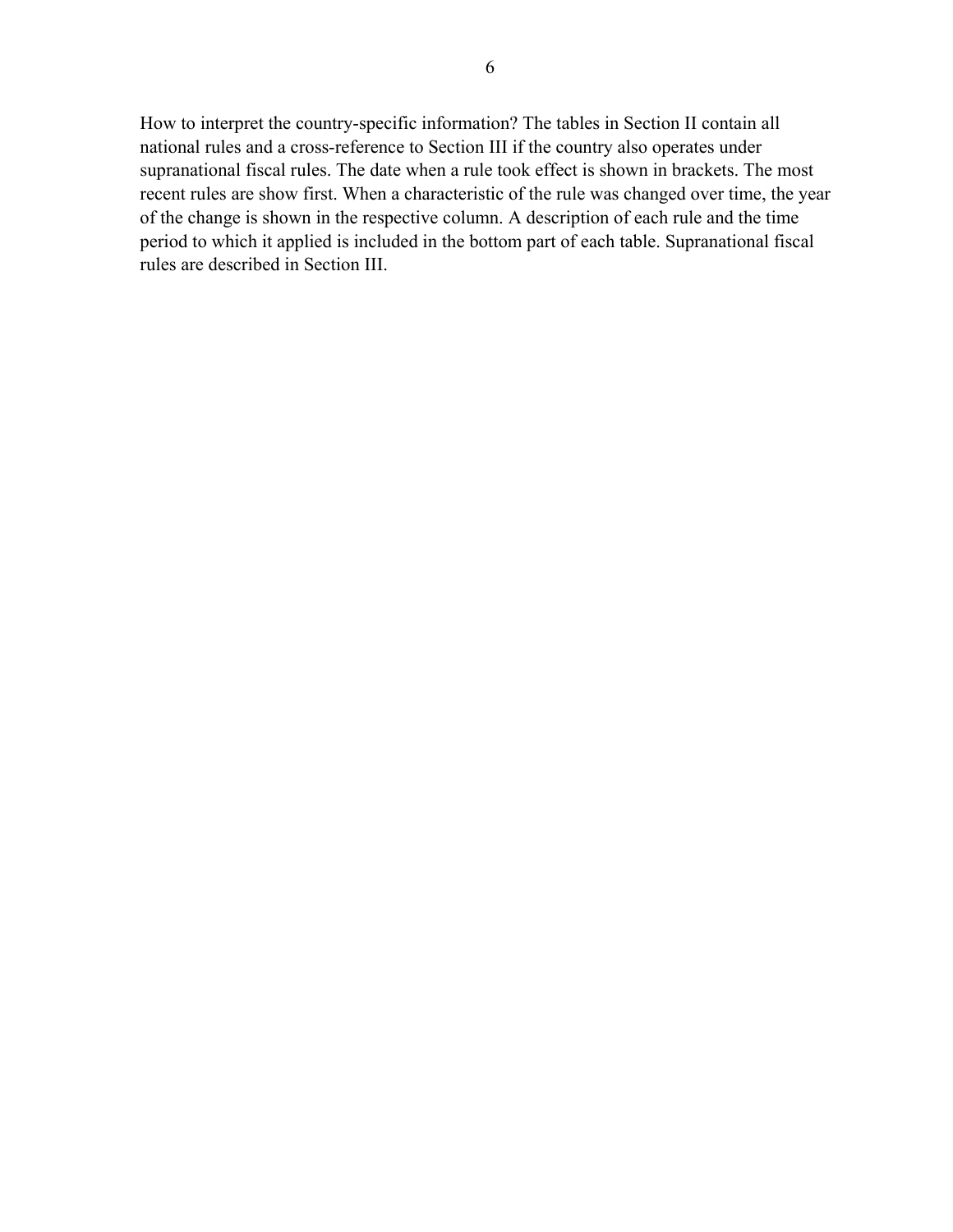How to interpret the country-specific information? The tables in Section II contain all national rules and a cross-reference to Section III if the country also operates under supranational fiscal rules. The date when a rule took effect is shown in brackets. The most recent rules are show first. When a characteristic of the rule was changed over time, the year of the change is shown in the respective column. A description of each rule and the time period to which it applied is included in the bottom part of each table. Supranational fiscal rules are described in Section III.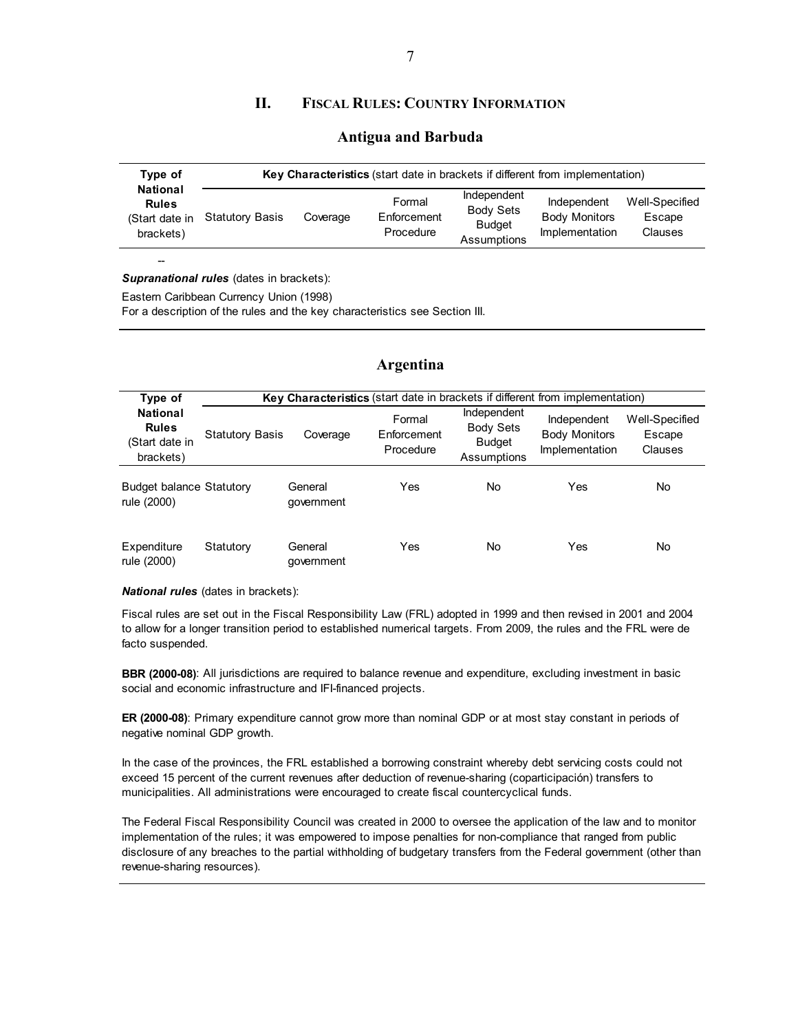## II. Fiscal Rules: Country Information

### Antigua and Barbuda

| Type of National Rules (Start date in brackets) | Key Characteristics (start date in brackets if different from implementation) | | | | | |
|---|---|---|---|---|---|---|
| | Statutory Basis | Coverage | Formal Enforcement Procedure | Independent Body Sets Budget Assumptions | Independent Body Monitors Implementation | Well-Specified Escape Clauses |
| -- | | | | | | |

***Supranational rules*** (dates in brackets):

Eastern Caribbean Currency Union (1998)
For a description of the rules and the key characteristics see Section III.

### Argentina

| Type of National Rules (Start date in brackets) | Key Characteristics (start date in brackets if different from implementation) | | | | | |
|---|---|---|---|---|---|---|
| | Statutory Basis | Coverage | Formal Enforcement Procedure | Independent Body Sets Budget Assumptions | Independent Body Monitors Implementation | Well-Specified Escape Clauses |
| Budget balance rule (2000) | Statutory | General government | Yes | No | Yes | No |
| Expenditure rule (2000) | Statutory | General government | Yes | No | Yes | No |

***National rules*** (dates in brackets):

Fiscal rules are set out in the Fiscal Responsibility Law (FRL) adopted in 1999 and then revised in 2001 and 2004 to allow for a longer transition period to established numerical targets. From 2009, the rules and the FRL were de facto suspended.

**BBR (2000-08)**: All jurisdictions are required to balance revenue and expenditure, excluding investment in basic social and economic infrastructure and IFI-financed projects.

**ER (2000-08)**: Primary expenditure cannot grow more than nominal GDP or at most stay constant in periods of negative nominal GDP growth.

In the case of the provinces, the FRL established a borrowing constraint whereby debt servicing costs could not exceed 15 percent of the current revenues after deduction of revenue-sharing (coparticipación) transfers to municipalities. All administrations were encouraged to create fiscal countercyclical funds.

The Federal Fiscal Responsibility Council was created in 2000 to oversee the application of the law and to monitor implementation of the rules; it was empowered to impose penalties for non-compliance that ranged from public disclosure of any breaches to the partial withholding of budgetary transfers from the Federal government (other than revenue-sharing resources).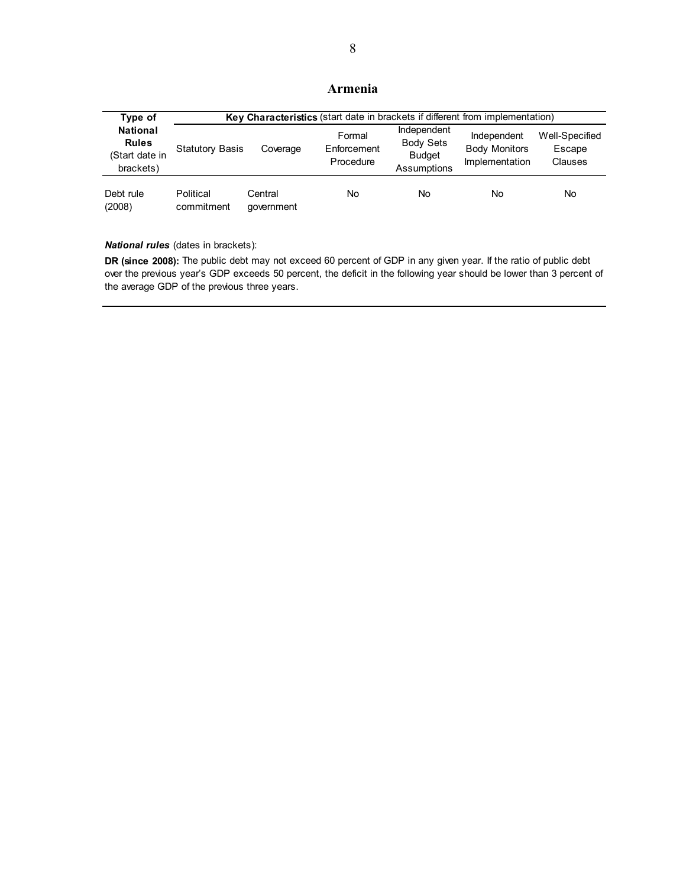## Armenia

| Type of National Rules (Start date in brackets) | **Key Characteristics** (start date in brackets if different from implementation) | | | | | |
|---|---|---|---|---|---|---|
| | Statutory Basis | Coverage | Formal Enforcement Procedure | Independent Body Sets Budget Assumptions | Independent Body Monitors Implementation | Well-Specified Escape Clauses |
| Debt rule (2008) | Political commitment | Central government | No | No | No | No |

***National rules*** (dates in brackets):

**DR (since 2008):** The public debt may not exceed 60 percent of GDP in any given year. If the ratio of public debt over the previous year's GDP exceeds 50 percent, the deficit in the following year should be lower than 3 percent of the average GDP of the previous three years.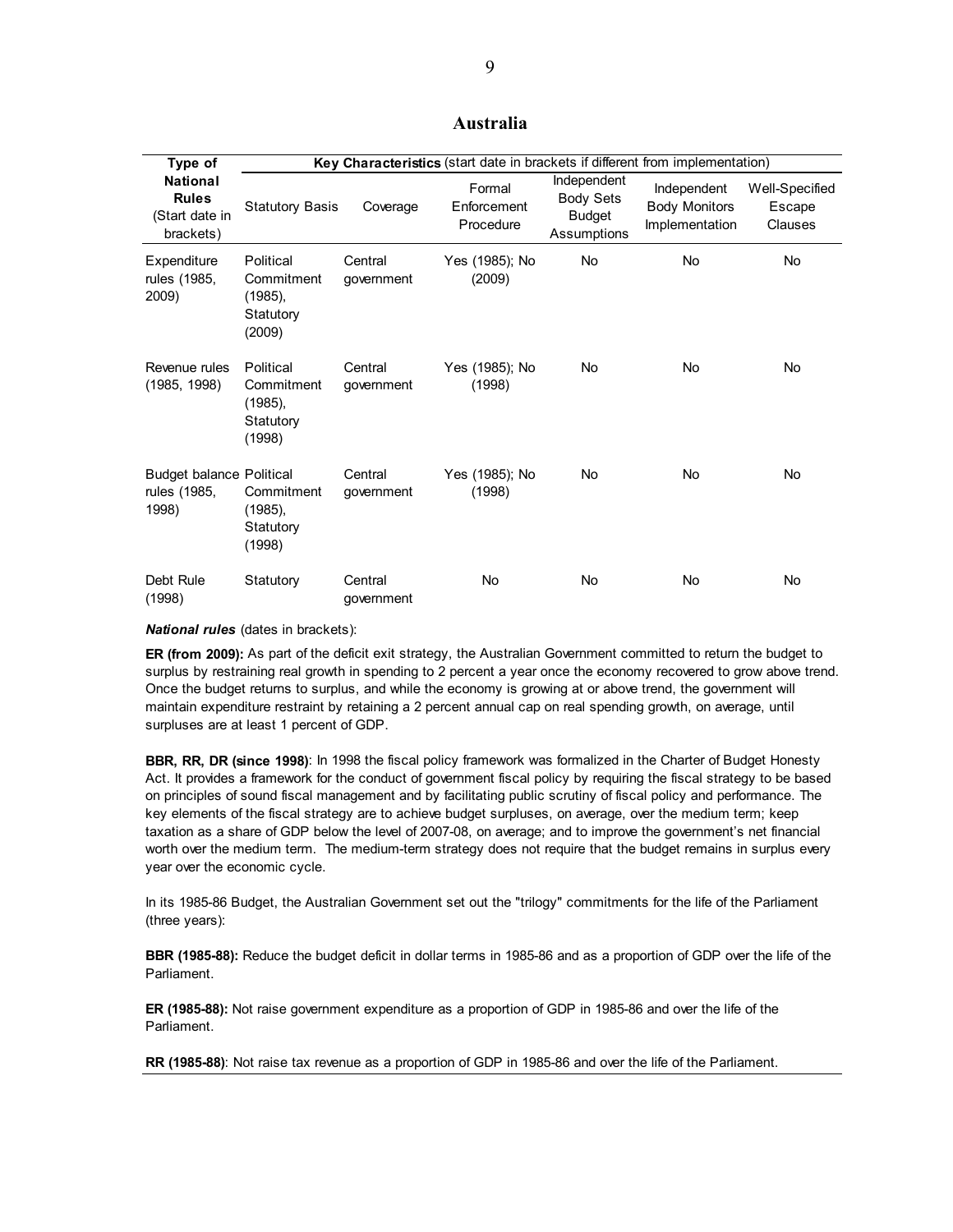## Australia

| Type of National Rules (Start date in brackets) | Key Characteristics (start date in brackets if different from implementation) | | | | | |
|---|---|---|---|---|---|---|
| | Statutory Basis | Coverage | Formal Enforcement Procedure | Independent Body Sets Budget Assumptions | Independent Body Monitors Implementation | Well-Specified Escape Clauses |
| Expenditure rules (1985, 2009) | Political Commitment (1985), Statutory (2009) | Central government | Yes (1985); No (2009) | No | No | No |
| Revenue rules (1985, 1998) | Political Commitment (1985), Statutory (1998) | Central government | Yes (1985); No (1998) | No | No | No |
| Budget balance rules (1985, 1998) | Political Commitment (1985), Statutory (1998) | Central government | Yes (1985); No (1998) | No | No | No |
| Debt Rule (1998) | Statutory | Central government | No | No | No | No |

***National rules*** (dates in brackets):

**ER (from 2009):** As part of the deficit exit strategy, the Australian Government committed to return the budget to surplus by restraining real growth in spending to 2 percent a year once the economy recovered to grow above trend. Once the budget returns to surplus, and while the economy is growing at or above trend, the government will maintain expenditure restraint by retaining a 2 percent annual cap on real spending growth, on average, until surpluses are at least 1 percent of GDP.

**BBR, RR, DR (since 1998)**: In 1998 the fiscal policy framework was formalized in the Charter of Budget Honesty Act. It provides a framework for the conduct of government fiscal policy by requiring the fiscal strategy to be based on principles of sound fiscal management and by facilitating public scrutiny of fiscal policy and performance. The key elements of the fiscal strategy are to achieve budget surpluses, on average, over the medium term; keep taxation as a share of GDP below the level of 2007-08, on average; and to improve the government's net financial worth over the medium term. The medium-term strategy does not require that the budget remains in surplus every year over the economic cycle.

In its 1985-86 Budget, the Australian Government set out the "trilogy" commitments for the life of the Parliament (three years):

**BBR (1985-88):** Reduce the budget deficit in dollar terms in 1985-86 and as a proportion of GDP over the life of the Parliament.

**ER (1985-88):** Not raise government expenditure as a proportion of GDP in 1985-86 and over the life of the Parliament.

**RR (1985-88)**: Not raise tax revenue as a proportion of GDP in 1985-86 and over the life of the Parliament.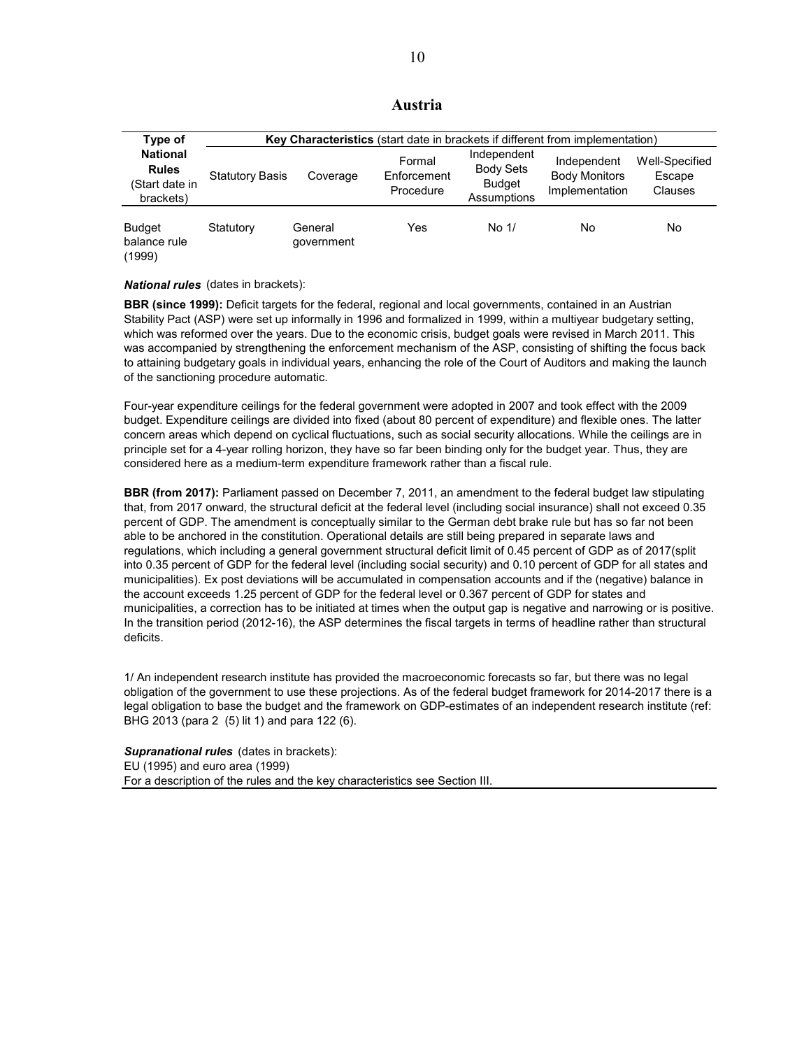# Austria

| Type of National Rules (Start date in brackets) | Key Characteristics (start date in brackets if different from implementation) | | | | | |
|---|---|---|---|---|---|---|
| | Statutory Basis | Coverage | Formal Enforcement Procedure | Independent Body Sets Budget Assumptions | Independent Body Monitors Implementation | Well-Specified Escape Clauses |
| Budget balance rule (1999) | Statutory | General government | Yes | No 1/ | No | No |

***National rules*** (dates in brackets):

**BBR (since 1999):** Deficit targets for the federal, regional and local governments, contained in an Austrian Stability Pact (ASP) were set up informally in 1996 and formalized in 1999, within a multiyear budgetary setting, which was reformed over the years. Due to the economic crisis, budget goals were revised in March 2011. This was accompanied by strengthening the enforcement mechanism of the ASP, consisting of shifting the focus back to attaining budgetary goals in individual years, enhancing the role of the Court of Auditors and making the launch of the sanctioning procedure automatic.

Four-year expenditure ceilings for the federal government were adopted in 2007 and took effect with the 2009 budget. Expenditure ceilings are divided into fixed (about 80 percent of expenditure) and flexible ones. The latter concern areas which depend on cyclical fluctuations, such as social security allocations. While the ceilings are in principle set for a 4-year rolling horizon, they have so far been binding only for the budget year. Thus, they are considered here as a medium-term expenditure framework rather than a fiscal rule.

**BBR (from 2017):** Parliament passed on December 7, 2011, an amendment to the federal budget law stipulating that, from 2017 onward, the structural deficit at the federal level (including social insurance) shall not exceed 0.35 percent of GDP. The amendment is conceptually similar to the German debt brake rule but has so far not been able to be anchored in the constitution. Operational details are still being prepared in separate laws and regulations, which including a general government structural deficit limit of 0.45 percent of GDP as of 2017(split into 0.35 percent of GDP for the federal level (including social security) and 0.10 percent of GDP for all states and municipalities). Ex post deviations will be accumulated in compensation accounts and if the (negative) balance in the account exceeds 1.25 percent of GDP for the federal level or 0.367 percent of GDP for states and municipalities, a correction has to be initiated at times when the output gap is negative and narrowing or is positive. In the transition period (2012-16), the ASP determines the fiscal targets in terms of headline rather than structural deficits.

1/ An independent research institute has provided the macroeconomic forecasts so far, but there was no legal obligation of the government to use these projections. As of the federal budget framework for 2014-2017 there is a legal obligation to base the budget and the framework on GDP-estimates of an independent research institute (ref: BHG 2013 (para 2 (5) lit 1) and para 122 (6).

***Supranational rules*** (dates in brackets):
EU (1995) and euro area (1999)
For a description of the rules and the key characteristics see Section III.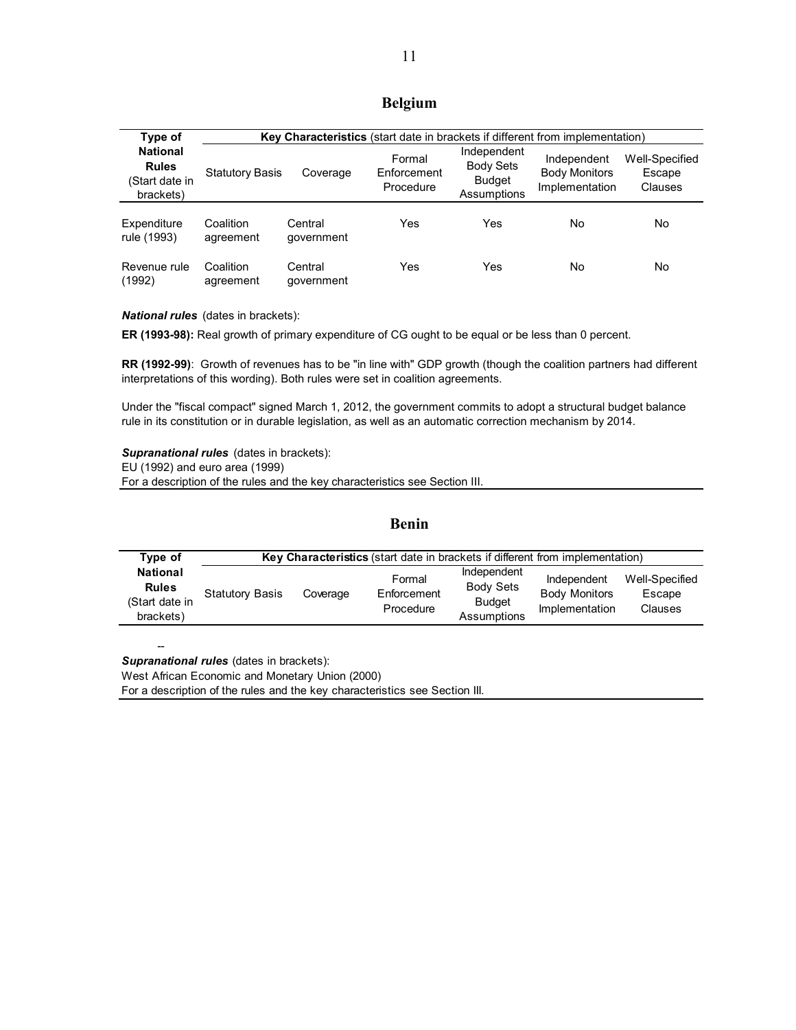## Belgium

| Type of National Rules (Start date in brackets) | **Key Characteristics** (start date in brackets if different from implementation) | | | | | |
|---|---|---|---|---|---|---|
| | Statutory Basis | Coverage | Formal Enforcement Procedure | Independent Body Sets Budget Assumptions | Independent Body Monitors Implementation | Well-Specified Escape Clauses |
| Expenditure rule (1993) | Coalition agreement | Central government | Yes | Yes | No | No |
| Revenue rule (1992) | Coalition agreement | Central government | Yes | Yes | No | No |

***National rules*** (dates in brackets):

**ER (1993-98):** Real growth of primary expenditure of CG ought to be equal or be less than 0 percent.

**RR (1992-99)**: Growth of revenues has to be "in line with" GDP growth (though the coalition partners had different interpretations of this wording). Both rules were set in coalition agreements.

Under the "fiscal compact" signed March 1, 2012, the government commits to adopt a structural budget balance rule in its constitution or in durable legislation, as well as an automatic correction mechanism by 2014.

***Supranational rules*** (dates in brackets):
EU (1992) and euro area (1999)
For a description of the rules and the key characteristics see Section III.

## Benin

| Type of National Rules (Start date in brackets) | **Key Characteristics** (start date in brackets if different from implementation) | | | | | |
|---|---|---|---|---|---|---|
| | Statutory Basis | Coverage | Formal Enforcement Procedure | Independent Body Sets Budget Assumptions | Independent Body Monitors Implementation | Well-Specified Escape Clauses |

--

***Supranational rules*** (dates in brackets):
West African Economic and Monetary Union (2000)
For a description of the rules and the key characteristics see Section III.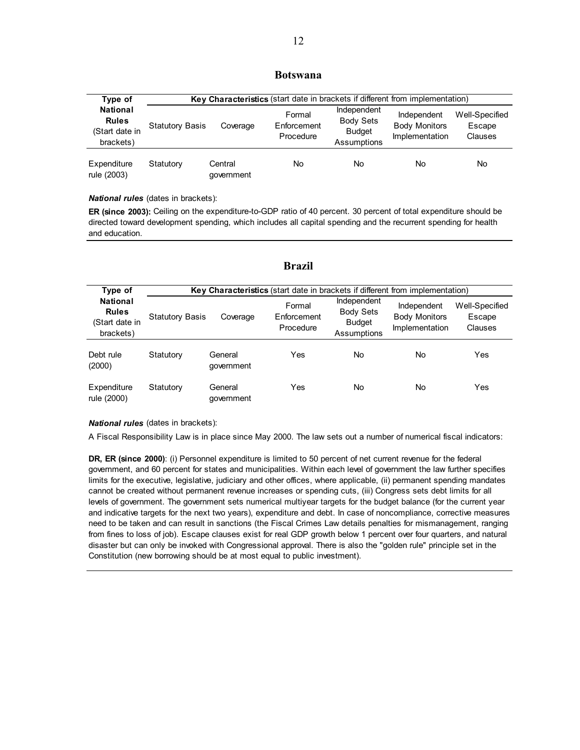## Botswana

| Type of National Rules (Start date in brackets) | Key Characteristics (start date in brackets if different from implementation) | | | | | |
|---|---|---|---|---|---|---|
| | Statutory Basis | Coverage | Formal Enforcement Procedure | Independent Body Sets Budget Assumptions | Independent Body Monitors Implementation | Well-Specified Escape Clauses |
| Expenditure rule (2003) | Statutory | Central government | No | No | No | No |

***National rules*** (dates in brackets):

**ER (since 2003):** Ceiling on the expenditure-to-GDP ratio of 40 percent. 30 percent of total expenditure should be directed toward development spending, which includes all capital spending and the recurrent spending for health and education.

## Brazil

| Type of National Rules (Start date in brackets) | Key Characteristics (start date in brackets if different from implementation) | | | | | |
|---|---|---|---|---|---|---|
| | Statutory Basis | Coverage | Formal Enforcement Procedure | Independent Body Sets Budget Assumptions | Independent Body Monitors Implementation | Well-Specified Escape Clauses |
| Debt rule (2000) | Statutory | General government | Yes | No | No | Yes |
| Expenditure rule (2000) | Statutory | General government | Yes | No | No | Yes |

***National rules*** (dates in brackets):

A Fiscal Responsibility Law is in place since May 2000. The law sets out a number of numerical fiscal indicators:

**DR, ER (since 2000)**: (i) Personnel expenditure is limited to 50 percent of net current revenue for the federal government, and 60 percent for states and municipalities. Within each level of government the law further specifies limits for the executive, legislative, judiciary and other offices, where applicable, (ii) permanent spending mandates cannot be created without permanent revenue increases or spending cuts, (iii) Congress sets debt limits for all levels of government. The government sets numerical multiyear targets for the budget balance (for the current year and indicative targets for the next two years), expenditure and debt. In case of noncompliance, corrective measures need to be taken and can result in sanctions (the Fiscal Crimes Law details penalties for mismanagement, ranging from fines to loss of job). Escape clauses exist for real GDP growth below 1 percent over four quarters, and natural disaster but can only be invoked with Congressional approval. There is also the "golden rule" principle set in the Constitution (new borrowing should be at most equal to public investment).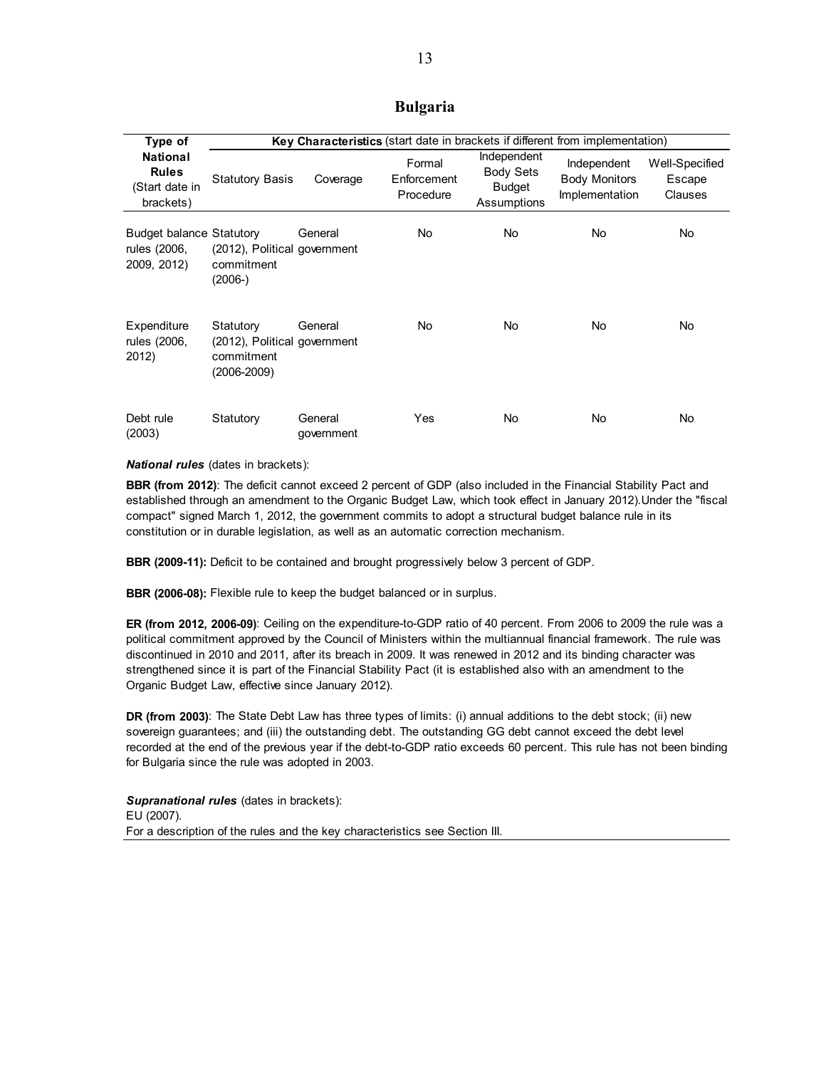## Bulgaria

| Type of National Rules (Start date in brackets) | Key Characteristics (start date in brackets if different from implementation) | | | | | |
|---|---|---|---|---|---|---|
| | Statutory Basis | Coverage | Formal Enforcement Procedure | Independent Body Sets Budget Assumptions | Independent Body Monitors Implementation | Well-Specified Escape Clauses |
| Budget balance rules (2006, 2009, 2012) | Statutory (2012), Political commitment (2006-) | General government | No | No | No | No |
| Expenditure rules (2006, 2012) | Statutory (2012), Political commitment (2006-2009) | General government | No | No | No | No |
| Debt rule (2003) | Statutory | General government | Yes | No | No | No |

***National rules*** (dates in brackets):

**BBR (from 2012)**: The deficit cannot exceed 2 percent of GDP (also included in the Financial Stability Pact and established through an amendment to the Organic Budget Law, which took effect in January 2012).Under the "fiscal compact" signed March 1, 2012, the government commits to adopt a structural budget balance rule in its constitution or in durable legislation, as well as an automatic correction mechanism.

**BBR (2009-11):** Deficit to be contained and brought progressively below 3 percent of GDP.

**BBR (2006-08):** Flexible rule to keep the budget balanced or in surplus.

**ER (from 2012, 2006-09)**: Ceiling on the expenditure-to-GDP ratio of 40 percent. From 2006 to 2009 the rule was a political commitment approved by the Council of Ministers within the multiannual financial framework. The rule was discontinued in 2010 and 2011, after its breach in 2009. It was renewed in 2012 and its binding character was strengthened since it is part of the Financial Stability Pact (it is established also with an amendment to the Organic Budget Law, effective since January 2012).

**DR (from 2003)**: The State Debt Law has three types of limits: (i) annual additions to the debt stock; (ii) new sovereign guarantees; and (iii) the outstanding debt. The outstanding GG debt cannot exceed the debt level recorded at the end of the previous year if the debt-to-GDP ratio exceeds 60 percent. This rule has not been binding for Bulgaria since the rule was adopted in 2003.

***Supranational rules*** (dates in brackets):
EU (2007).
For a description of the rules and the key characteristics see Section III.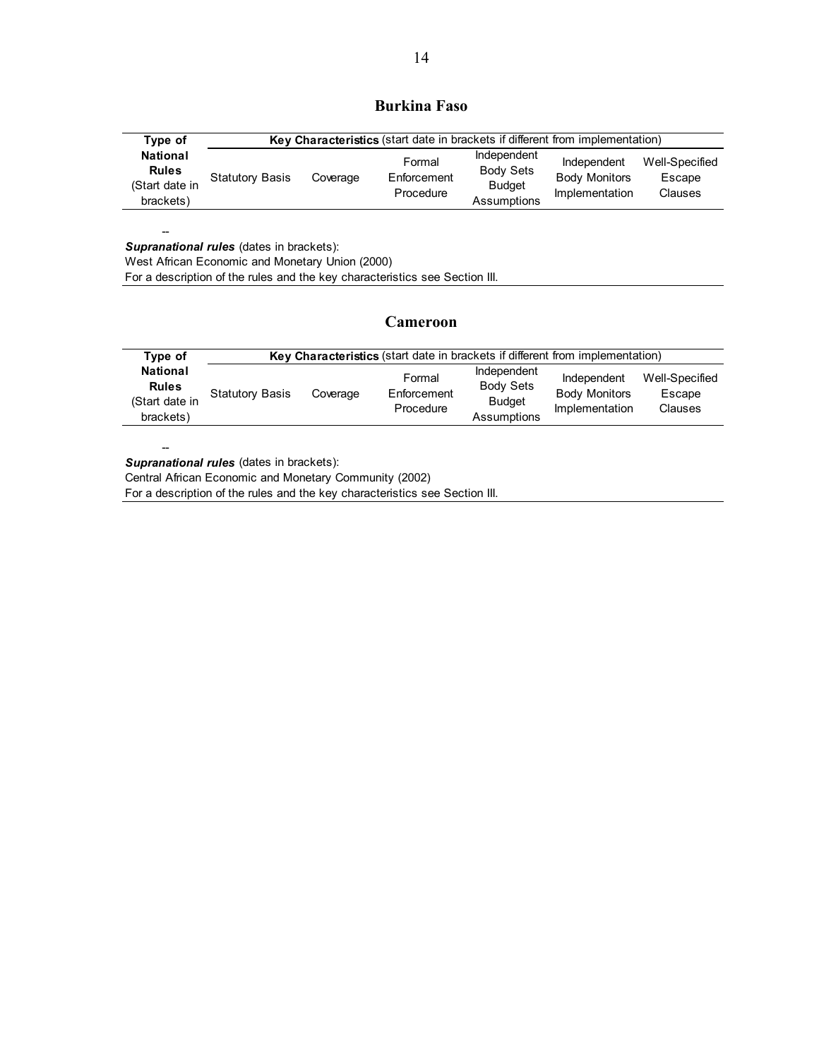## Burkina Faso

| Type of National Rules (Start date in brackets) | Key Characteristics (start date in brackets if different from implementation) | | | | | |
|---|---|---|---|---|---|---|
| | Statutory Basis | Coverage | Formal Enforcement Procedure | Independent Body Sets Budget Assumptions | Independent Body Monitors Implementation | Well-Specified Escape Clauses |
| -- | | | | | | |

***Supranational rules*** (dates in brackets):
West African Economic and Monetary Union (2000)
For a description of the rules and the key characteristics see Section III.

## Cameroon

| Type of National Rules (Start date in brackets) | Key Characteristics (start date in brackets if different from implementation) | | | | | |
|---|---|---|---|---|---|---|
| | Statutory Basis | Coverage | Formal Enforcement Procedure | Independent Body Sets Budget Assumptions | Independent Body Monitors Implementation | Well-Specified Escape Clauses |
| -- | | | | | | |

***Supranational rules*** (dates in brackets):
Central African Economic and Monetary Community (2002)
For a description of the rules and the key characteristics see Section III.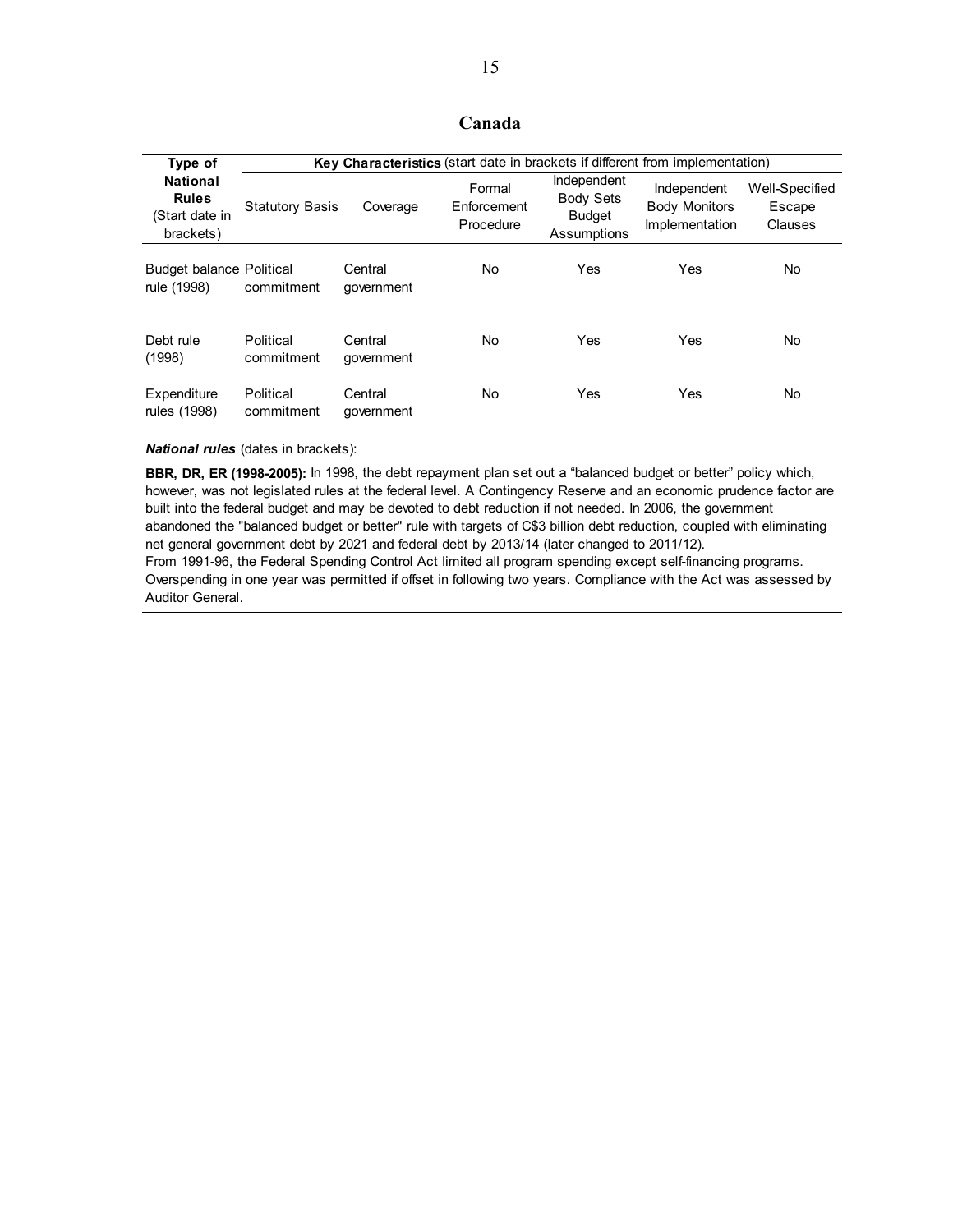## Canada

| Type of National Rules (Start date in brackets) | Key Characteristics (start date in brackets if different from implementation) | | | | | |
|---|---|---|---|---|---|---|
| | Statutory Basis | Coverage | Formal Enforcement Procedure | Independent Body Sets Budget Assumptions | Independent Body Monitors Implementation | Well-Specified Escape Clauses |
| Budget balance rule (1998) | Political commitment | Central government | No | Yes | Yes | No |
| Debt rule (1998) | Political commitment | Central government | No | Yes | Yes | No |
| Expenditure rules (1998) | Political commitment | Central government | No | Yes | Yes | No |

***National rules*** (dates in brackets):

**BBR, DR, ER (1998-2005):** In 1998, the debt repayment plan set out a "balanced budget or better" policy which, however, was not legislated rules at the federal level. A Contingency Reserve and an economic prudence factor are built into the federal budget and may be devoted to debt reduction if not needed. In 2006, the government abandoned the "balanced budget or better" rule with targets of C$3 billion debt reduction, coupled with eliminating net general government debt by 2021 and federal debt by 2013/14 (later changed to 2011/12).
From 1991-96, the Federal Spending Control Act limited all program spending except self-financing programs. Overspending in one year was permitted if offset in following two years. Compliance with the Act was assessed by Auditor General.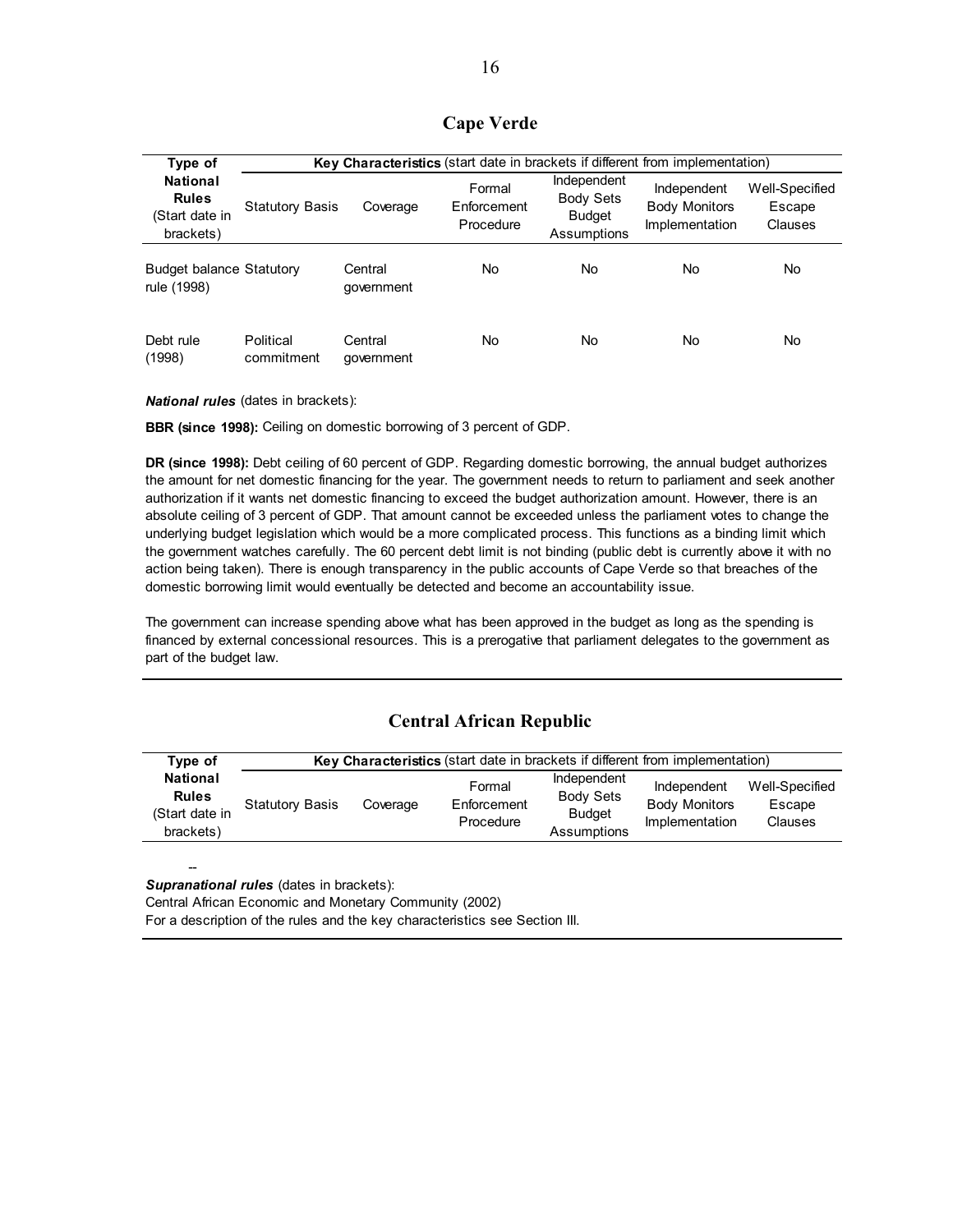## Cape Verde

| Type of National Rules (Start date in brackets) | Key Characteristics (start date in brackets if different from implementation) | | | | | |
|---|---|---|---|---|---|---|
| | Statutory Basis | Coverage | Formal Enforcement Procedure | Independent Body Sets Budget Assumptions | Independent Body Monitors Implementation | Well-Specified Escape Clauses |
| Budget balance rule (1998) | Statutory | Central government | No | No | No | No |
| Debt rule (1998) | Political commitment | Central government | No | No | No | No |

***National rules*** (dates in brackets):

**BBR (since 1998):** Ceiling on domestic borrowing of 3 percent of GDP.

**DR (since 1998):** Debt ceiling of 60 percent of GDP. Regarding domestic borrowing, the annual budget authorizes the amount for net domestic financing for the year. The government needs to return to parliament and seek another authorization if it wants net domestic financing to exceed the budget authorization amount. However, there is an absolute ceiling of 3 percent of GDP. That amount cannot be exceeded unless the parliament votes to change the underlying budget legislation which would be a more complicated process. This functions as a binding limit which the government watches carefully. The 60 percent debt limit is not binding (public debt is currently above it with no action being taken). There is enough transparency in the public accounts of Cape Verde so that breaches of the domestic borrowing limit would eventually be detected and become an accountability issue.

The government can increase spending above what has been approved in the budget as long as the spending is financed by external concessional resources. This is a prerogative that parliament delegates to the government as part of the budget law.

## Central African Republic

| Type of National Rules (Start date in brackets) | Key Characteristics (start date in brackets if different from implementation) | | | | | |
|---|---|---|---|---|---|---|
| | Statutory Basis | Coverage | Formal Enforcement Procedure | Independent Body Sets Budget Assumptions | Independent Body Monitors Implementation | Well-Specified Escape Clauses |
| -- | | | | | | |

***Supranational rules*** (dates in brackets):

Central African Economic and Monetary Community (2002)

For a description of the rules and the key characteristics see Section III.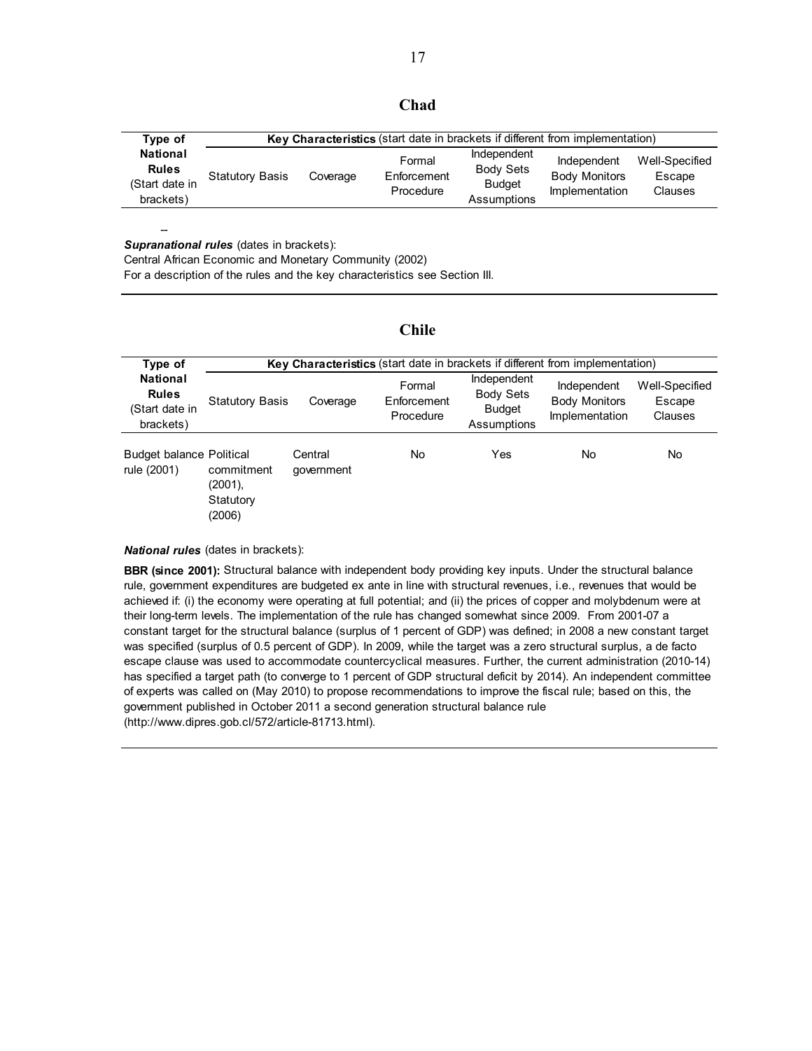## Chad

| Type of National Rules (Start date in brackets) | Key Characteristics (start date in brackets if different from implementation) | | | | | |
|---|---|---|---|---|---|---|
| | Statutory Basis | Coverage | Formal Enforcement Procedure | Independent Body Sets Budget Assumptions | Independent Body Monitors Implementation | Well-Specified Escape Clauses |

--

***Supranational rules*** (dates in brackets):

Central African Economic and Monetary Community (2002)

For a description of the rules and the key characteristics see Section III.

## Chile

| Type of National Rules (Start date in brackets) | Key Characteristics (start date in brackets if different from implementation) | | | | | |
|---|---|---|---|---|---|---|
| | Statutory Basis | Coverage | Formal Enforcement Procedure | Independent Body Sets Budget Assumptions | Independent Body Monitors Implementation | Well-Specified Escape Clauses |
| Budget balance rule (2001) | Political commitment (2001), Statutory (2006) | Central government | No | Yes | No | No |

***National rules*** (dates in brackets):

**BBR (since 2001):** Structural balance with independent body providing key inputs. Under the structural balance rule, government expenditures are budgeted ex ante in line with structural revenues, i.e., revenues that would be achieved if: (i) the economy were operating at full potential; and (ii) the prices of copper and molybdenum were at their long-term levels. The implementation of the rule has changed somewhat since 2009. From 2001-07 a constant target for the structural balance (surplus of 1 percent of GDP) was defined; in 2008 a new constant target was specified (surplus of 0.5 percent of GDP). In 2009, while the target was a zero structural surplus, a de facto escape clause was used to accommodate countercyclical measures. Further, the current administration (2010-14) has specified a target path (to converge to 1 percent of GDP structural deficit by 2014). An independent committee of experts was called on (May 2010) to propose recommendations to improve the fiscal rule; based on this, the government published in October 2011 a second generation structural balance rule (http://www.dipres.gob.cl/572/article-81713.html).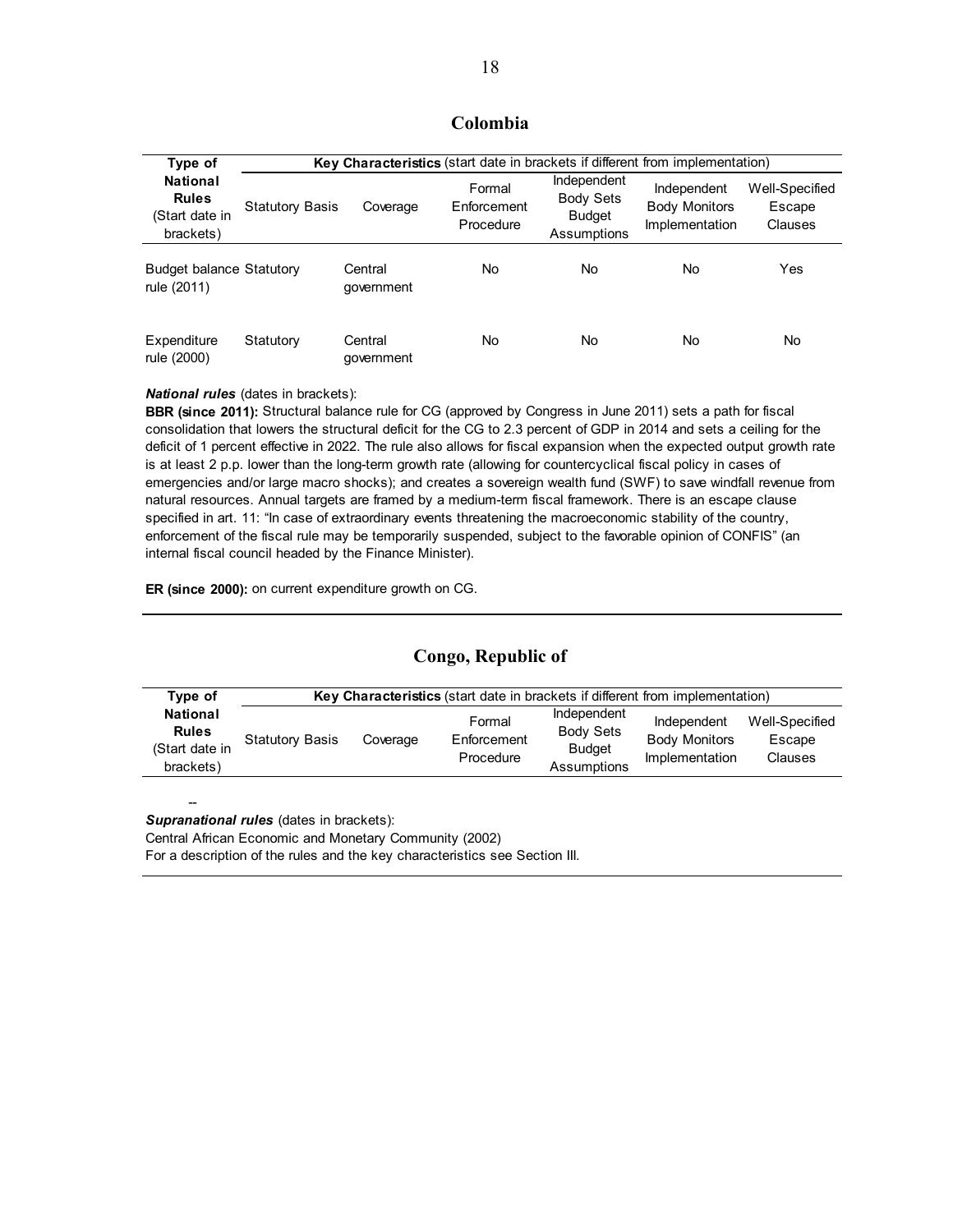## Colombia

| Type of National Rules (Start date in brackets) | Key Characteristics (start date in brackets if different from implementation) | | | | | |
|---|---|---|---|---|---|---|
| | Statutory Basis | Coverage | Formal Enforcement Procedure | Independent Body Sets Budget Assumptions | Independent Body Monitors Implementation | Well-Specified Escape Clauses |
| Budget balance rule (2011) | Statutory | Central government | No | No | No | Yes |
| Expenditure rule (2000) | Statutory | Central government | No | No | No | No |

***National rules*** (dates in brackets):

**BBR (since 2011):** Structural balance rule for CG (approved by Congress in June 2011) sets a path for fiscal consolidation that lowers the structural deficit for the CG to 2.3 percent of GDP in 2014 and sets a ceiling for the deficit of 1 percent effective in 2022. The rule also allows for fiscal expansion when the expected output growth rate is at least 2 p.p. lower than the long-term growth rate (allowing for countercyclical fiscal policy in cases of emergencies and/or large macro shocks); and creates a sovereign wealth fund (SWF) to save windfall revenue from natural resources. Annual targets are framed by a medium-term fiscal framework. There is an escape clause specified in art. 11: "In case of extraordinary events threatening the macroeconomic stability of the country, enforcement of the fiscal rule may be temporarily suspended, subject to the favorable opinion of CONFIS" (an internal fiscal council headed by the Finance Minister).

**ER (since 2000):** on current expenditure growth on CG.

## Congo, Republic of

| Type of National Rules (Start date in brackets) | Key Characteristics (start date in brackets if different from implementation) | | | | | |
|---|---|---|---|---|---|---|
| | Statutory Basis | Coverage | Formal Enforcement Procedure | Independent Body Sets Budget Assumptions | Independent Body Monitors Implementation | Well-Specified Escape Clauses |
| -- | | | | | | |

***Supranational rules*** (dates in brackets):

Central African Economic and Monetary Community (2002)

For a description of the rules and the key characteristics see Section III.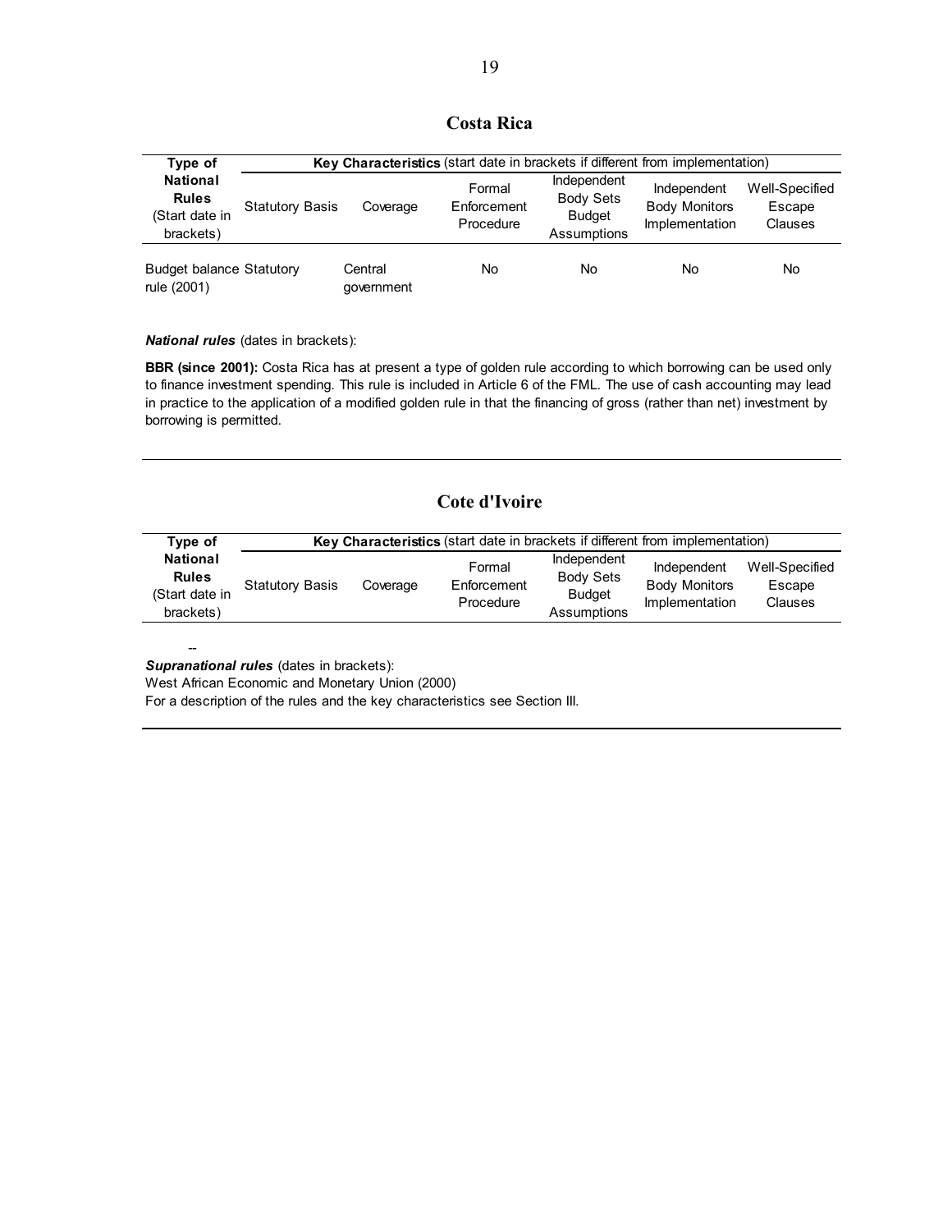## Costa Rica

| Type of National Rules (Start date in brackets) | Key Characteristics (start date in brackets if different from implementation) | | | | | |
|---|---|---|---|---|---|---|
| | Statutory Basis | Coverage | Formal Enforcement Procedure | Independent Body Sets Budget Assumptions | Independent Body Monitors Implementation | Well-Specified Escape Clauses |
| Budget balance rule (2001) | Statutory | Central government | No | No | No | No |

***National rules*** (dates in brackets):

**BBR (since 2001):** Costa Rica has at present a type of golden rule according to which borrowing can be used only to finance investment spending. This rule is included in Article 6 of the FML. The use of cash accounting may lead in practice to the application of a modified golden rule in that the financing of gross (rather than net) investment by borrowing is permitted.

## Cote d'Ivoire

| Type of National Rules (Start date in brackets) | Key Characteristics (start date in brackets if different from implementation) | | | | | |
|---|---|---|---|---|---|---|
| | Statutory Basis | Coverage | Formal Enforcement Procedure | Independent Body Sets Budget Assumptions | Independent Body Monitors Implementation | Well-Specified Escape Clauses |
| -- | | | | | | |

***Supranational rules*** (dates in brackets):

West African Economic and Monetary Union (2000)

For a description of the rules and the key characteristics see Section III.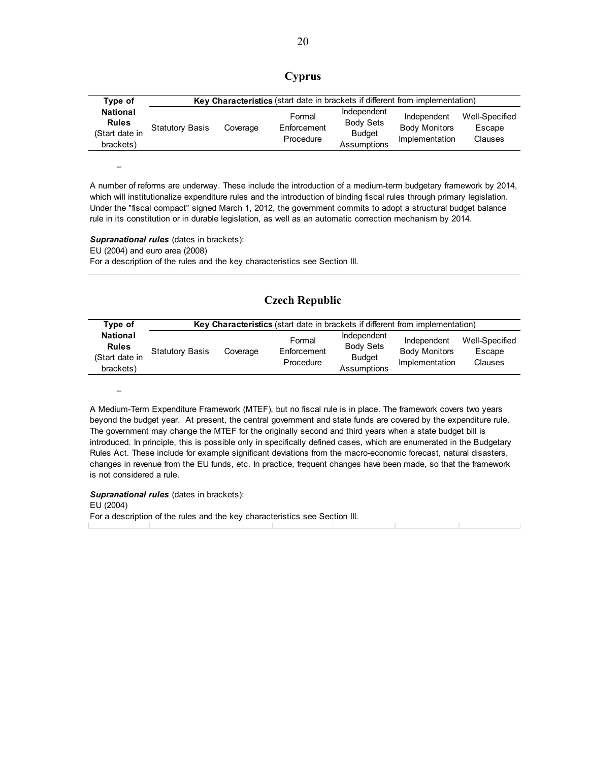## Cyprus

| Type of National Rules (Start date in brackets) | Key Characteristics (start date in brackets if different from implementation) | | | | | |
|---|---|---|---|---|---|---|
| | Statutory Basis | Coverage | Formal Enforcement Procedure | Independent Body Sets Budget Assumptions | Independent Body Monitors Implementation | Well-Specified Escape Clauses |
| -- | | | | | | |

A number of reforms are underway. These include the introduction of a medium-term budgetary framework by 2014, which will institutionalize expenditure rules and the introduction of binding fiscal rules through primary legislation. Under the "fiscal compact" signed March 1, 2012, the government commits to adopt a structural budget balance rule in its constitution or in durable legislation, as well as an automatic correction mechanism by 2014.

***Supranational rules*** (dates in brackets):
EU (2004) and euro area (2008)
For a description of the rules and the key characteristics see Section III.

## Czech Republic

| Type of National Rules (Start date in brackets) | Key Characteristics (start date in brackets if different from implementation) | | | | | |
|---|---|---|---|---|---|---|
| | Statutory Basis | Coverage | Formal Enforcement Procedure | Independent Body Sets Budget Assumptions | Independent Body Monitors Implementation | Well-Specified Escape Clauses |
| -- | | | | | | |

A Medium-Term Expenditure Framework (MTEF), but no fiscal rule is in place. The framework covers two years beyond the budget year. At present, the central government and state funds are covered by the expenditure rule. The government may change the MTEF for the originally second and third years when a state budget bill is introduced. In principle, this is possible only in specifically defined cases, which are enumerated in the Budgetary Rules Act. These include for example significant deviations from the macro-economic forecast, natural disasters, changes in revenue from the EU funds, etc. In practice, frequent changes have been made, so that the framework is not considered a rule.

***Supranational rules*** (dates in brackets):
EU (2004)
For a description of the rules and the key characteristics see Section III.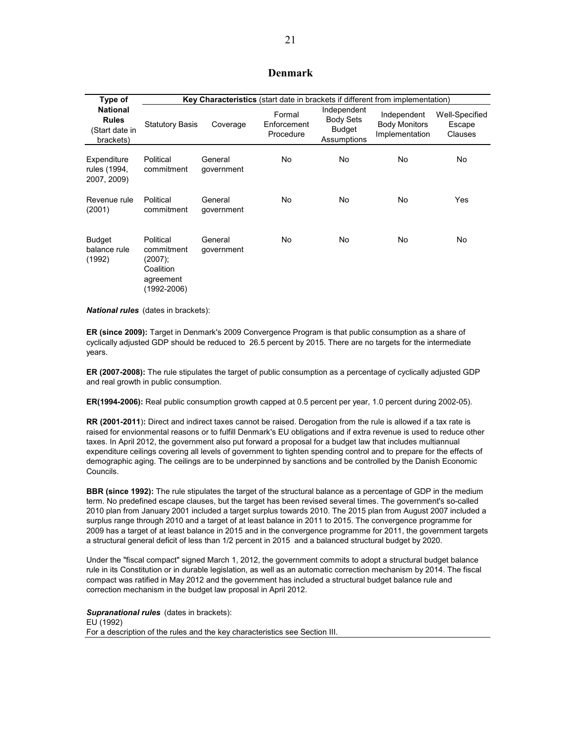## Denmark

| Type of National Rules (Start date in brackets) | Key Characteristics (start date in brackets if different from implementation) | | | | | |
|---|---|---|---|---|---|---|
| | Statutory Basis | Coverage | Formal Enforcement Procedure | Independent Body Sets Budget Assumptions | Independent Body Monitors Implementation | Well-Specified Escape Clauses |
| Expenditure rules (1994, 2007, 2009) | Political commitment | General government | No | No | No | No |
| Revenue rule (2001) | Political commitment | General government | No | No | No | Yes |
| Budget balance rule (1992) | Political commitment (2007); Coalition agreement (1992-2006) | General government | No | No | No | No |

***National rules*** (dates in brackets):

**ER (since 2009):** Target in Denmark's 2009 Convergence Program is that public consumption as a share of cyclically adjusted GDP should be reduced to 26.5 percent by 2015. There are no targets for the intermediate years.

**ER (2007-2008):** The rule stipulates the target of public consumption as a percentage of cyclically adjusted GDP and real growth in public consumption.

**ER(1994-2006):** Real public consumption growth capped at 0.5 percent per year, 1.0 percent during 2002-05).

**RR (2001-2011):** Direct and indirect taxes cannot be raised. Derogation from the rule is allowed if a tax rate is raised for envionmental reasons or to fulfill Denmark's EU obligations and if extra revenue is used to reduce other taxes. In April 2012, the government also put forward a proposal for a budget law that includes multiannual expenditure ceilings covering all levels of government to tighten spending control and to prepare for the effects of demographic aging. The ceilings are to be underpinned by sanctions and be controlled by the Danish Economic Councils.

**BBR (since 1992):** The rule stipulates the target of the structural balance as a percentage of GDP in the medium term. No predefined escape clauses, but the target has been revised several times. The government's so-called 2010 plan from January 2001 included a target surplus towards 2010. The 2015 plan from August 2007 included a surplus range through 2010 and a target of at least balance in 2011 to 2015. The convergence programme for 2009 has a target of at least balance in 2015 and in the convergence programme for 2011, the government targets a structural general deficit of less than 1/2 percent in 2015 and a balanced structural budget by 2020.

Under the "fiscal compact" signed March 1, 2012, the government commits to adopt a structural budget balance rule in its Constitution or in durable legislation, as well as an automatic correction mechanism by 2014. The fiscal compact was ratified in May 2012 and the government has included a structural budget balance rule and correction mechanism in the budget law proposal in April 2012.

***Supranational rules*** (dates in brackets):
EU (1992)
For a description of the rules and the key characteristics see Section III.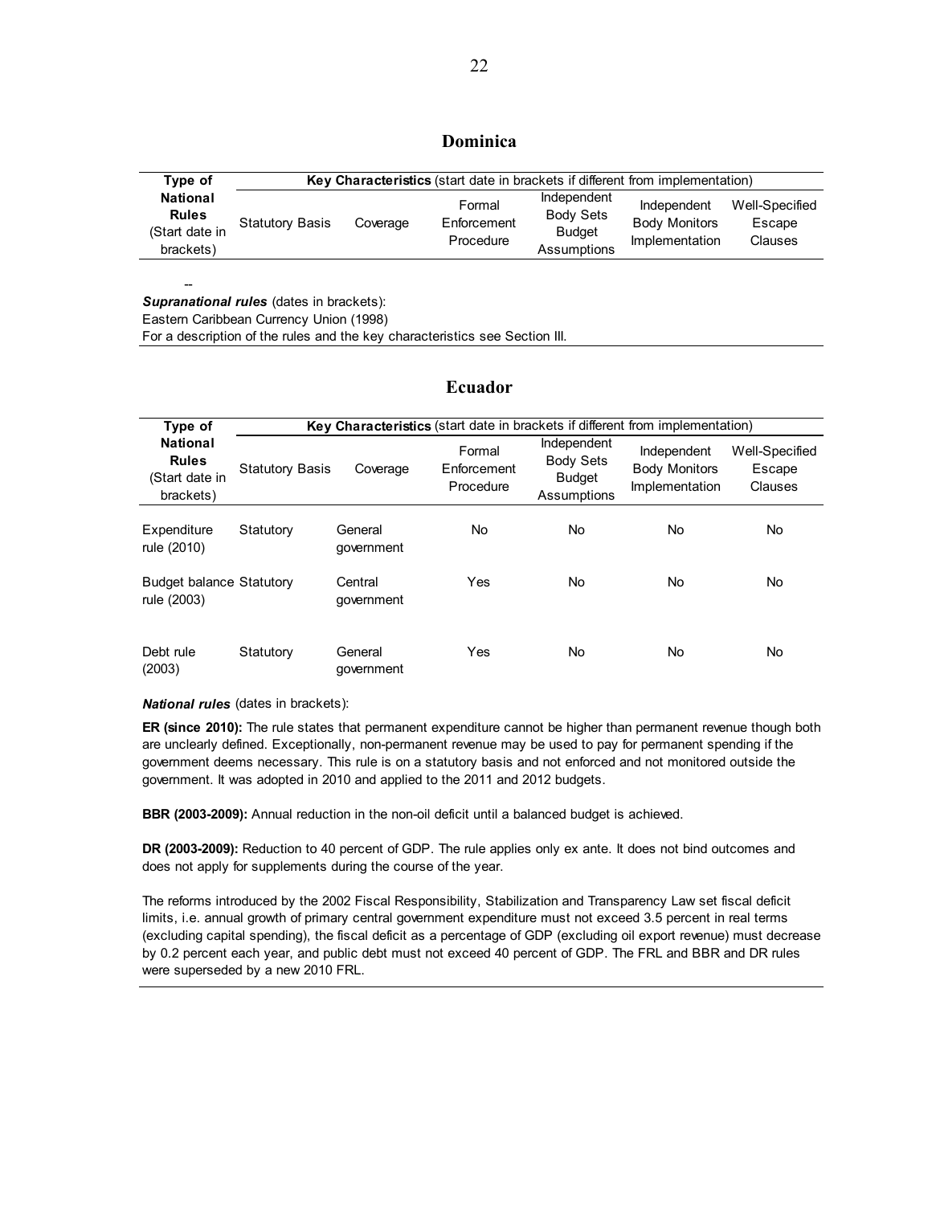## Dominica

| Type of National Rules (Start date in brackets) | Key Characteristics (start date in brackets if different from implementation) | | | | | |
|---|---|---|---|---|---|---|
| | Statutory Basis | Coverage | Formal Enforcement Procedure | Independent Body Sets Budget Assumptions | Independent Body Monitors Implementation | Well-Specified Escape Clauses |
| -- | | | | | | |

***Supranational rules*** (dates in brackets):

Eastern Caribbean Currency Union (1998)

For a description of the rules and the key characteristics see Section III.

## Ecuador

| Type of National Rules (Start date in brackets) | Key Characteristics (start date in brackets if different from implementation) | | | | | |
|---|---|---|---|---|---|---|
| | Statutory Basis | Coverage | Formal Enforcement Procedure | Independent Body Sets Budget Assumptions | Independent Body Monitors Implementation | Well-Specified Escape Clauses |
| Expenditure rule (2010) | Statutory | General government | No | No | No | No |
| Budget balance rule (2003) | Statutory | Central government | Yes | No | No | No |
| Debt rule (2003) | Statutory | General government | Yes | No | No | No |

***National rules*** (dates in brackets):

**ER (since 2010):** The rule states that permanent expenditure cannot be higher than permanent revenue though both are unclearly defined. Exceptionally, non-permanent revenue may be used to pay for permanent spending if the government deems necessary. This rule is on a statutory basis and not enforced and not monitored outside the government. It was adopted in 2010 and applied to the 2011 and 2012 budgets.

**BBR (2003-2009):** Annual reduction in the non-oil deficit until a balanced budget is achieved.

**DR (2003-2009):** Reduction to 40 percent of GDP. The rule applies only ex ante. It does not bind outcomes and does not apply for supplements during the course of the year.

The reforms introduced by the 2002 Fiscal Responsibility, Stabilization and Transparency Law set fiscal deficit limits, i.e. annual growth of primary central government expenditure must not exceed 3.5 percent in real terms (excluding capital spending), the fiscal deficit as a percentage of GDP (excluding oil export revenue) must decrease by 0.2 percent each year, and public debt must not exceed 40 percent of GDP. The FRL and BBR and DR rules were superseded by a new 2010 FRL.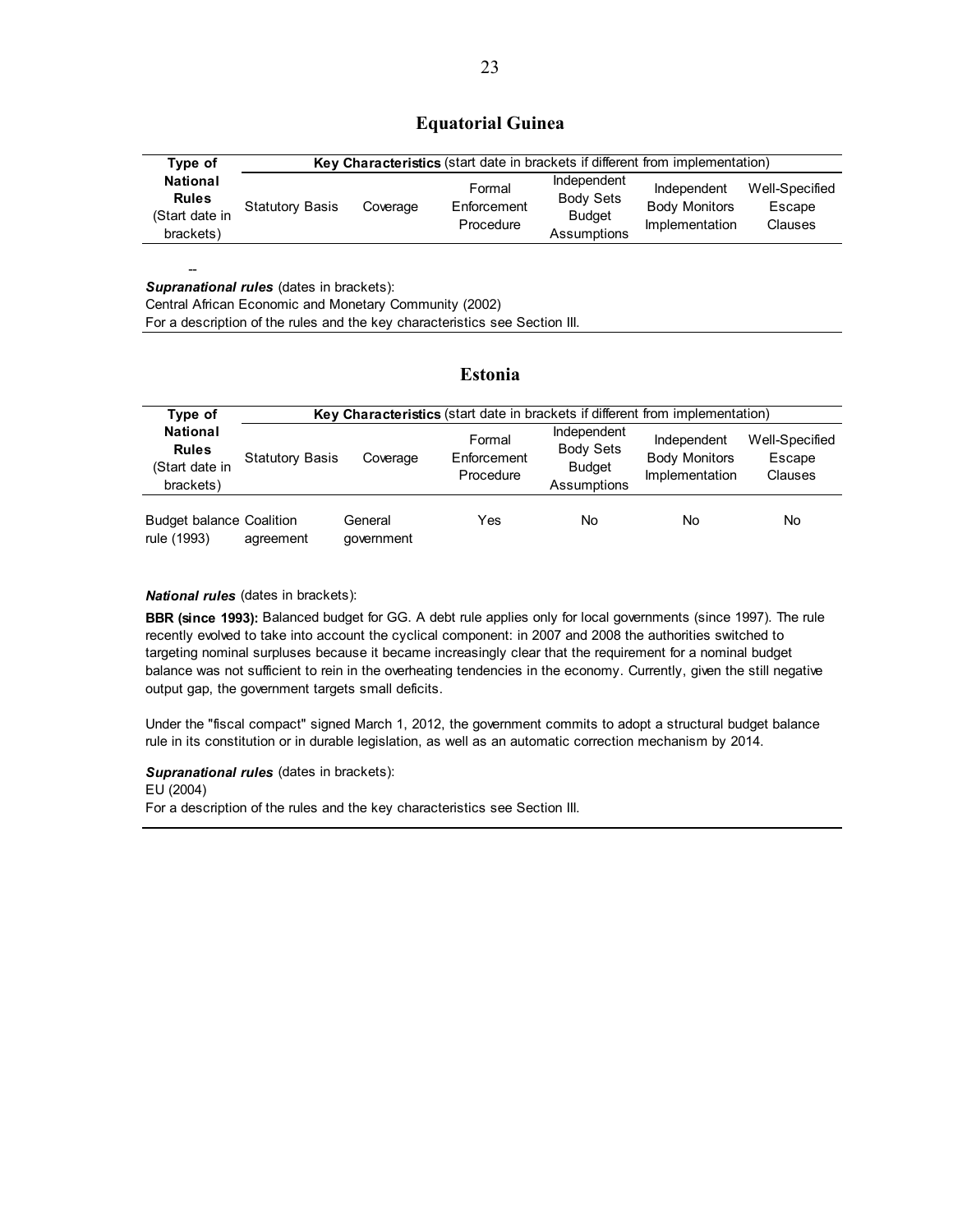## Equatorial Guinea

| Type of National Rules (Start date in brackets) | Key Characteristics (start date in brackets if different from implementation) | | | | | |
|---|---|---|---|---|---|---|
| | Statutory Basis | Coverage | Formal Enforcement Procedure | Independent Body Sets Budget Assumptions | Independent Body Monitors Implementation | Well-Specified Escape Clauses |

--

***Supranational rules*** (dates in brackets):
Central African Economic and Monetary Community (2002)
For a description of the rules and the key characteristics see Section III.

## Estonia

| Type of National Rules (Start date in brackets) | Key Characteristics (start date in brackets if different from implementation) | | | | | |
|---|---|---|---|---|---|---|
| | Statutory Basis | Coverage | Formal Enforcement Procedure | Independent Body Sets Budget Assumptions | Independent Body Monitors Implementation | Well-Specified Escape Clauses |
| Budget balance rule (1993) | Coalition agreement | General government | Yes | No | No | No |

***National rules*** (dates in brackets):

**BBR (since 1993):** Balanced budget for GG. A debt rule applies only for local governments (since 1997). The rule recently evolved to take into account the cyclical component: in 2007 and 2008 the authorities switched to targeting nominal surpluses because it became increasingly clear that the requirement for a nominal budget balance was not sufficient to rein in the overheating tendencies in the economy. Currently, given the still negative output gap, the government targets small deficits.

Under the "fiscal compact" signed March 1, 2012, the government commits to adopt a structural budget balance rule in its constitution or in durable legislation, as well as an automatic correction mechanism by 2014.

***Supranational rules*** (dates in brackets):
EU (2004)
For a description of the rules and the key characteristics see Section III.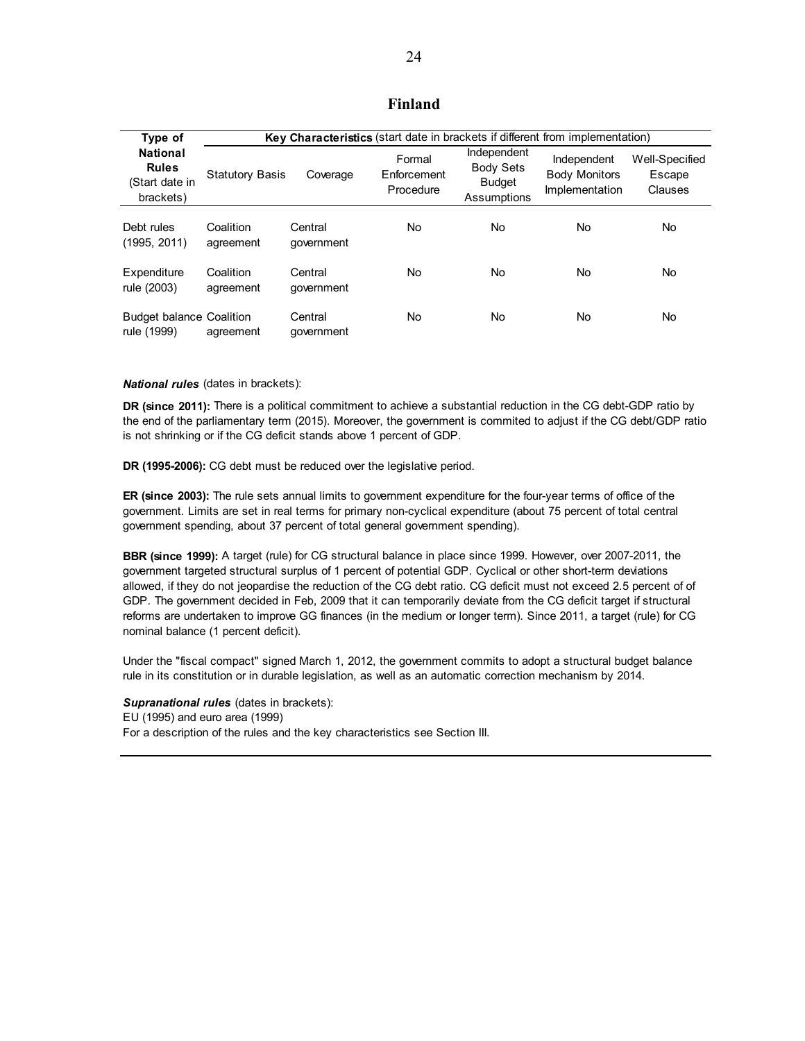# Finland

| Type of National Rules (Start date in brackets) | **Key Characteristics** (start date in brackets if different from implementation) | | | | | |
|---|---|---|---|---|---|---|
| | Statutory Basis | Coverage | Formal Enforcement Procedure | Independent Body Sets Budget Assumptions | Independent Body Monitors Implementation | Well-Specified Escape Clauses |
| Debt rules (1995, 2011) | Coalition agreement | Central government | No | No | No | No |
| Expenditure rule (2003) | Coalition agreement | Central government | No | No | No | No |
| Budget balance rule (1999) | Coalition agreement | Central government | No | No | No | No |

***National rules*** (dates in brackets):

**DR (since 2011):** There is a political commitment to achieve a substantial reduction in the CG debt-GDP ratio by the end of the parliamentary term (2015). Moreover, the government is commited to adjust if the CG debt/GDP ratio is not shrinking or if the CG deficit stands above 1 percent of GDP.

**DR (1995-2006):** CG debt must be reduced over the legislative period.

**ER (since 2003):** The rule sets annual limits to government expenditure for the four-year terms of office of the government. Limits are set in real terms for primary non-cyclical expenditure (about 75 percent of total central government spending, about 37 percent of total general government spending).

**BBR (since 1999):** A target (rule) for CG structural balance in place since 1999. However, over 2007-2011, the government targeted structural surplus of 1 percent of potential GDP. Cyclical or other short-term deviations allowed, if they do not jeopardise the reduction of the CG debt ratio. CG deficit must not exceed 2.5 percent of of GDP. The government decided in Feb, 2009 that it can temporarily deviate from the CG deficit target if structural reforms are undertaken to improve GG finances (in the medium or longer term). Since 2011, a target (rule) for CG nominal balance (1 percent deficit).

Under the "fiscal compact" signed March 1, 2012, the government commits to adopt a structural budget balance rule in its constitution or in durable legislation, as well as an automatic correction mechanism by 2014.

***Supranational rules*** (dates in brackets):
EU (1995) and euro area (1999)
For a description of the rules and the key characteristics see Section III.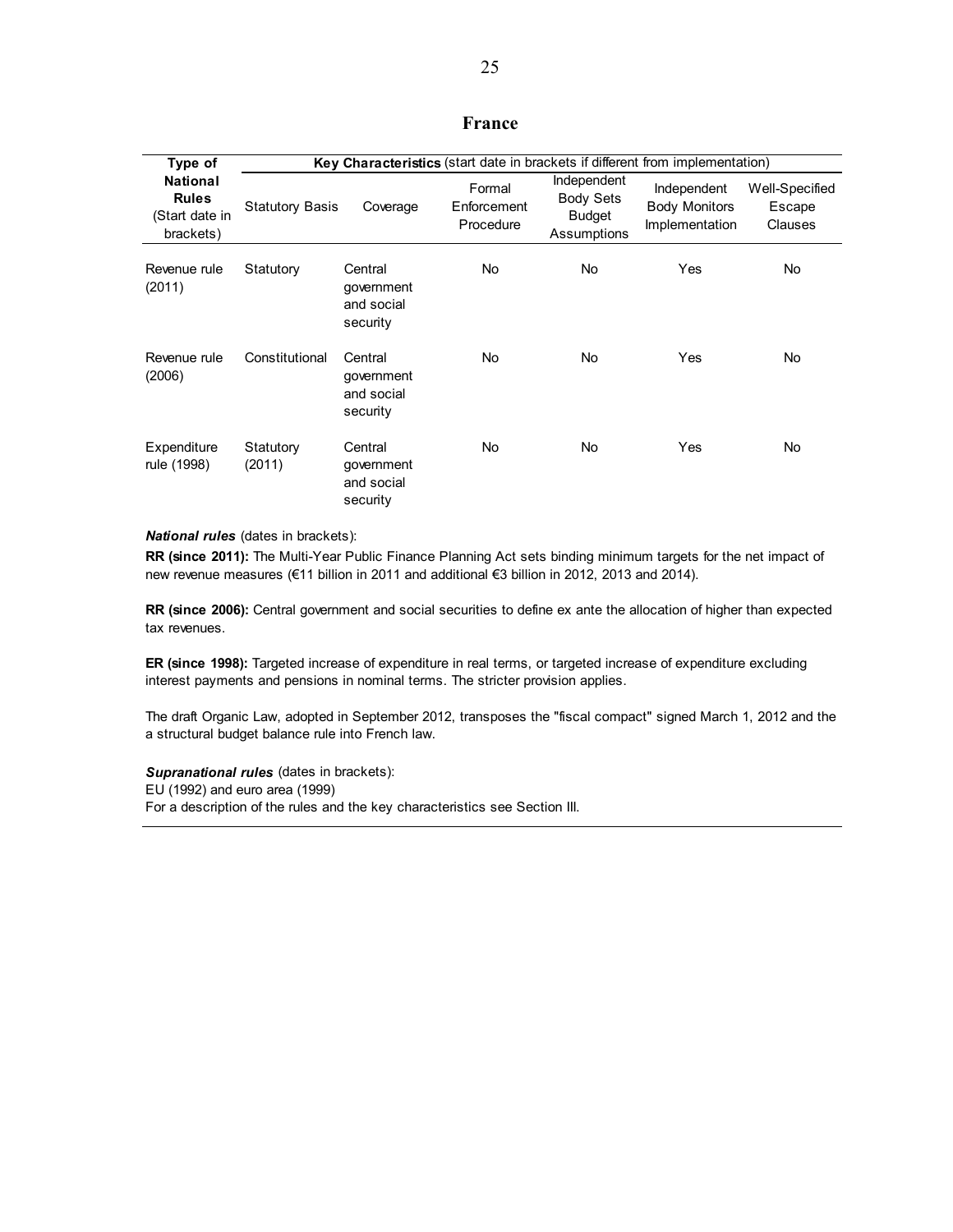## France

| Type of National Rules (Start date in brackets) | Key Characteristics (start date in brackets if different from implementation) | | | | | |
|---|---|---|---|---|---|---|
| | Statutory Basis | Coverage | Formal Enforcement Procedure | Independent Body Sets Budget Assumptions | Independent Body Monitors Implementation | Well-Specified Escape Clauses |
| Revenue rule (2011) | Statutory | Central government and social security | No | No | Yes | No |
| Revenue rule (2006) | Constitutional | Central government and social security | No | No | Yes | No |
| Expenditure rule (1998) | Statutory (2011) | Central government and social security | No | No | Yes | No |

***National rules*** (dates in brackets):

**RR (since 2011):** The Multi-Year Public Finance Planning Act sets binding minimum targets for the net impact of new revenue measures (€11 billion in 2011 and additional €3 billion in 2012, 2013 and 2014).

**RR (since 2006):** Central government and social securities to define ex ante the allocation of higher than expected tax revenues.

**ER (since 1998):** Targeted increase of expenditure in real terms, or targeted increase of expenditure excluding interest payments and pensions in nominal terms. The stricter provision applies.

The draft Organic Law, adopted in September 2012, transposes the "fiscal compact" signed March 1, 2012 and the a structural budget balance rule into French law.

***Supranational rules*** (dates in brackets):
EU (1992) and euro area (1999)
For a description of the rules and the key characteristics see Section III.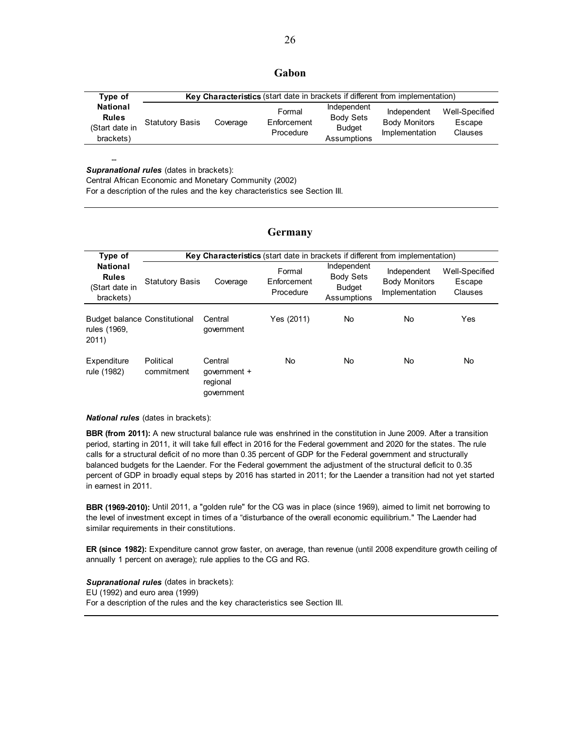## Gabon

| Type of National Rules (Start date in brackets) | Key Characteristics (start date in brackets if different from implementation) | | | | | |
|---|---|---|---|---|---|---|
| | Statutory Basis | Coverage | Formal Enforcement Procedure | Independent Body Sets Budget Assumptions | Independent Body Monitors Implementation | Well-Specified Escape Clauses |

--

***Supranational rules*** (dates in brackets):

Central African Economic and Monetary Community (2002)

For a description of the rules and the key characteristics see Section III.

## Germany

| Type of National Rules (Start date in brackets) | Key Characteristics (start date in brackets if different from implementation) | | | | | |
|---|---|---|---|---|---|---|
| | Statutory Basis | Coverage | Formal Enforcement Procedure | Independent Body Sets Budget Assumptions | Independent Body Monitors Implementation | Well-Specified Escape Clauses |
| Budget balance rules (1969, 2011) | Constitutional | Central government | Yes (2011) | No | No | Yes |
| Expenditure rule (1982) | Political commitment | Central government + regional government | No | No | No | No |

***National rules*** (dates in brackets):

**BBR (from 2011):** A new structural balance rule was enshrined in the constitution in June 2009. After a transition period, starting in 2011, it will take full effect in 2016 for the Federal government and 2020 for the states. The rule calls for a structural deficit of no more than 0.35 percent of GDP for the Federal government and structurally balanced budgets for the Laender. For the Federal government the adjustment of the structural deficit to 0.35 percent of GDP in broadly equal steps by 2016 has started in 2011; for the Laender a transition had not yet started in earnest in 2011.

**BBR (1969-2010):** Until 2011, a "golden rule" for the CG was in place (since 1969), aimed to limit net borrowing to the level of investment except in times of a "disturbance of the overall economic equilibrium." The Laender had similar requirements in their constitutions.

**ER (since 1982):** Expenditure cannot grow faster, on average, than revenue (until 2008 expenditure growth ceiling of annually 1 percent on average); rule applies to the CG and RG.

***Supranational rules*** (dates in brackets):

EU (1992) and euro area (1999)

For a description of the rules and the key characteristics see Section III.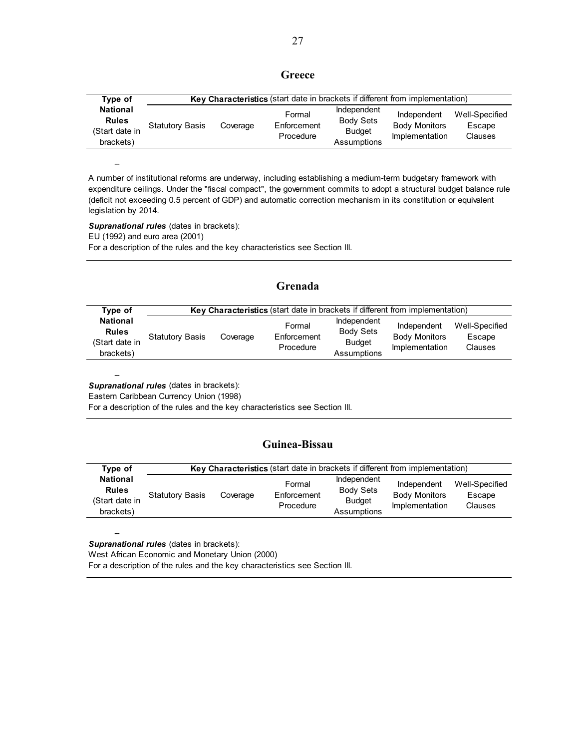## Greece

| Type of National Rules (Start date in brackets) | Key Characteristics (start date in brackets if different from implementation) | | | | | |
|---|---|---|---|---|---|---|
| | Statutory Basis | Coverage | Formal Enforcement Procedure | Independent Body Sets Budget Assumptions | Independent Body Monitors Implementation | Well-Specified Escape Clauses |
| -- | | | | | | |

A number of institutional reforms are underway, including establishing a medium-term budgetary framework with expenditure ceilings. Under the "fiscal compact", the government commits to adopt a structural budget balance rule (deficit not exceeding 0.5 percent of GDP) and automatic correction mechanism in its constitution or equivalent legislation by 2014.

***Supranational rules*** (dates in brackets):
EU (1992) and euro area (2001)
For a description of the rules and the key characteristics see Section III.

## Grenada

| Type of National Rules (Start date in brackets) | Key Characteristics (start date in brackets if different from implementation) | | | | | |
|---|---|---|---|---|---|---|
| | Statutory Basis | Coverage | Formal Enforcement Procedure | Independent Body Sets Budget Assumptions | Independent Body Monitors Implementation | Well-Specified Escape Clauses |
| -- | | | | | | |

***Supranational rules*** (dates in brackets):
Eastern Caribbean Currency Union (1998)
For a description of the rules and the key characteristics see Section III.

## Guinea-Bissau

| Type of National Rules (Start date in brackets) | Key Characteristics (start date in brackets if different from implementation) | | | | | |
|---|---|---|---|---|---|---|
| | Statutory Basis | Coverage | Formal Enforcement Procedure | Independent Body Sets Budget Assumptions | Independent Body Monitors Implementation | Well-Specified Escape Clauses |
| -- | | | | | | |

***Supranational rules*** (dates in brackets):
West African Economic and Monetary Union (2000)
For a description of the rules and the key characteristics see Section III.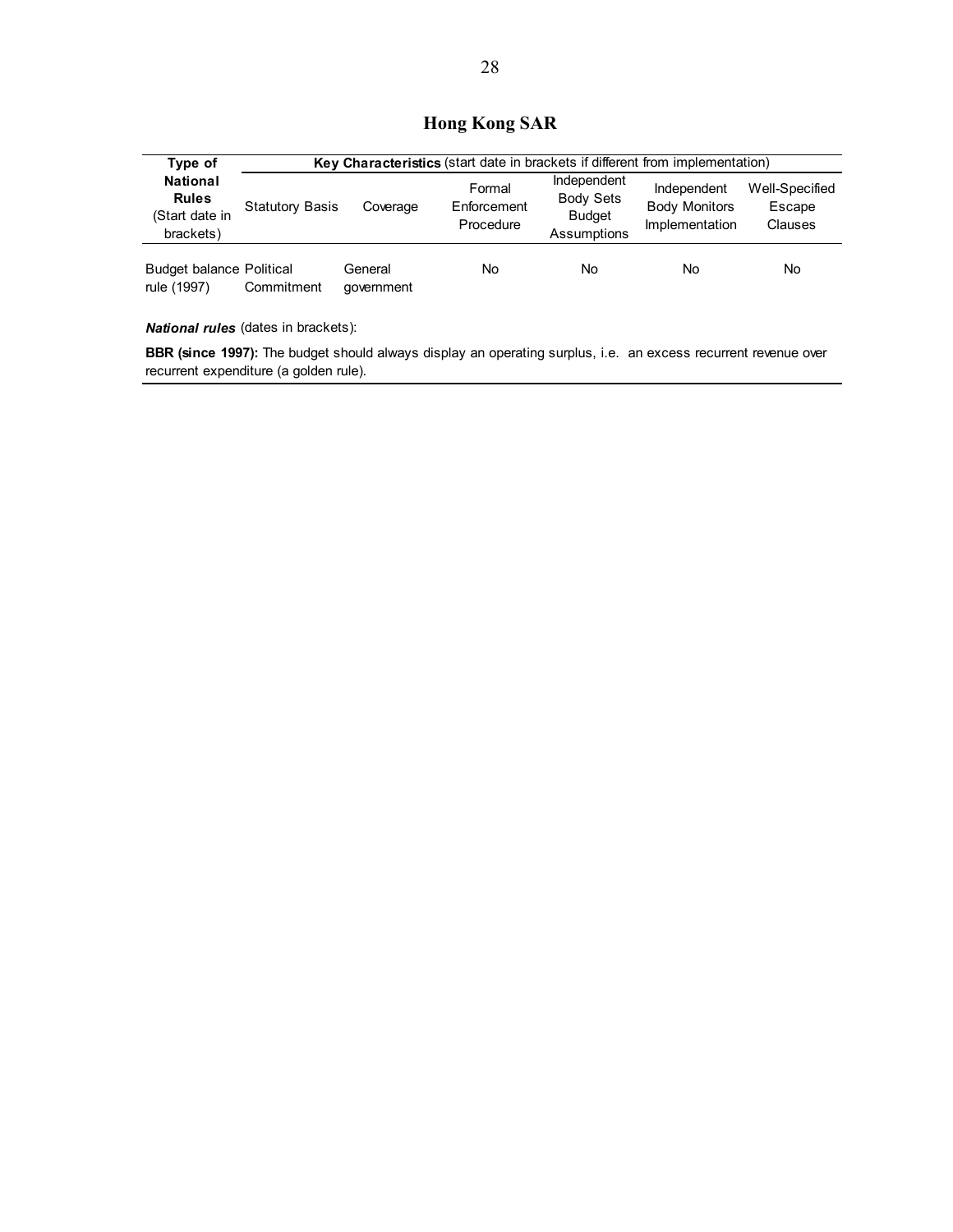## Hong Kong SAR

| Type of National Rules (Start date in brackets) | **Key Characteristics** (start date in brackets if different from implementation) | | | | | |
|---|---|---|---|---|---|---|
| | Statutory Basis | Coverage | Formal Enforcement Procedure | Independent Body Sets Budget Assumptions | Independent Body Monitors Implementation | Well-Specified Escape Clauses |
| Budget balance rule (1997) | Political Commitment | General government | No | No | No | No |

***National rules*** (dates in brackets):

**BBR (since 1997):** The budget should always display an operating surplus, i.e. an excess recurrent revenue over recurrent expenditure (a golden rule).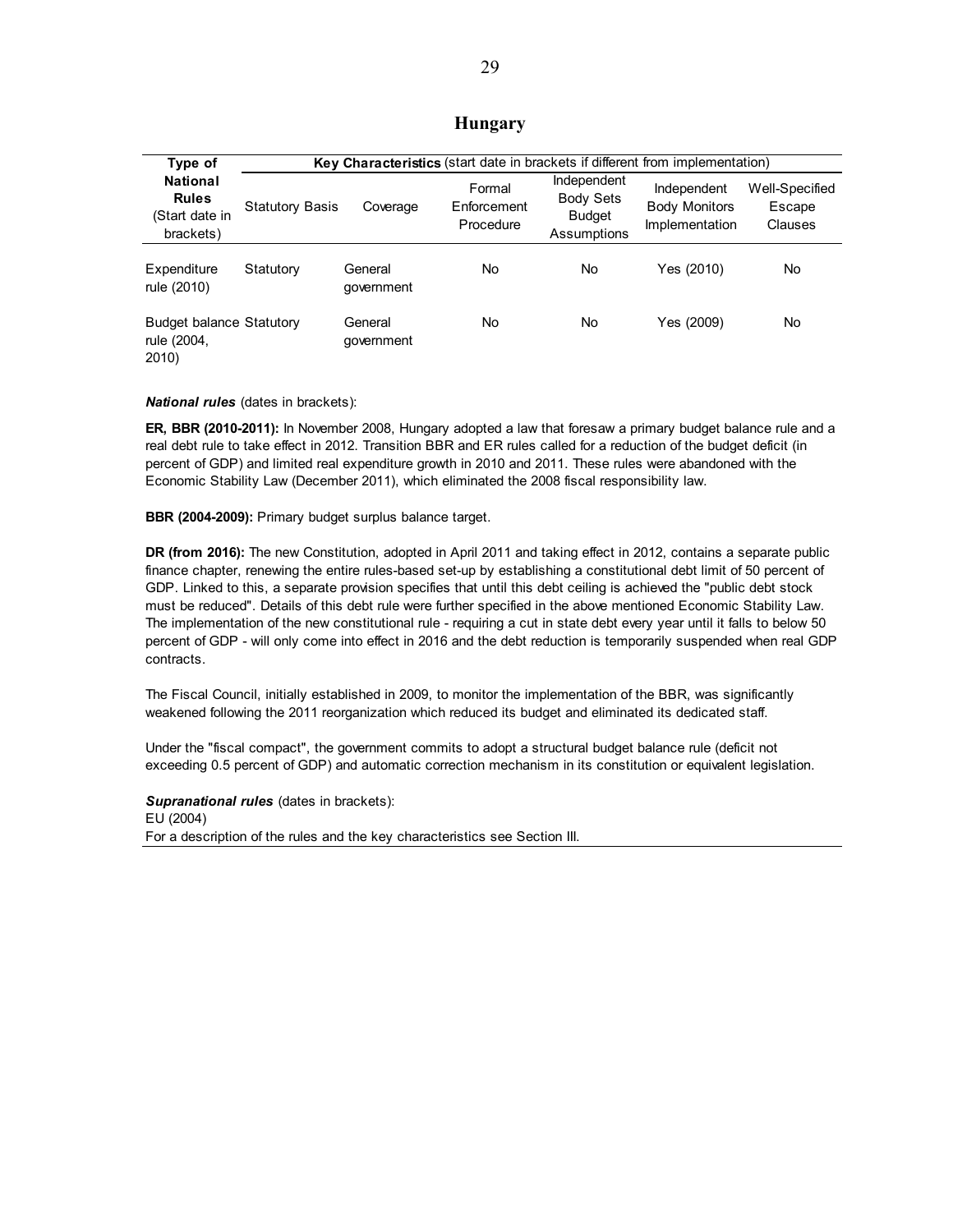## Hungary

| Type of National Rules (Start date in brackets) | Key Characteristics (start date in brackets if different from implementation) | | | | | |
|---|---|---|---|---|---|---|
| | Statutory Basis | Coverage | Formal Enforcement Procedure | Independent Body Sets Budget Assumptions | Independent Body Monitors Implementation | Well-Specified Escape Clauses |
| Expenditure rule (2010) | Statutory | General government | No | No | Yes (2010) | No |
| Budget balance rule (2004, 2010) | Statutory | General government | No | No | Yes (2009) | No |

***National rules*** (dates in brackets):

**ER, BBR (2010-2011):** In November 2008, Hungary adopted a law that foresaw a primary budget balance rule and a real debt rule to take effect in 2012. Transition BBR and ER rules called for a reduction of the budget deficit (in percent of GDP) and limited real expenditure growth in 2010 and 2011. These rules were abandoned with the Economic Stability Law (December 2011), which eliminated the 2008 fiscal responsibility law.

**BBR (2004-2009):** Primary budget surplus balance target.

**DR (from 2016):** The new Constitution, adopted in April 2011 and taking effect in 2012, contains a separate public finance chapter, renewing the entire rules-based set-up by establishing a constitutional debt limit of 50 percent of GDP. Linked to this, a separate provision specifies that until this debt ceiling is achieved the "public debt stock must be reduced". Details of this debt rule were further specified in the above mentioned Economic Stability Law. The implementation of the new constitutional rule - requiring a cut in state debt every year until it falls to below 50 percent of GDP - will only come into effect in 2016 and the debt reduction is temporarily suspended when real GDP contracts.

The Fiscal Council, initially established in 2009, to monitor the implementation of the BBR, was significantly weakened following the 2011 reorganization which reduced its budget and eliminated its dedicated staff.

Under the "fiscal compact", the government commits to adopt a structural budget balance rule (deficit not exceeding 0.5 percent of GDP) and automatic correction mechanism in its constitution or equivalent legislation.

***Supranational rules*** (dates in brackets):
EU (2004)
For a description of the rules and the key characteristics see Section III.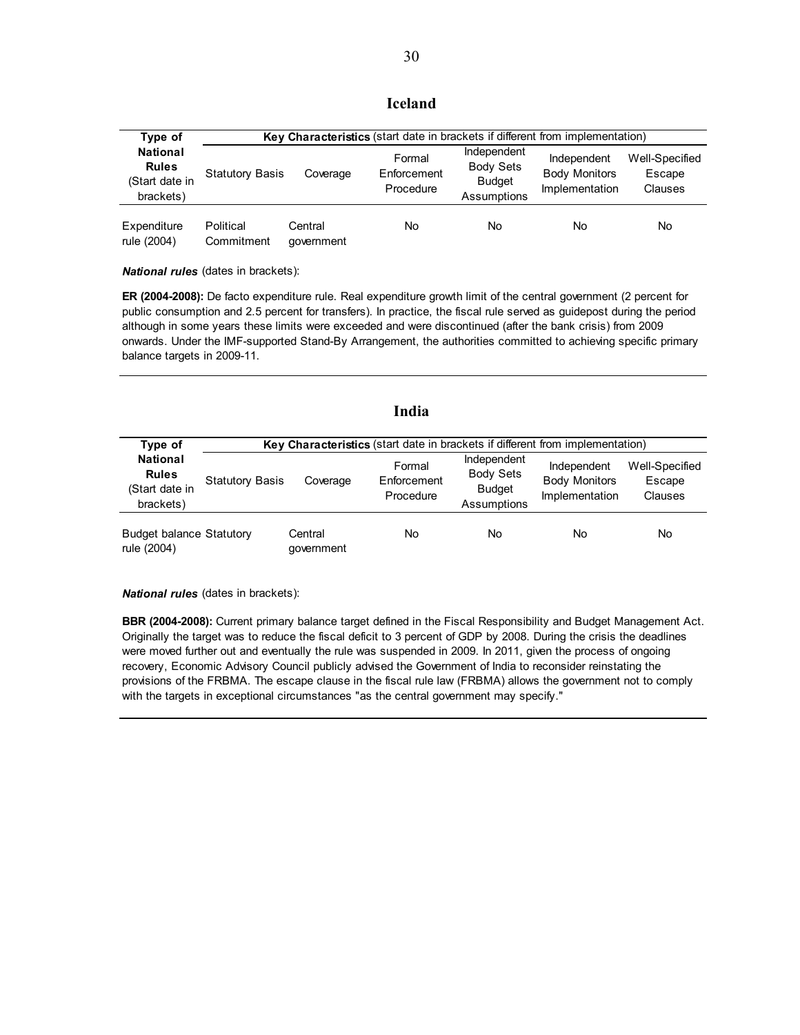## Iceland

| Type of National Rules (Start date in brackets) | Key Characteristics (start date in brackets if different from implementation) | | | | | |
|---|---|---|---|---|---|---|
| | Statutory Basis | Coverage | Formal Enforcement Procedure | Independent Body Sets Budget Assumptions | Independent Body Monitors Implementation | Well-Specified Escape Clauses |
| Expenditure rule (2004) | Political Commitment | Central government | No | No | No | No |

***National rules*** (dates in brackets):

**ER (2004-2008):** De facto expenditure rule. Real expenditure growth limit of the central government (2 percent for public consumption and 2.5 percent for transfers). In practice, the fiscal rule served as guidepost during the period although in some years these limits were exceeded and were discontinued (after the bank crisis) from 2009 onwards. Under the IMF-supported Stand-By Arrangement, the authorities committed to achieving specific primary balance targets in 2009-11.

## India

| Type of National Rules (Start date in brackets) | Key Characteristics (start date in brackets if different from implementation) | | | | | |
|---|---|---|---|---|---|---|
| | Statutory Basis | Coverage | Formal Enforcement Procedure | Independent Body Sets Budget Assumptions | Independent Body Monitors Implementation | Well-Specified Escape Clauses |
| Budget balance rule (2004) | Statutory | Central government | No | No | No | No |

***National rules*** (dates in brackets):

**BBR (2004-2008):** Current primary balance target defined in the Fiscal Responsibility and Budget Management Act. Originally the target was to reduce the fiscal deficit to 3 percent of GDP by 2008. During the crisis the deadlines were moved further out and eventually the rule was suspended in 2009. In 2011, given the process of ongoing recovery, Economic Advisory Council publicly advised the Government of India to reconsider reinstating the provisions of the FRBMA. The escape clause in the fiscal rule law (FRBMA) allows the government not to comply with the targets in exceptional circumstances "as the central government may specify."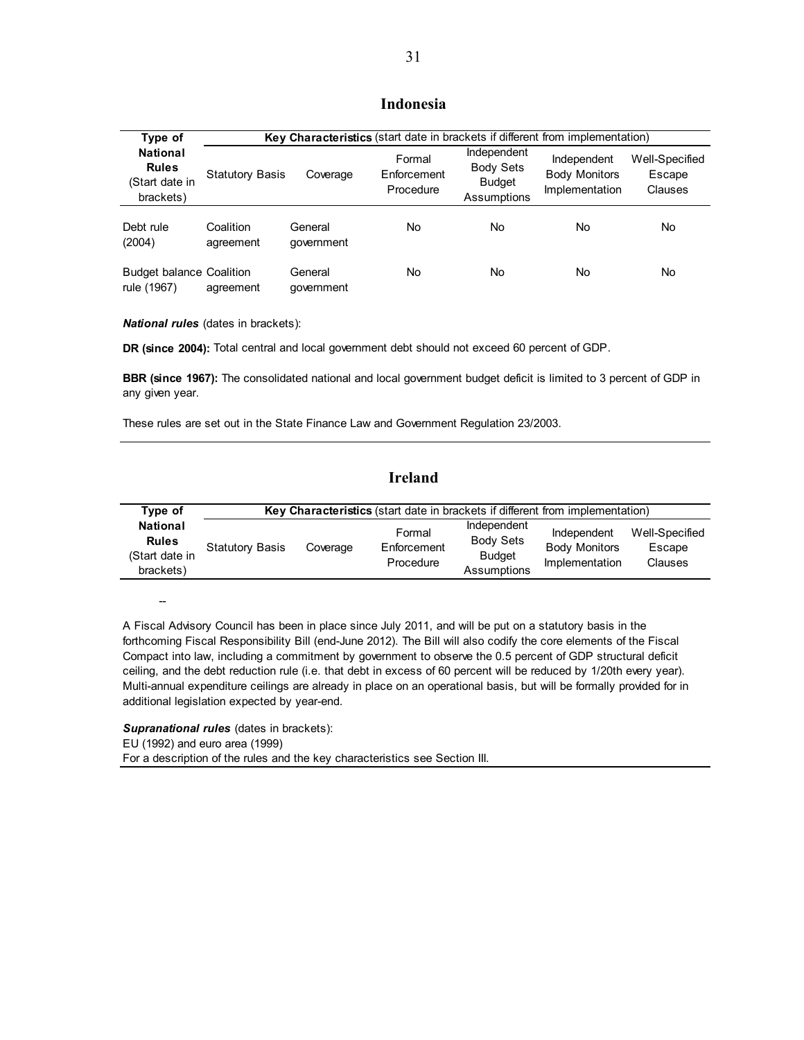## Indonesia

| Type of National Rules (Start date in brackets) | Key Characteristics (start date in brackets if different from implementation) | | | | | |
|---|---|---|---|---|---|---|
| | Statutory Basis | Coverage | Formal Enforcement Procedure | Independent Body Sets Budget Assumptions | Independent Body Monitors Implementation | Well-Specified Escape Clauses |
| Debt rule (2004) | Coalition agreement | General government | No | No | No | No |
| Budget balance rule (1967) | Coalition agreement | General government | No | No | No | No |

***National rules*** (dates in brackets):

**DR (since 2004):** Total central and local government debt should not exceed 60 percent of GDP.

**BBR (since 1967):** The consolidated national and local government budget deficit is limited to 3 percent of GDP in any given year.

These rules are set out in the State Finance Law and Government Regulation 23/2003.

## Ireland

| Type of National Rules (Start date in brackets) | Key Characteristics (start date in brackets if different from implementation) | | | | | |
|---|---|---|---|---|---|---|
| | Statutory Basis | Coverage | Formal Enforcement Procedure | Independent Body Sets Budget Assumptions | Independent Body Monitors Implementation | Well-Specified Escape Clauses |
| -- | | | | | | |

A Fiscal Advisory Council has been in place since July 2011, and will be put on a statutory basis in the forthcoming Fiscal Responsibility Bill (end-June 2012). The Bill will also codify the core elements of the Fiscal Compact into law, including a commitment by government to observe the 0.5 percent of GDP structural deficit ceiling, and the debt reduction rule (i.e. that debt in excess of 60 percent will be reduced by 1/20th every year). Multi-annual expenditure ceilings are already in place on an operational basis, but will be formally provided for in additional legislation expected by year-end.

***Supranational rules*** (dates in brackets):
EU (1992) and euro area (1999)
For a description of the rules and the key characteristics see Section III.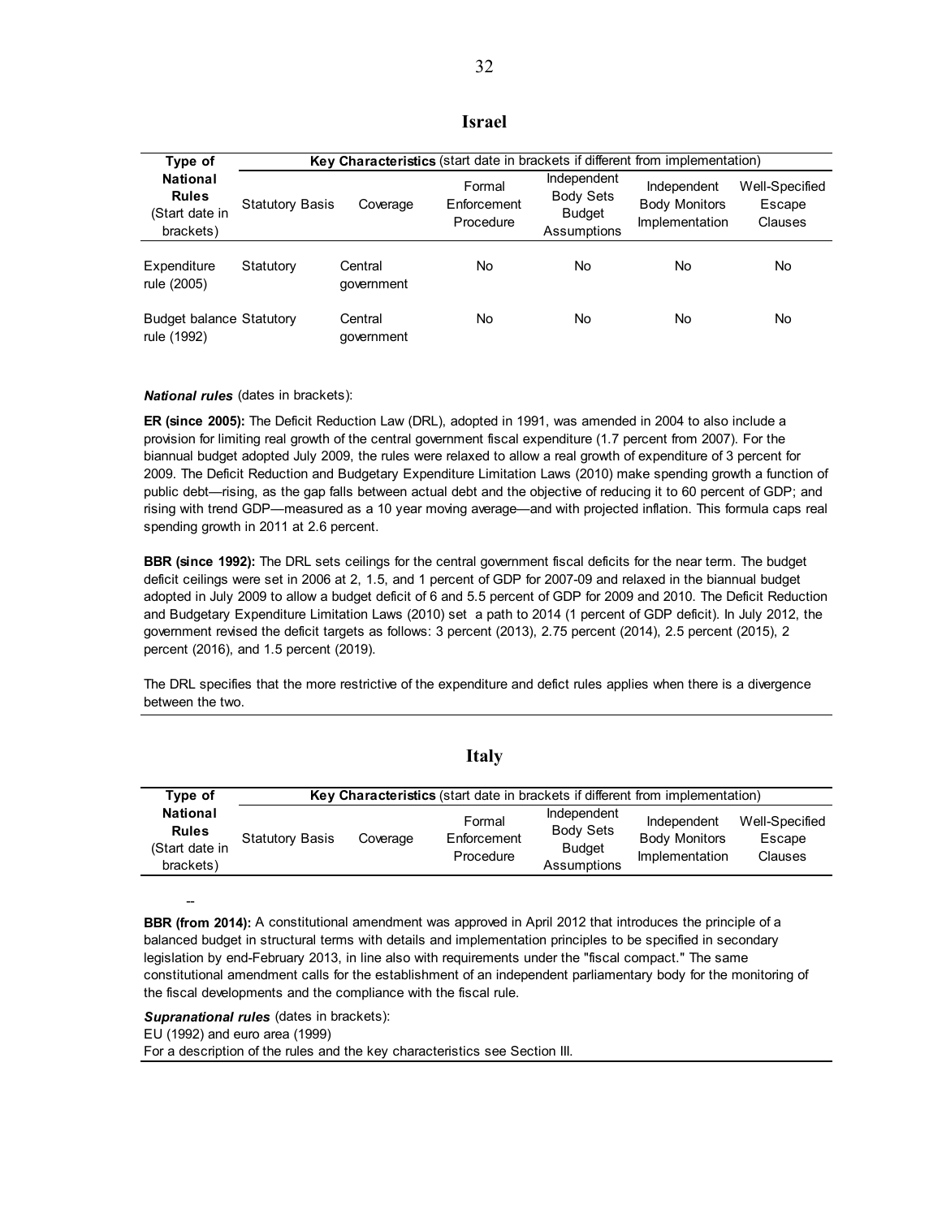## Israel

| Type of National Rules (Start date in brackets) | **Key Characteristics** (start date in brackets if different from implementation) | | | | | |
|---|---|---|---|---|---|---|
| | Statutory Basis | Coverage | Formal Enforcement Procedure | Independent Body Sets Budget Assumptions | Independent Body Monitors Implementation | Well-Specified Escape Clauses |
| Expenditure rule (2005) | Statutory | Central government | No | No | No | No |
| Budget balance rule (1992) | Statutory | Central government | No | No | No | No |

***National rules*** (dates in brackets):

**ER (since 2005):** The Deficit Reduction Law (DRL), adopted in 1991, was amended in 2004 to also include a provision for limiting real growth of the central government fiscal expenditure (1.7 percent from 2007). For the biannual budget adopted July 2009, the rules were relaxed to allow a real growth of expenditure of 3 percent for 2009. The Deficit Reduction and Budgetary Expenditure Limitation Laws (2010) make spending growth a function of public debt—rising, as the gap falls between actual debt and the objective of reducing it to 60 percent of GDP; and rising with trend GDP—measured as a 10 year moving average—and with projected inflation. This formula caps real spending growth in 2011 at 2.6 percent.

**BBR (since 1992):** The DRL sets ceilings for the central government fiscal deficits for the near term. The budget deficit ceilings were set in 2006 at 2, 1.5, and 1 percent of GDP for 2007-09 and relaxed in the biannual budget adopted in July 2009 to allow a budget deficit of 6 and 5.5 percent of GDP for 2009 and 2010. The Deficit Reduction and Budgetary Expenditure Limitation Laws (2010) set a path to 2014 (1 percent of GDP deficit). In July 2012, the government revised the deficit targets as follows: 3 percent (2013), 2.75 percent (2014), 2.5 percent (2015), 2 percent (2016), and 1.5 percent (2019).

The DRL specifies that the more restrictive of the expenditure and defict rules applies when there is a divergence between the two.

## Italy

| Type of National Rules (Start date in brackets) | **Key Characteristics** (start date in brackets if different from implementation) | | | | | |
|---|---|---|---|---|---|---|
| | Statutory Basis | Coverage | Formal Enforcement Procedure | Independent Body Sets Budget Assumptions | Independent Body Monitors Implementation | Well-Specified Escape Clauses |
| -- | | | | | | |

**BBR (from 2014):** A constitutional amendment was approved in April 2012 that introduces the principle of a balanced budget in structural terms with details and implementation principles to be specified in secondary legislation by end-February 2013, in line also with requirements under the "fiscal compact." The same constitutional amendment calls for the establishment of an independent parliamentary body for the monitoring of the fiscal developments and the compliance with the fiscal rule.

***Supranational rules*** (dates in brackets):
EU (1992) and euro area (1999)
For a description of the rules and the key characteristics see Section III.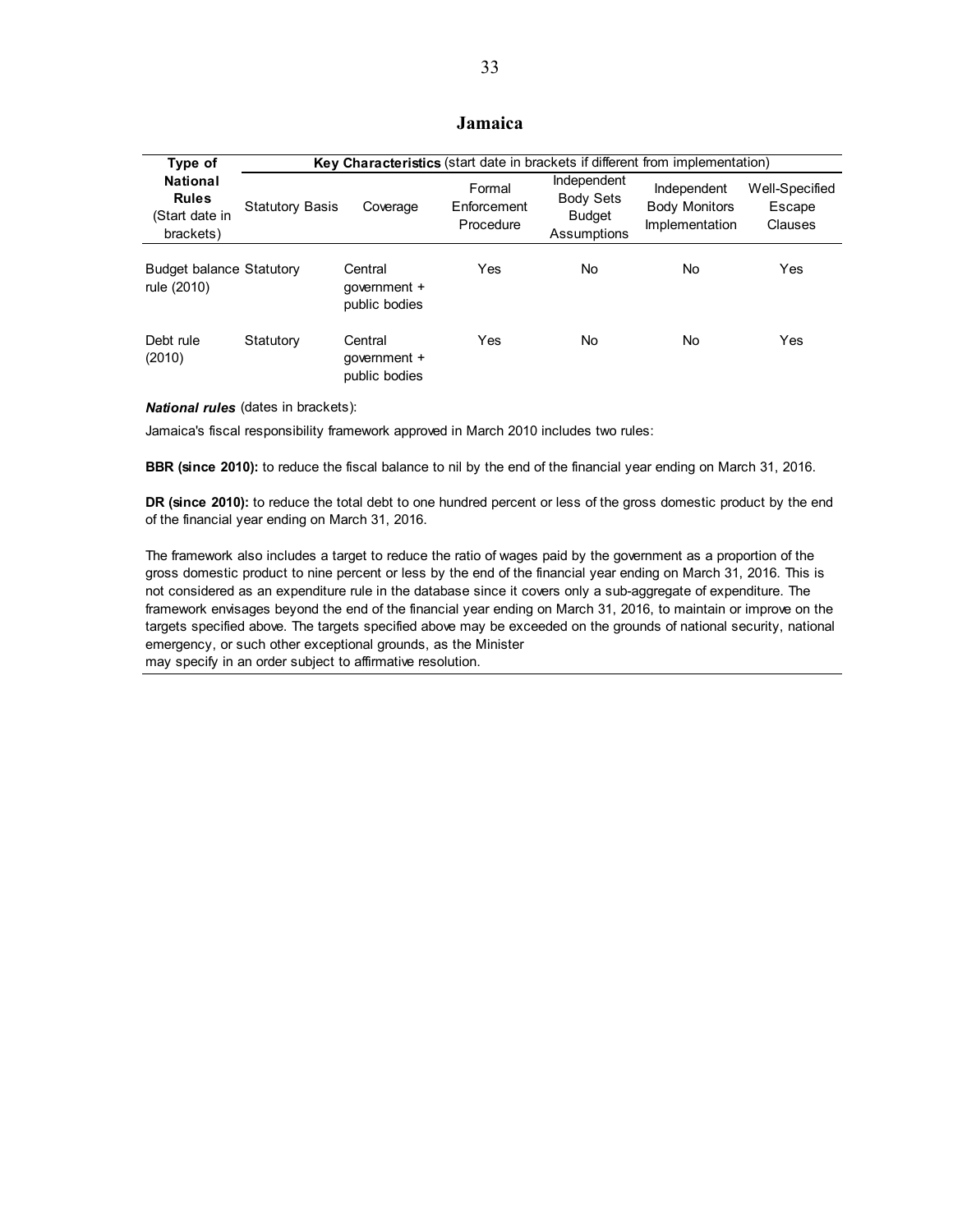## Jamaica

| Type of National Rules (Start date in brackets) | Key Characteristics (start date in brackets if different from implementation) | | | | | |
|---|---|---|---|---|---|---|
| | Statutory Basis | Coverage | Formal Enforcement Procedure | Independent Body Sets Budget Assumptions | Independent Body Monitors Implementation | Well-Specified Escape Clauses |
| Budget balance rule (2010) | Statutory | Central government + public bodies | Yes | No | No | Yes |
| Debt rule (2010) | Statutory | Central government + public bodies | Yes | No | No | Yes |

***National rules*** (dates in brackets):

Jamaica's fiscal responsibility framework approved in March 2010 includes two rules:

**BBR (since 2010):** to reduce the fiscal balance to nil by the end of the financial year ending on March 31, 2016.

**DR (since 2010):** to reduce the total debt to one hundred percent or less of the gross domestic product by the end of the financial year ending on March 31, 2016.

The framework also includes a target to reduce the ratio of wages paid by the government as a proportion of the gross domestic product to nine percent or less by the end of the financial year ending on March 31, 2016. This is not considered as an expenditure rule in the database since it covers only a sub-aggregate of expenditure. The framework envisages beyond the end of the financial year ending on March 31, 2016, to maintain or improve on the targets specified above. The targets specified above may be exceeded on the grounds of national security, national emergency, or such other exceptional grounds, as the Minister may specify in an order subject to affirmative resolution.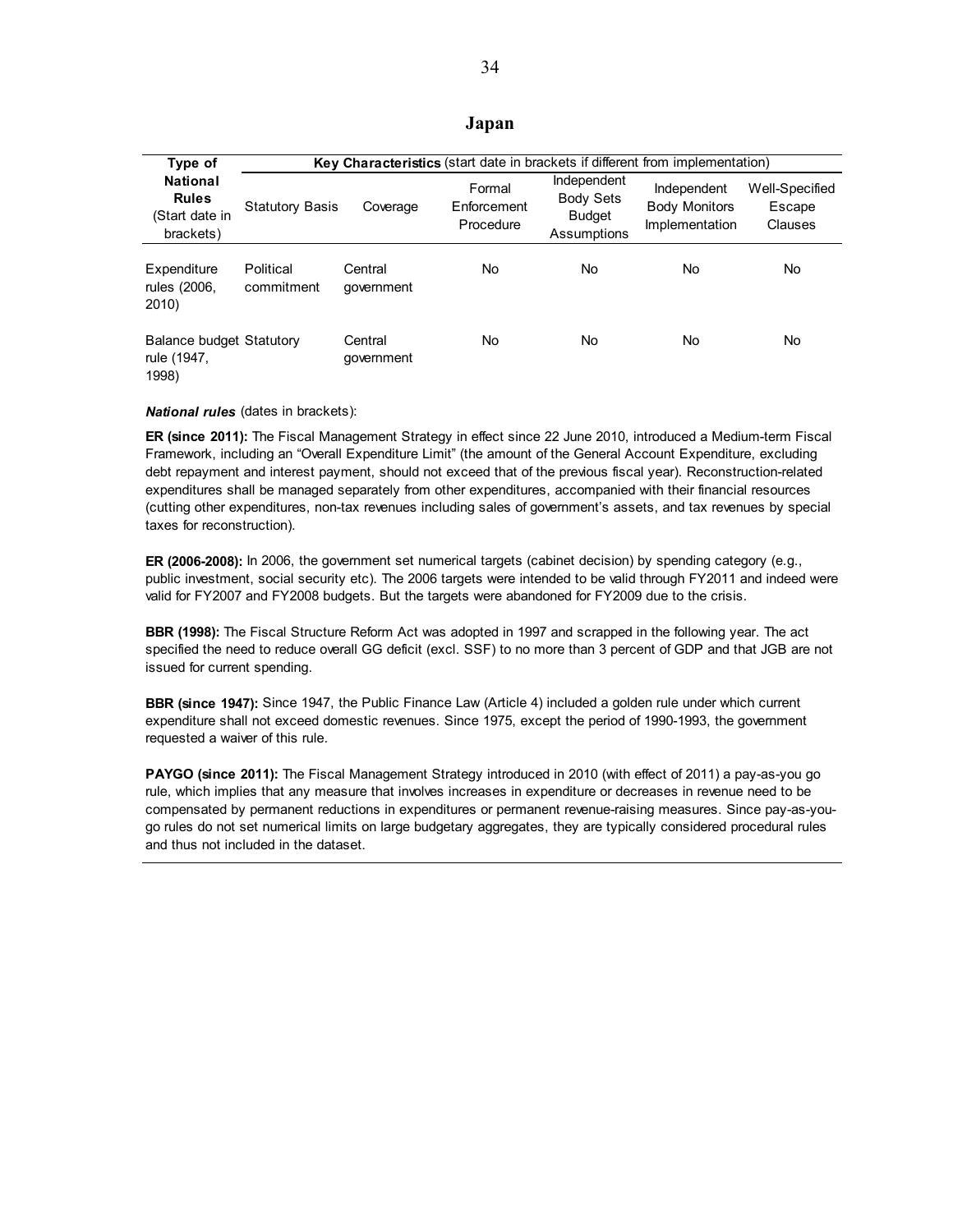## Japan

| Type of National Rules (Start date in brackets) | Key Characteristics (start date in brackets if different from implementation) | | | | | |
|---|---|---|---|---|---|---|
| | Statutory Basis | Coverage | Formal Enforcement Procedure | Independent Body Sets Budget Assumptions | Independent Body Monitors Implementation | Well-Specified Escape Clauses |
| Expenditure rules (2006, 2010) | Political commitment | Central government | No | No | No | No |
| Balance budget rule (1947, 1998) | Statutory | Central government | No | No | No | No |

***National rules*** (dates in brackets):

**ER (since 2011):** The Fiscal Management Strategy in effect since 22 June 2010, introduced a Medium-term Fiscal Framework, including an "Overall Expenditure Limit" (the amount of the General Account Expenditure, excluding debt repayment and interest payment, should not exceed that of the previous fiscal year). Reconstruction-related expenditures shall be managed separately from other expenditures, accompanied with their financial resources (cutting other expenditures, non-tax revenues including sales of government's assets, and tax revenues by special taxes for reconstruction).

**ER (2006-2008):** In 2006, the government set numerical targets (cabinet decision) by spending category (e.g., public investment, social security etc). The 2006 targets were intended to be valid through FY2011 and indeed were valid for FY2007 and FY2008 budgets. But the targets were abandoned for FY2009 due to the crisis.

**BBR (1998):** The Fiscal Structure Reform Act was adopted in 1997 and scrapped in the following year. The act specified the need to reduce overall GG deficit (excl. SSF) to no more than 3 percent of GDP and that JGB are not issued for current spending.

**BBR (since 1947):** Since 1947, the Public Finance Law (Article 4) included a golden rule under which current expenditure shall not exceed domestic revenues. Since 1975, except the period of 1990-1993, the government requested a waiver of this rule.

**PAYGO (since 2011):** The Fiscal Management Strategy introduced in 2010 (with effect of 2011) a pay-as-you go rule, which implies that any measure that involves increases in expenditure or decreases in revenue need to be compensated by permanent reductions in expenditures or permanent revenue-raising measures. Since pay-as-you-go rules do not set numerical limits on large budgetary aggregates, they are typically considered procedural rules and thus not included in the dataset.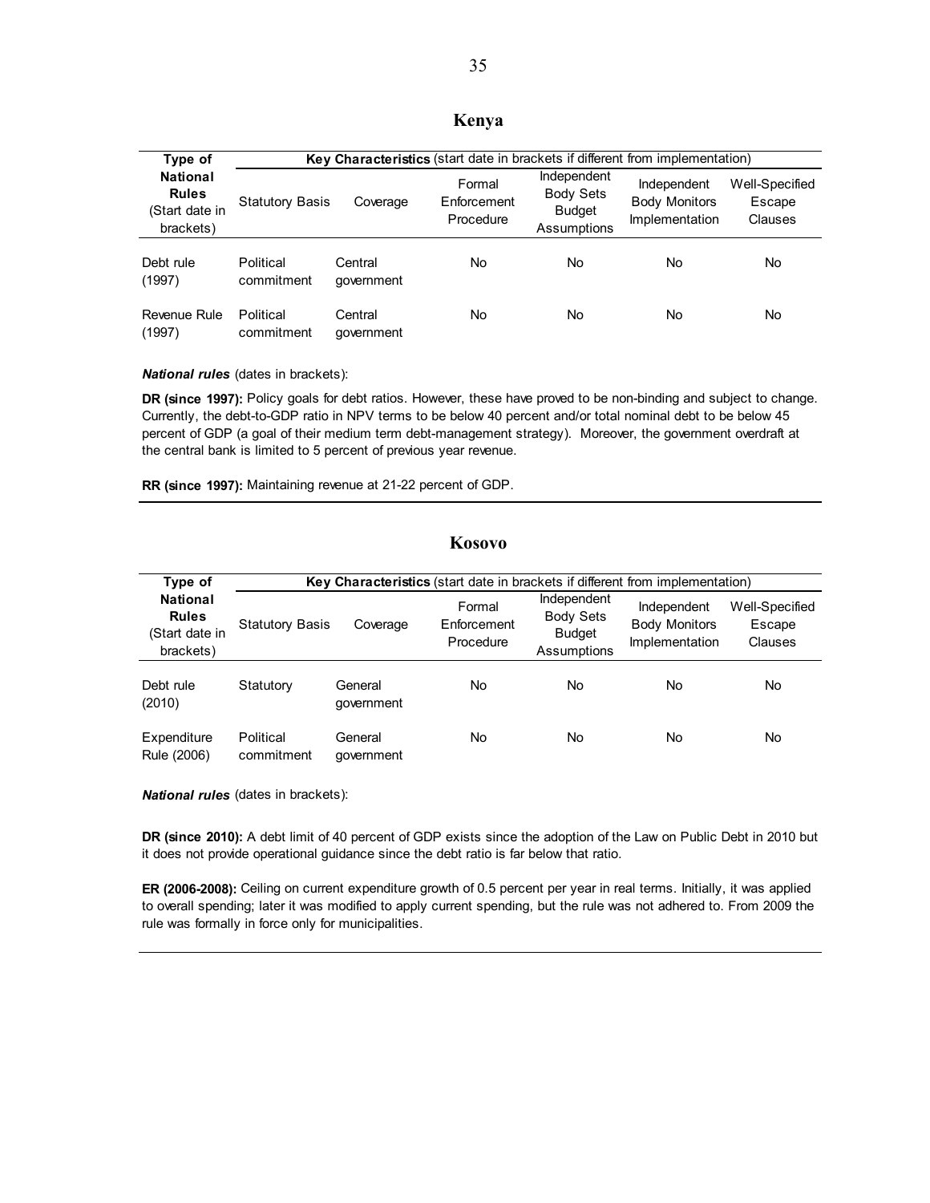## Kenya

| Type of National Rules (Start date in brackets) | Key Characteristics (start date in brackets if different from implementation) | | | | | |
|---|---|---|---|---|---|---|
| | Statutory Basis | Coverage | Formal Enforcement Procedure | Independent Body Sets Budget Assumptions | Independent Body Monitors Implementation | Well-Specified Escape Clauses |
| Debt rule (1997) | Political commitment | Central government | No | No | No | No |
| Revenue Rule (1997) | Political commitment | Central government | No | No | No | No |

***National rules*** (dates in brackets):

**DR (since 1997):** Policy goals for debt ratios. However, these have proved to be non-binding and subject to change. Currently, the debt-to-GDP ratio in NPV terms to be below 40 percent and/or total nominal debt to be below 45 percent of GDP (a goal of their medium term debt-management strategy). Moreover, the government overdraft at the central bank is limited to 5 percent of previous year revenue.

**RR (since 1997):** Maintaining revenue at 21-22 percent of GDP.

## Kosovo

| Type of National Rules (Start date in brackets) | Key Characteristics (start date in brackets if different from implementation) | | | | | |
|---|---|---|---|---|---|---|
| | Statutory Basis | Coverage | Formal Enforcement Procedure | Independent Body Sets Budget Assumptions | Independent Body Monitors Implementation | Well-Specified Escape Clauses |
| Debt rule (2010) | Statutory | General government | No | No | No | No |
| Expenditure Rule (2006) | Political commitment | General government | No | No | No | No |

***National rules*** (dates in brackets):

**DR (since 2010):** A debt limit of 40 percent of GDP exists since the adoption of the Law on Public Debt in 2010 but it does not provide operational guidance since the debt ratio is far below that ratio.

**ER (2006-2008):** Ceiling on current expenditure growth of 0.5 percent per year in real terms. Initially, it was applied to overall spending; later it was modified to apply current spending, but the rule was not adhered to. From 2009 the rule was formally in force only for municipalities.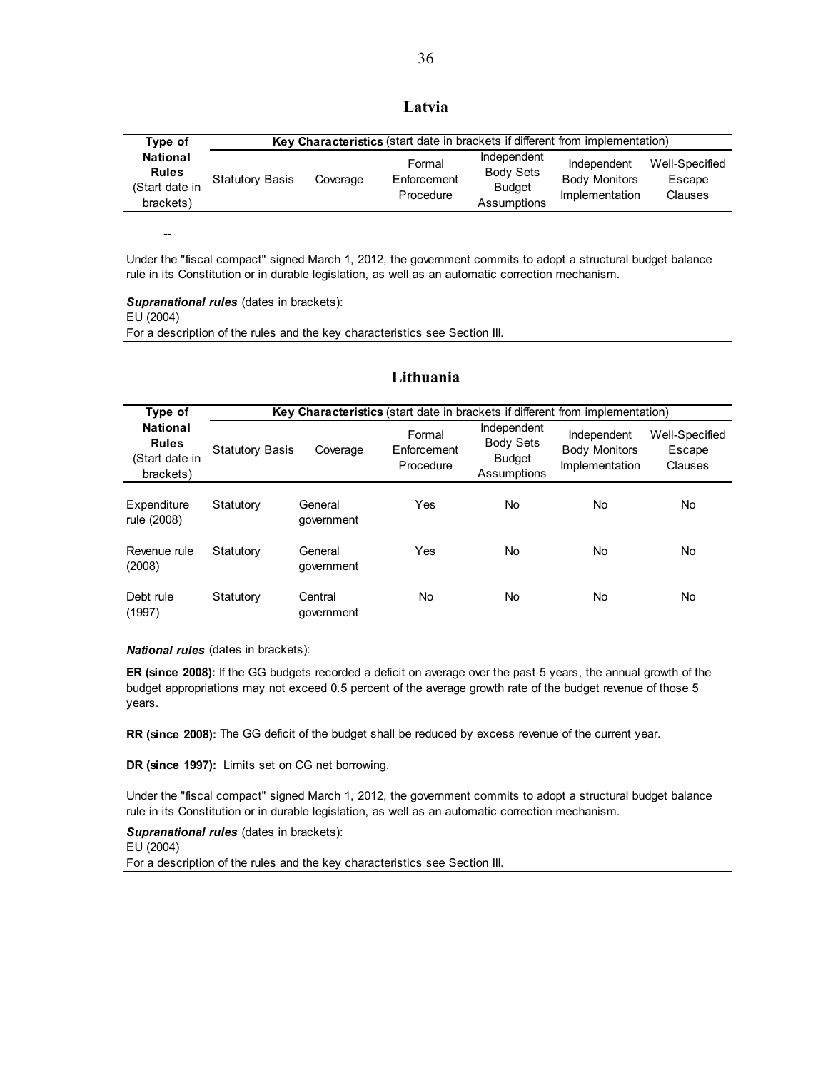## Latvia

| Type of National Rules (Start date in brackets) | Key Characteristics (start date in brackets if different from implementation) | | | | | |
|---|---|---|---|---|---|---|
| | Statutory Basis | Coverage | Formal Enforcement Procedure | Independent Body Sets Budget Assumptions | Independent Body Monitors Implementation | Well-Specified Escape Clauses |

--

Under the "fiscal compact" signed March 1, 2012, the government commits to adopt a structural budget balance rule in its Constitution or in durable legislation, as well as an automatic correction mechanism.

***Supranational rules*** (dates in brackets):
EU (2004)
For a description of the rules and the key characteristics see Section III.

## Lithuania

| Type of National Rules (Start date in brackets) | Key Characteristics (start date in brackets if different from implementation) | | | | | |
|---|---|---|---|---|---|---|
| | Statutory Basis | Coverage | Formal Enforcement Procedure | Independent Body Sets Budget Assumptions | Independent Body Monitors Implementation | Well-Specified Escape Clauses |
| Expenditure rule (2008) | Statutory | General government | Yes | No | No | No |
| Revenue rule (2008) | Statutory | General government | Yes | No | No | No |
| Debt rule (1997) | Statutory | Central government | No | No | No | No |

***National rules*** (dates in brackets):

**ER (since 2008):** If the GG budgets recorded a deficit on average over the past 5 years, the annual growth of the budget appropriations may not exceed 0.5 percent of the average growth rate of the budget revenue of those 5 years.

**RR (since 2008):** The GG deficit of the budget shall be reduced by excess revenue of the current year.

**DR (since 1997):** Limits set on CG net borrowing.

Under the "fiscal compact" signed March 1, 2012, the government commits to adopt a structural budget balance rule in its Constitution or in durable legislation, as well as an automatic correction mechanism.

***Supranational rules*** (dates in brackets):
EU (2004)
For a description of the rules and the key characteristics see Section III.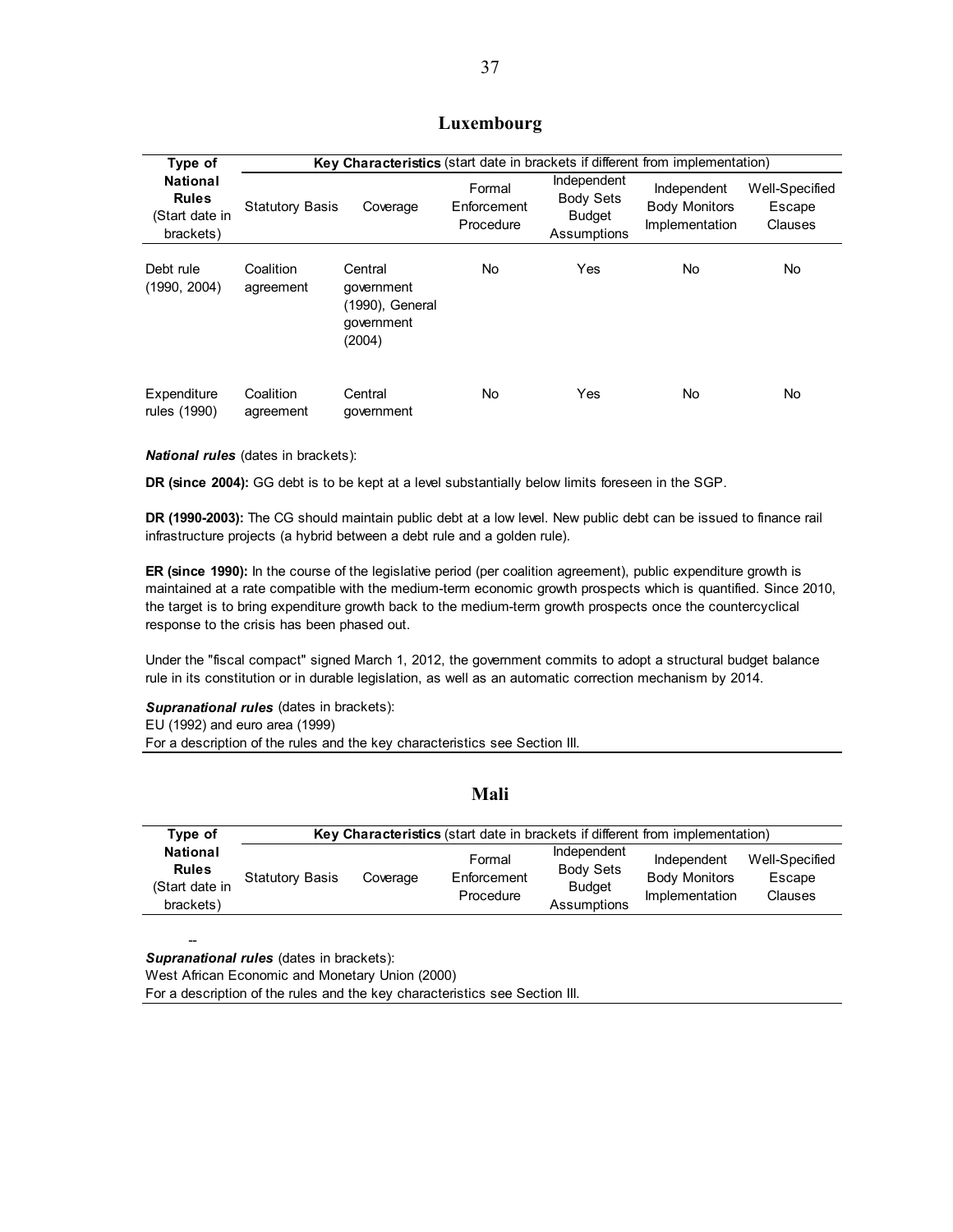## Luxembourg

| Type of National Rules (Start date in brackets) | Key Characteristics (start date in brackets if different from implementation) | | | | | |
|---|---|---|---|---|---|---|
| | Statutory Basis | Coverage | Formal Enforcement Procedure | Independent Body Sets Budget Assumptions | Independent Body Monitors Implementation | Well-Specified Escape Clauses |
| Debt rule (1990, 2004) | Coalition agreement | Central government (1990), General government (2004) | No | Yes | No | No |
| Expenditure rules (1990) | Coalition agreement | Central government | No | Yes | No | No |

***National rules*** (dates in brackets):

**DR (since 2004):** GG debt is to be kept at a level substantially below limits foreseen in the SGP.

**DR (1990-2003):** The CG should maintain public debt at a low level. New public debt can be issued to finance rail infrastructure projects (a hybrid between a debt rule and a golden rule).

**ER (since 1990):** In the course of the legislative period (per coalition agreement), public expenditure growth is maintained at a rate compatible with the medium-term economic growth prospects which is quantified. Since 2010, the target is to bring expenditure growth back to the medium-term growth prospects once the countercyclical response to the crisis has been phased out.

Under the "fiscal compact" signed March 1, 2012, the government commits to adopt a structural budget balance rule in its constitution or in durable legislation, as well as an automatic correction mechanism by 2014.

***Supranational rules*** (dates in brackets):
EU (1992) and euro area (1999)
For a description of the rules and the key characteristics see Section III.

## Mali

| Type of National Rules (Start date in brackets) | Key Characteristics (start date in brackets if different from implementation) | | | | | |
|---|---|---|---|---|---|---|
| | Statutory Basis | Coverage | Formal Enforcement Procedure | Independent Body Sets Budget Assumptions | Independent Body Monitors Implementation | Well-Specified Escape Clauses |

--

***Supranational rules*** (dates in brackets):
West African Economic and Monetary Union (2000)
For a description of the rules and the key characteristics see Section III.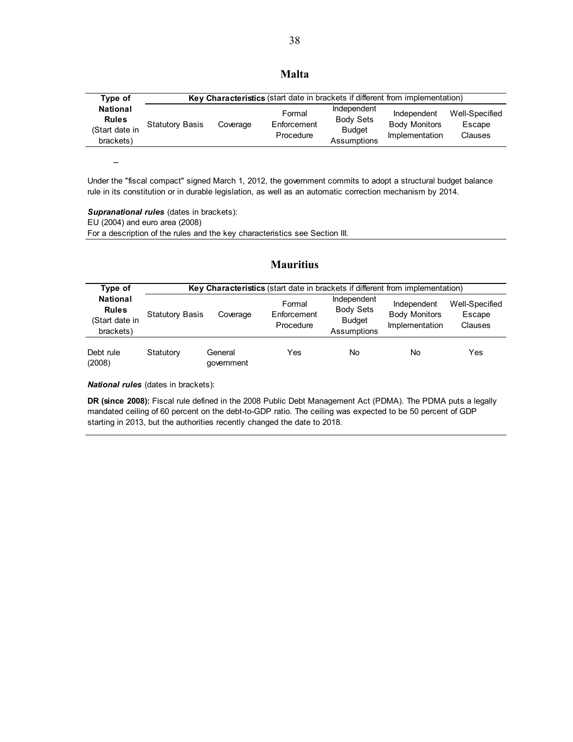## Malta

| Type of National Rules (Start date in brackets) | Key Characteristics (start date in brackets if different from implementation) | | | | | |
|---|---|---|---|---|---|---|
| | Statutory Basis | Coverage | Formal Enforcement Procedure | Independent Body Sets Budget Assumptions | Independent Body Monitors Implementation | Well-Specified Escape Clauses |

--

Under the "fiscal compact" signed March 1, 2012, the government commits to adopt a structural budget balance rule in its constitution or in durable legislation, as well as an automatic correction mechanism by 2014.

***Supranational rules*** (dates in brackets):
EU (2004) and euro area (2008)
For a description of the rules and the key characteristics see Section III.

## Mauritius

| Type of National Rules (Start date in brackets) | Key Characteristics (start date in brackets if different from implementation) | | | | | |
|---|---|---|---|---|---|---|
| | Statutory Basis | Coverage | Formal Enforcement Procedure | Independent Body Sets Budget Assumptions | Independent Body Monitors Implementation | Well-Specified Escape Clauses |
| Debt rule (2008) | Statutory | General government | Yes | No | No | Yes |

***National rules*** (dates in brackets):

**DR (since 2008):** Fiscal rule defined in the 2008 Public Debt Management Act (PDMA). The PDMA puts a legally mandated ceiling of 60 percent on the debt-to-GDP ratio. The ceiling was expected to be 50 percent of GDP starting in 2013, but the authorities recently changed the date to 2018.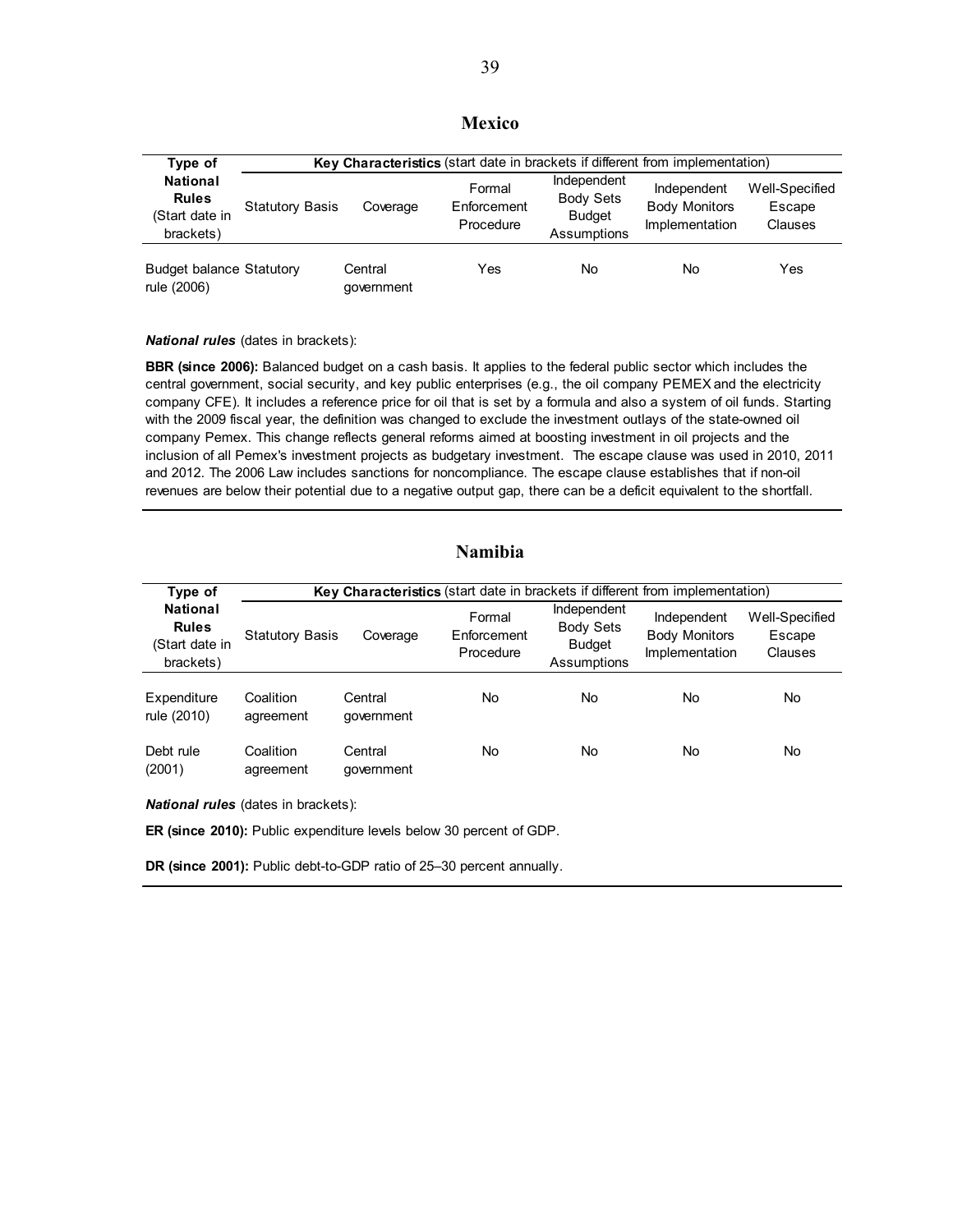## Mexico

| Type of National Rules (Start date in brackets) | Key Characteristics (start date in brackets if different from implementation) | | | | | |
|---|---|---|---|---|---|---|
| | Statutory Basis | Coverage | Formal Enforcement Procedure | Independent Body Sets Budget Assumptions | Independent Body Monitors Implementation | Well-Specified Escape Clauses |
| Budget balance rule (2006) | Statutory | Central government | Yes | No | No | Yes |

***National rules*** (dates in brackets):

**BBR (since 2006):** Balanced budget on a cash basis. It applies to the federal public sector which includes the central government, social security, and key public enterprises (e.g., the oil company PEMEX and the electricity company CFE). It includes a reference price for oil that is set by a formula and also a system of oil funds. Starting with the 2009 fiscal year, the definition was changed to exclude the investment outlays of the state-owned oil company Pemex. This change reflects general reforms aimed at boosting investment in oil projects and the inclusion of all Pemex's investment projects as budgetary investment. The escape clause was used in 2010, 2011 and 2012. The 2006 Law includes sanctions for noncompliance. The escape clause establishes that if non-oil revenues are below their potential due to a negative output gap, there can be a deficit equivalent to the shortfall.

## Namibia

| Type of National Rules (Start date in brackets) | Key Characteristics (start date in brackets if different from implementation) | | | | | |
|---|---|---|---|---|---|---|
| | Statutory Basis | Coverage | Formal Enforcement Procedure | Independent Body Sets Budget Assumptions | Independent Body Monitors Implementation | Well-Specified Escape Clauses |
| Expenditure rule (2010) | Coalition agreement | Central government | No | No | No | No |
| Debt rule (2001) | Coalition agreement | Central government | No | No | No | No |

***National rules*** (dates in brackets):

**ER (since 2010):** Public expenditure levels below 30 percent of GDP.

**DR (since 2001):** Public debt-to-GDP ratio of 25–30 percent annually.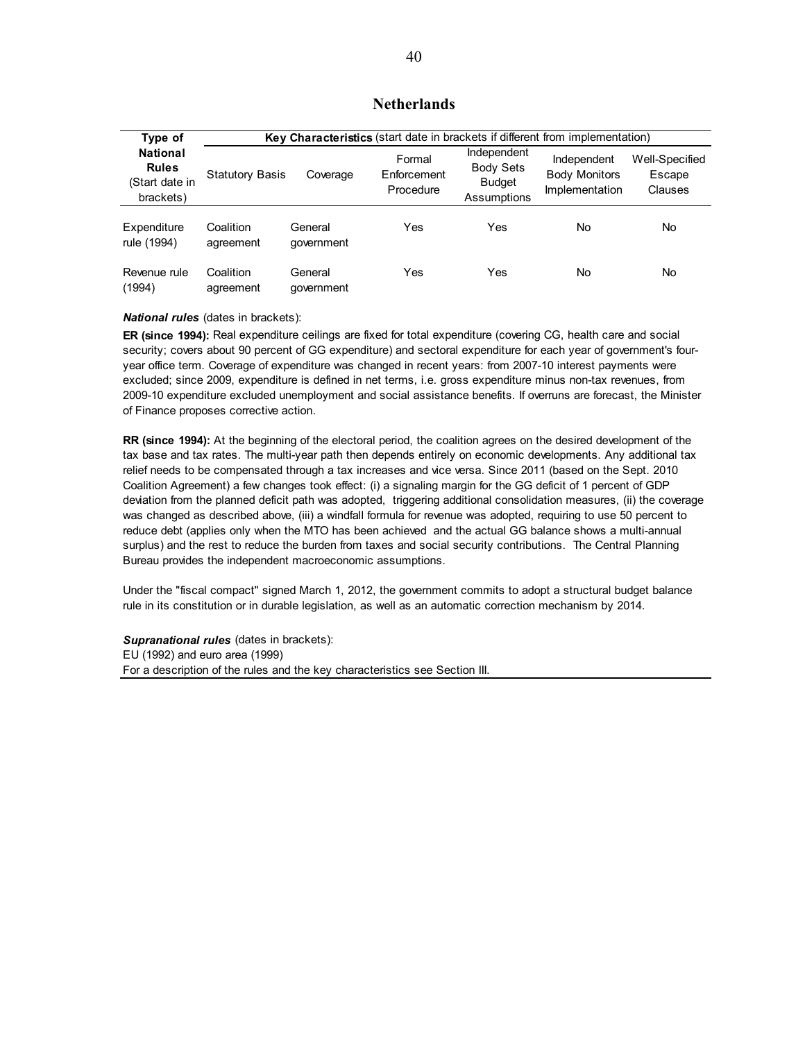## Netherlands

| Type of National Rules (Start date in brackets) | Key Characteristics (start date in brackets if different from implementation) | | | | | |
|---|---|---|---|---|---|---|
| | Statutory Basis | Coverage | Formal Enforcement Procedure | Independent Body Sets Budget Assumptions | Independent Body Monitors Implementation | Well-Specified Escape Clauses |
| Expenditure rule (1994) | Coalition agreement | General government | Yes | Yes | No | No |
| Revenue rule (1994) | Coalition agreement | General government | Yes | Yes | No | No |

***National rules*** (dates in brackets):

**ER (since 1994):** Real expenditure ceilings are fixed for total expenditure (covering CG, health care and social security; covers about 90 percent of GG expenditure) and sectoral expenditure for each year of government's four-year office term. Coverage of expenditure was changed in recent years: from 2007-10 interest payments were excluded; since 2009, expenditure is defined in net terms, i.e. gross expenditure minus non-tax revenues, from 2009-10 expenditure excluded unemployment and social assistance benefits. If overruns are forecast, the Minister of Finance proposes corrective action.

**RR (since 1994):** At the beginning of the electoral period, the coalition agrees on the desired development of the tax base and tax rates. The multi-year path then depends entirely on economic developments. Any additional tax relief needs to be compensated through a tax increases and vice versa. Since 2011 (based on the Sept. 2010 Coalition Agreement) a few changes took effect: (i) a signaling margin for the GG deficit of 1 percent of GDP deviation from the planned deficit path was adopted, triggering additional consolidation measures, (ii) the coverage was changed as described above, (iii) a windfall formula for revenue was adopted, requiring to use 50 percent to reduce debt (applies only when the MTO has been achieved and the actual GG balance shows a multi-annual surplus) and the rest to reduce the burden from taxes and social security contributions. The Central Planning Bureau provides the independent macroeconomic assumptions.

Under the "fiscal compact" signed March 1, 2012, the government commits to adopt a structural budget balance rule in its constitution or in durable legislation, as well as an automatic correction mechanism by 2014.

***Supranational rules*** (dates in brackets):
EU (1992) and euro area (1999)
For a description of the rules and the key characteristics see Section III.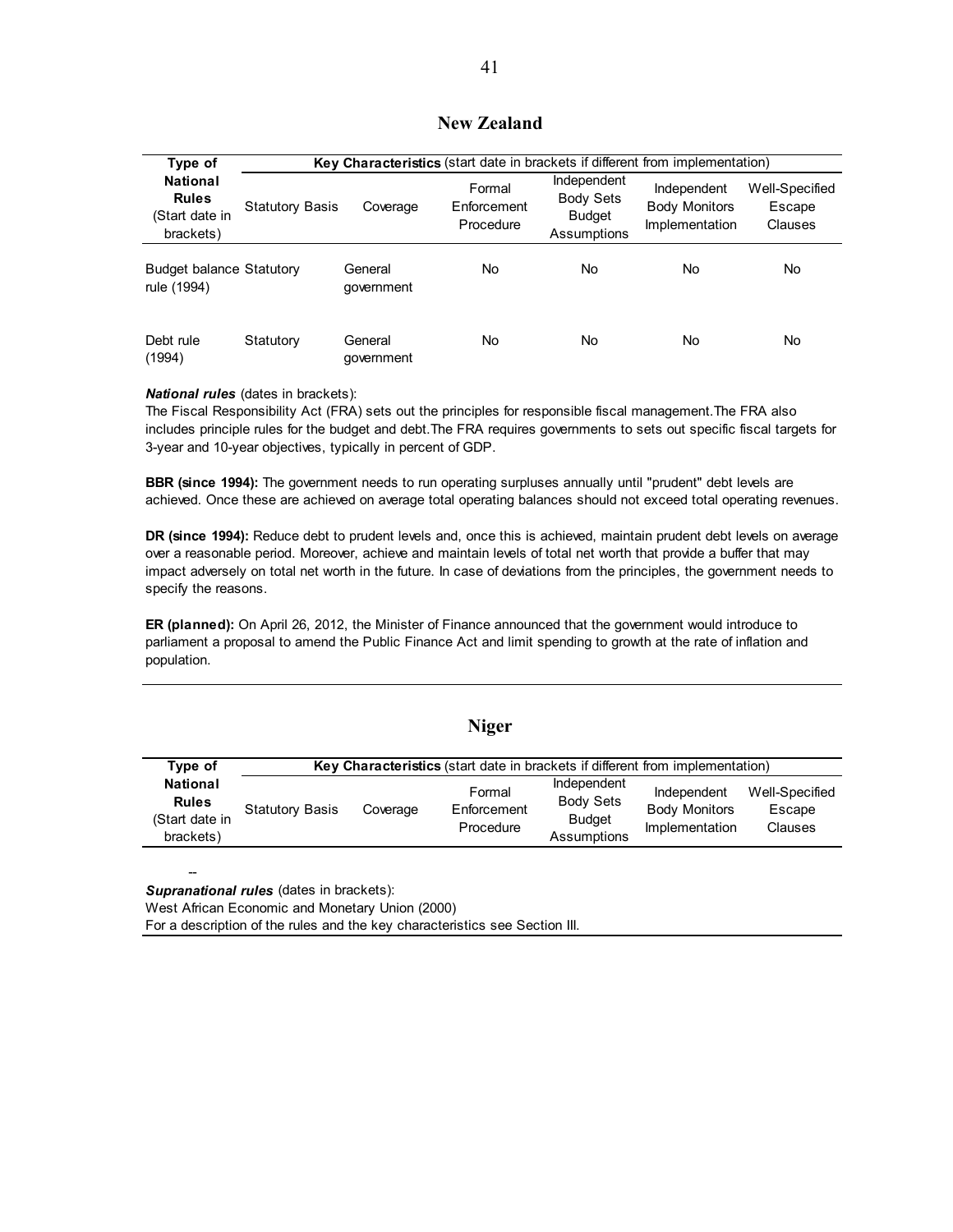## New Zealand

| Type of National Rules (Start date in brackets) | Key Characteristics (start date in brackets if different from implementation) | | | | | |
|---|---|---|---|---|---|---|
| | Statutory Basis | Coverage | Formal Enforcement Procedure | Independent Body Sets Budget Assumptions | Independent Body Monitors Implementation | Well-Specified Escape Clauses |
| Budget balance rule (1994) | Statutory | General government | No | No | No | No |
| Debt rule (1994) | Statutory | General government | No | No | No | No |

***National rules*** (dates in brackets):
The Fiscal Responsibility Act (FRA) sets out the principles for responsible fiscal management.The FRA also includes principle rules for the budget and debt.The FRA requires governments to sets out specific fiscal targets for 3-year and 10-year objectives, typically in percent of GDP.

**BBR (since 1994):** The government needs to run operating surpluses annually until "prudent" debt levels are achieved. Once these are achieved on average total operating balances should not exceed total operating revenues.

**DR (since 1994):** Reduce debt to prudent levels and, once this is achieved, maintain prudent debt levels on average over a reasonable period. Moreover, achieve and maintain levels of total net worth that provide a buffer that may impact adversely on total net worth in the future. In case of deviations from the principles, the government needs to specify the reasons.

**ER (planned):** On April 26, 2012, the Minister of Finance announced that the government would introduce to parliament a proposal to amend the Public Finance Act and limit spending to growth at the rate of inflation and population.

## Niger

| Type of National Rules (Start date in brackets) | Key Characteristics (start date in brackets if different from implementation) | | | | | |
|---|---|---|---|---|---|---|
| | Statutory Basis | Coverage | Formal Enforcement Procedure | Independent Body Sets Budget Assumptions | Independent Body Monitors Implementation | Well-Specified Escape Clauses |
| -- | | | | | | |

***Supranational rules*** (dates in brackets):
West African Economic and Monetary Union (2000)
For a description of the rules and the key characteristics see Section III.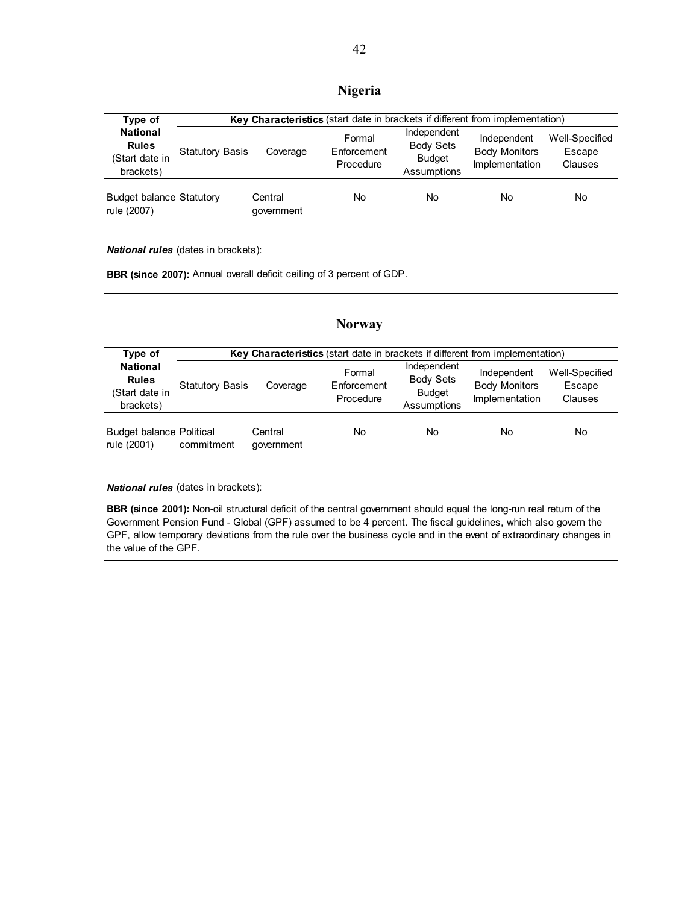## Nigeria

| Type of National Rules (Start date in brackets) | **Key Characteristics** (start date in brackets if different from implementation) | | | | | |
|---|---|---|---|---|---|---|
| | Statutory Basis | Coverage | Formal Enforcement Procedure | Independent Body Sets Budget Assumptions | Independent Body Monitors Implementation | Well-Specified Escape Clauses |
| Budget balance rule (2007) | Statutory | Central government | No | No | No | No |

***National rules*** (dates in brackets):

**BBR (since 2007):** Annual overall deficit ceiling of 3 percent of GDP.

## Norway

| Type of National Rules (Start date in brackets) | **Key Characteristics** (start date in brackets if different from implementation) | | | | | |
|---|---|---|---|---|---|---|
| | Statutory Basis | Coverage | Formal Enforcement Procedure | Independent Body Sets Budget Assumptions | Independent Body Monitors Implementation | Well-Specified Escape Clauses |
| Budget balance rule (2001) | Political commitment | Central government | No | No | No | No |

***National rules*** (dates in brackets):

**BBR (since 2001):** Non-oil structural deficit of the central government should equal the long-run real return of the Government Pension Fund - Global (GPF) assumed to be 4 percent. The fiscal guidelines, which also govern the GPF, allow temporary deviations from the rule over the business cycle and in the event of extraordinary changes in the value of the GPF.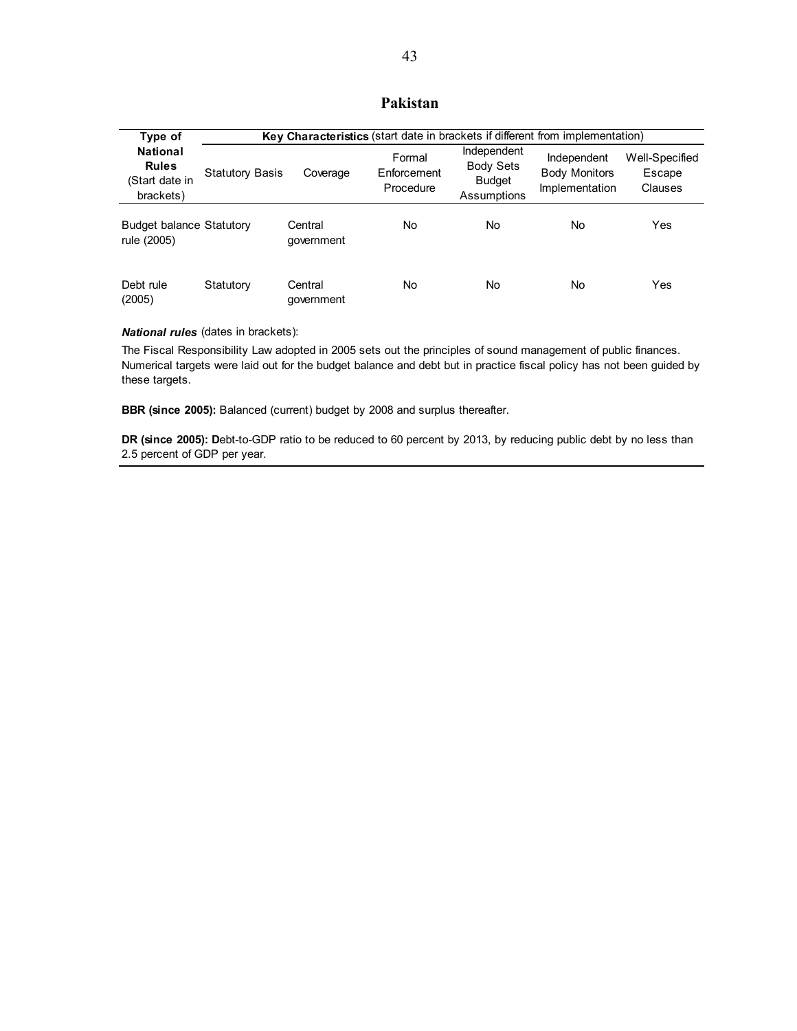## Pakistan

| Type of National Rules (Start date in brackets) | Key Characteristics (start date in brackets if different from implementation) | | | | | |
|---|---|---|---|---|---|---|
| | Statutory Basis | Coverage | Formal Enforcement Procedure | Independent Body Sets Budget Assumptions | Independent Body Monitors Implementation | Well-Specified Escape Clauses |
| Budget balance rule (2005) | Statutory | Central government | No | No | No | Yes |
| Debt rule (2005) | Statutory | Central government | No | No | No | Yes |

***National rules*** (dates in brackets):

The Fiscal Responsibility Law adopted in 2005 sets out the principles of sound management of public finances. Numerical targets were laid out for the budget balance and debt but in practice fiscal policy has not been guided by these targets.

**BBR (since 2005):** Balanced (current) budget by 2008 and surplus thereafter.

**DR (since 2005): D**ebt-to-GDP ratio to be reduced to 60 percent by 2013, by reducing public debt by no less than 2.5 percent of GDP per year.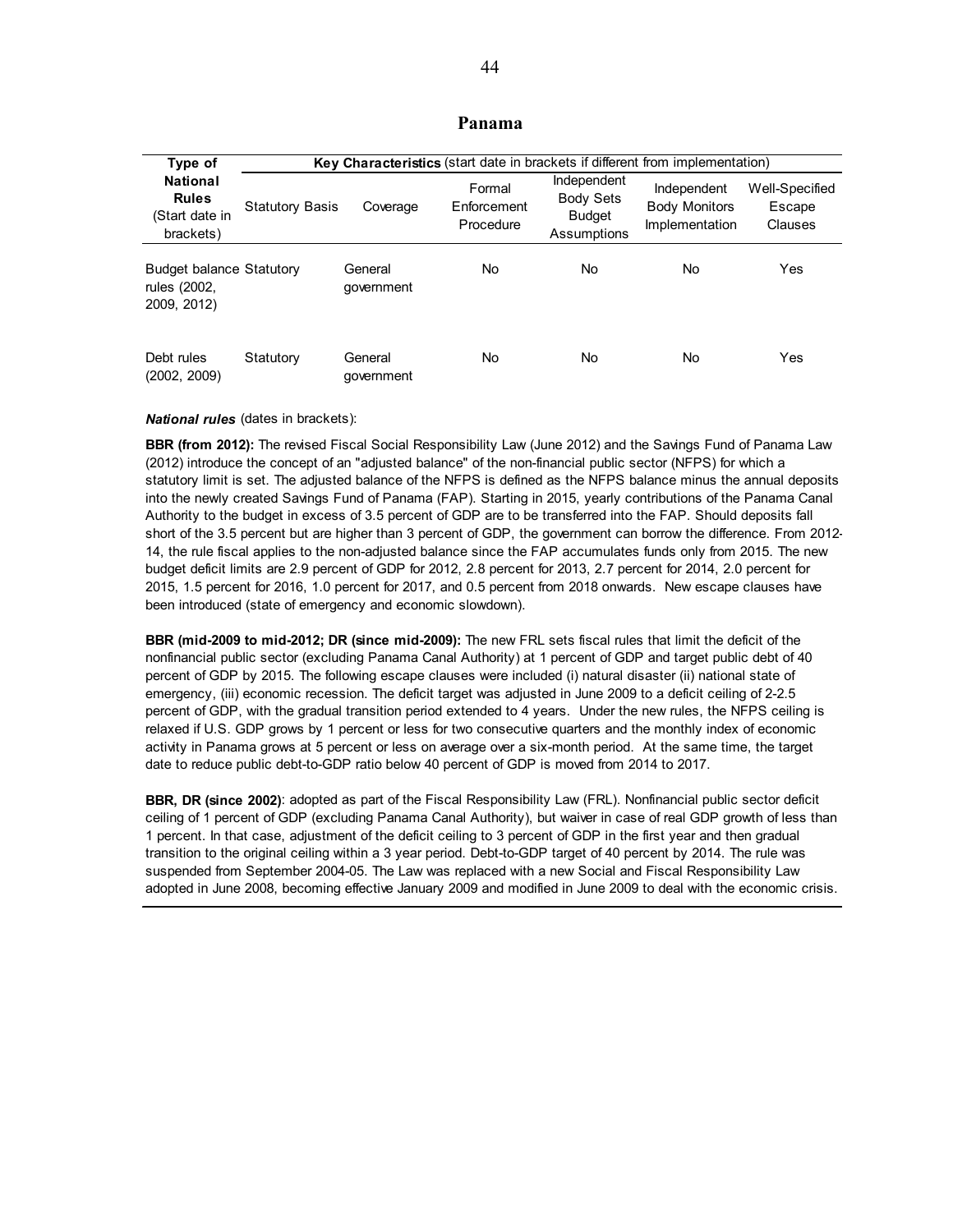## Panama

| Type of National Rules (Start date in brackets) | Key Characteristics (start date in brackets if different from implementation) | | | | | |
|---|---|---|---|---|---|---|
| | Statutory Basis | Coverage | Formal Enforcement Procedure | Independent Body Sets Budget Assumptions | Independent Body Monitors Implementation | Well-Specified Escape Clauses |
| Budget balance rules (2002, 2009, 2012) | Statutory | General government | No | No | No | Yes |
| Debt rules (2002, 2009) | Statutory | General government | No | No | No | Yes |

***National rules*** (dates in brackets):

**BBR (from 2012):** The revised Fiscal Social Responsibility Law (June 2012) and the Savings Fund of Panama Law (2012) introduce the concept of an "adjusted balance" of the non-financial public sector (NFPS) for which a statutory limit is set. The adjusted balance of the NFPS is defined as the NFPS balance minus the annual deposits into the newly created Savings Fund of Panama (FAP). Starting in 2015, yearly contributions of the Panama Canal Authority to the budget in excess of 3.5 percent of GDP are to be transferred into the FAP. Should deposits fall short of the 3.5 percent but are higher than 3 percent of GDP, the government can borrow the difference. From 2012-14, the rule fiscal applies to the non-adjusted balance since the FAP accumulates funds only from 2015. The new budget deficit limits are 2.9 percent of GDP for 2012, 2.8 percent for 2013, 2.7 percent for 2014, 2.0 percent for 2015, 1.5 percent for 2016, 1.0 percent for 2017, and 0.5 percent from 2018 onwards. New escape clauses have been introduced (state of emergency and economic slowdown).

**BBR (mid-2009 to mid-2012; DR (since mid-2009):** The new FRL sets fiscal rules that limit the deficit of the nonfinancial public sector (excluding Panama Canal Authority) at 1 percent of GDP and target public debt of 40 percent of GDP by 2015. The following escape clauses were included (i) natural disaster (ii) national state of emergency, (iii) economic recession. The deficit target was adjusted in June 2009 to a deficit ceiling of 2-2.5 percent of GDP, with the gradual transition period extended to 4 years. Under the new rules, the NFPS ceiling is relaxed if U.S. GDP grows by 1 percent or less for two consecutive quarters and the monthly index of economic activity in Panama grows at 5 percent or less on average over a six-month period. At the same time, the target date to reduce public debt-to-GDP ratio below 40 percent of GDP is moved from 2014 to 2017.

**BBR, DR (since 2002)**: adopted as part of the Fiscal Responsibility Law (FRL). Nonfinancial public sector deficit ceiling of 1 percent of GDP (excluding Panama Canal Authority), but waiver in case of real GDP growth of less than 1 percent. In that case, adjustment of the deficit ceiling to 3 percent of GDP in the first year and then gradual transition to the original ceiling within a 3 year period. Debt-to-GDP target of 40 percent by 2014. The rule was suspended from September 2004-05. The Law was replaced with a new Social and Fiscal Responsibility Law adopted in June 2008, becoming effective January 2009 and modified in June 2009 to deal with the economic crisis.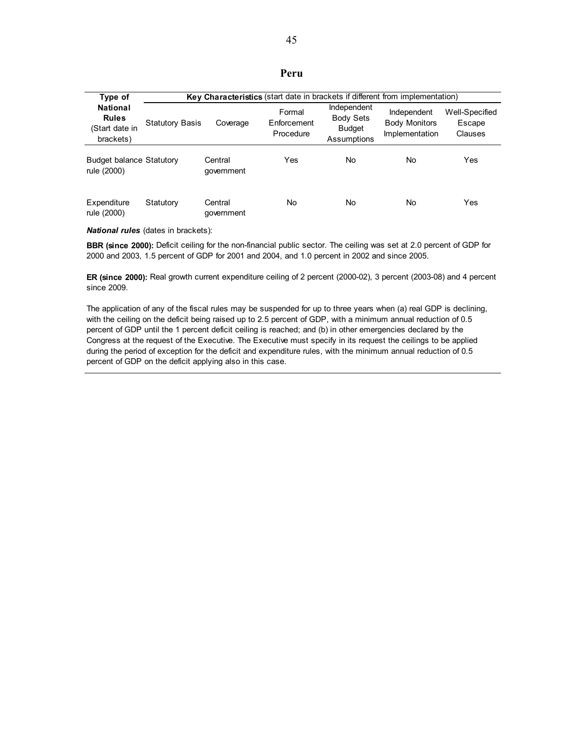## Peru

| Type of National Rules (Start date in brackets) | Key Characteristics (start date in brackets if different from implementation) | | | | | |
|---|---|---|---|---|---|---|
| | Statutory Basis | Coverage | Formal Enforcement Procedure | Independent Body Sets Budget Assumptions | Independent Body Monitors Implementation | Well-Specified Escape Clauses |
| Budget balance rule (2000) | Statutory | Central government | Yes | No | No | Yes |
| Expenditure rule (2000) | Statutory | Central government | No | No | No | Yes |

***National rules*** (dates in brackets):

**BBR (since 2000):** Deficit ceiling for the non-financial public sector. The ceiling was set at 2.0 percent of GDP for 2000 and 2003, 1.5 percent of GDP for 2001 and 2004, and 1.0 percent in 2002 and since 2005.

**ER (since 2000):** Real growth current expenditure ceiling of 2 percent (2000-02), 3 percent (2003-08) and 4 percent since 2009.

The application of any of the fiscal rules may be suspended for up to three years when (a) real GDP is declining, with the ceiling on the deficit being raised up to 2.5 percent of GDP, with a minimum annual reduction of 0.5 percent of GDP until the 1 percent deficit ceiling is reached; and (b) in other emergencies declared by the Congress at the request of the Executive. The Executive must specify in its request the ceilings to be applied during the period of exception for the deficit and expenditure rules, with the minimum annual reduction of 0.5 percent of GDP on the deficit applying also in this case.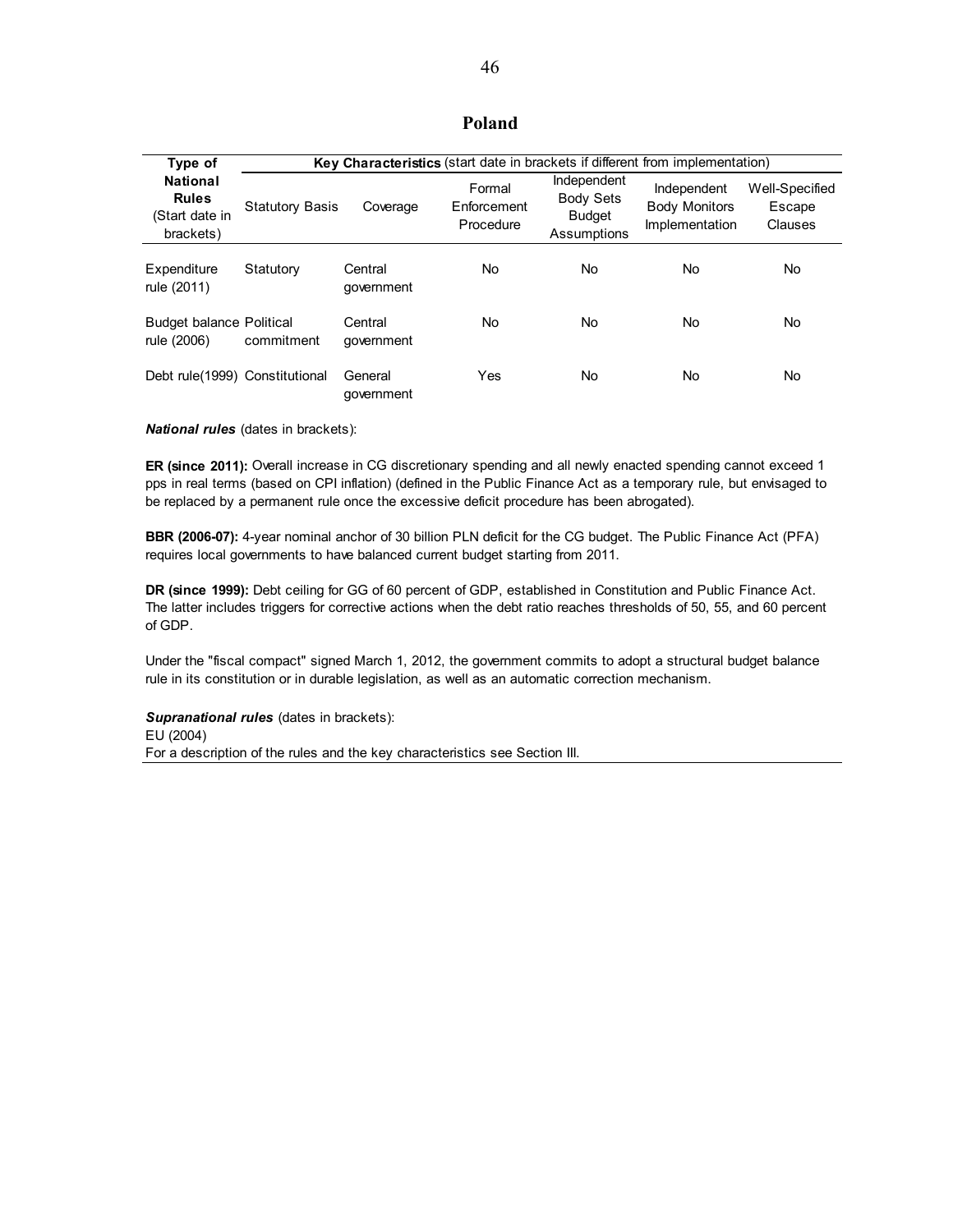## Poland

| Type of National Rules (Start date in brackets) | **Key Characteristics** (start date in brackets if different from implementation) | | | | | |
|---|---|---|---|---|---|---|
| | Statutory Basis | Coverage | Formal Enforcement Procedure | Independent Body Sets Budget Assumptions | Independent Body Monitors Implementation | Well-Specified Escape Clauses |
| Expenditure rule (2011) | Statutory | Central government | No | No | No | No |
| Budget balance rule (2006) | Political commitment | Central government | No | No | No | No |
| Debt rule(1999) | Constitutional | General government | Yes | No | No | No |

***National rules*** (dates in brackets):

**ER (since 2011):** Overall increase in CG discretionary spending and all newly enacted spending cannot exceed 1 pps in real terms (based on CPI inflation) (defined in the Public Finance Act as a temporary rule, but envisaged to be replaced by a permanent rule once the excessive deficit procedure has been abrogated).

**BBR (2006-07):** 4-year nominal anchor of 30 billion PLN deficit for the CG budget. The Public Finance Act (PFA) requires local governments to have balanced current budget starting from 2011.

**DR (since 1999):** Debt ceiling for GG of 60 percent of GDP, established in Constitution and Public Finance Act. The latter includes triggers for corrective actions when the debt ratio reaches thresholds of 50, 55, and 60 percent of GDP.

Under the "fiscal compact" signed March 1, 2012, the government commits to adopt a structural budget balance rule in its constitution or in durable legislation, as well as an automatic correction mechanism.

***Supranational rules*** (dates in brackets):
EU (2004)
For a description of the rules and the key characteristics see Section III.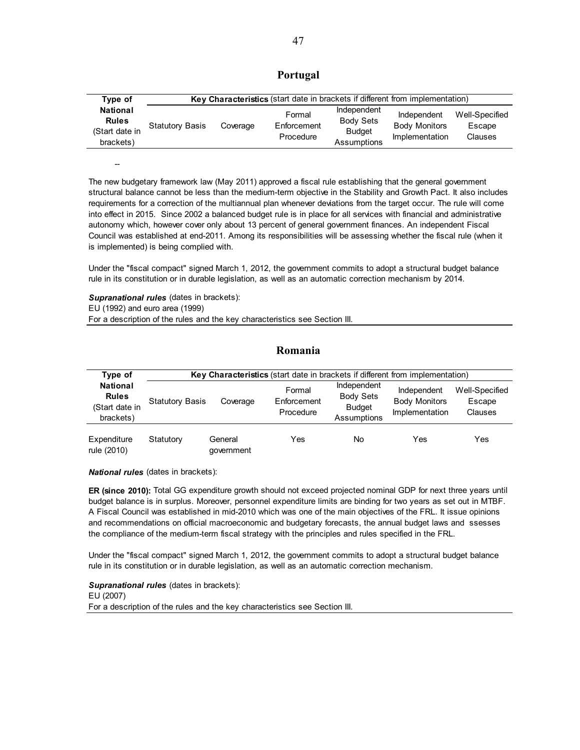## Portugal

| Type of National Rules (Start date in brackets) | Key Characteristics (start date in brackets if different from implementation) | | | | | |
|---|---|---|---|---|---|---|
| | Statutory Basis | Coverage | Formal Enforcement Procedure | Independent Body Sets Budget Assumptions | Independent Body Monitors Implementation | Well-Specified Escape Clauses |
| -- | | | | | | |

The new budgetary framework law (May 2011) approved a fiscal rule establishing that the general government structural balance cannot be less than the medium-term objective in the Stability and Growth Pact. It also includes requirements for a correction of the multiannual plan whenever deviations from the target occur. The rule will come into effect in 2015. Since 2002 a balanced budget rule is in place for all services with financial and administrative autonomy which, however cover only about 13 percent of general government finances. An independent Fiscal Council was established at end-2011. Among its responsibilities will be assessing whether the fiscal rule (when it is implemented) is being complied with.

Under the "fiscal compact" signed March 1, 2012, the government commits to adopt a structural budget balance rule in its constitution or in durable legislation, as well as an automatic correction mechanism by 2014.

***Supranational rules*** (dates in brackets):
EU (1992) and euro area (1999)
For a description of the rules and the key characteristics see Section III.

## Romania

| Type of National Rules (Start date in brackets) | Key Characteristics (start date in brackets if different from implementation) | | | | | |
|---|---|---|---|---|---|---|
| | Statutory Basis | Coverage | Formal Enforcement Procedure | Independent Body Sets Budget Assumptions | Independent Body Monitors Implementation | Well-Specified Escape Clauses |
| Expenditure rule (2010) | Statutory | General government | Yes | No | Yes | Yes |

***National rules*** (dates in brackets):

**ER (since 2010):** Total GG expenditure growth should not exceed projected nominal GDP for next three years until budget balance is in surplus. Moreover, personnel expenditure limits are binding for two years as set out in MTBF. A Fiscal Council was established in mid-2010 which was one of the main objectives of the FRL. It issue opinions and recommendations on official macroeconomic and budgetary forecasts, the annual budget laws and ssesses the compliance of the medium-term fiscal strategy with the principles and rules specified in the FRL.

Under the "fiscal compact" signed March 1, 2012, the government commits to adopt a structural budget balance rule in its constitution or in durable legislation, as well as an automatic correction mechanism.

***Supranational rules*** (dates in brackets):
EU (2007)
For a description of the rules and the key characteristics see Section III.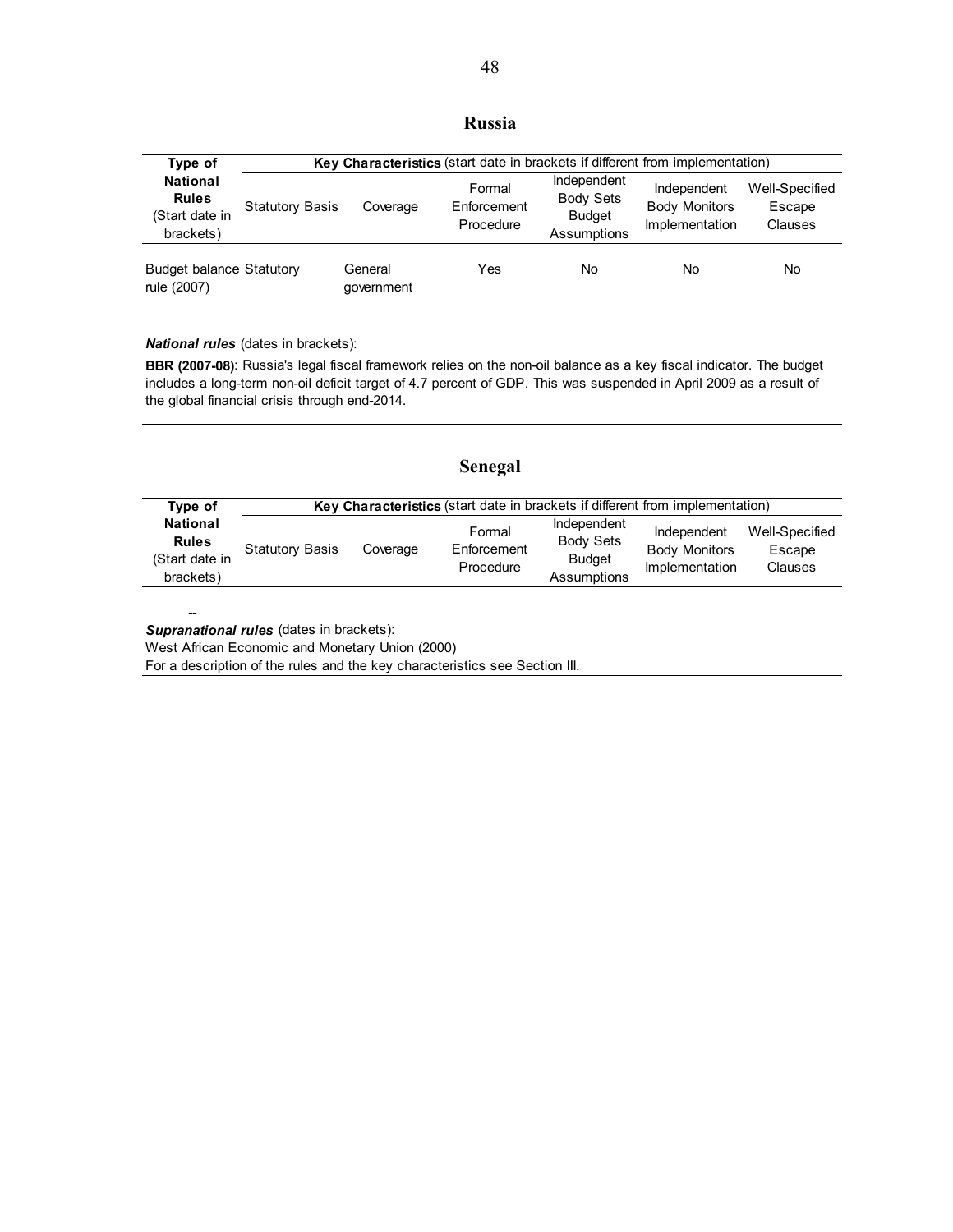## Russia

| Type of National Rules (Start date in brackets) | Key Characteristics (start date in brackets if different from implementation) | | | | | |
|---|---|---|---|---|---|---|
| | Statutory Basis | Coverage | Formal Enforcement Procedure | Independent Body Sets Budget Assumptions | Independent Body Monitors Implementation | Well-Specified Escape Clauses |
| Budget balance rule (2007) | Statutory | General government | Yes | No | No | No |

***National rules*** (dates in brackets):

**BBR (2007-08)**: Russia's legal fiscal framework relies on the non-oil balance as a key fiscal indicator. The budget includes a long-term non-oil deficit target of 4.7 percent of GDP. This was suspended in April 2009 as a result of the global financial crisis through end-2014.

## Senegal

| Type of National Rules (Start date in brackets) | Key Characteristics (start date in brackets if different from implementation) | | | | | |
|---|---|---|---|---|---|---|
| | Statutory Basis | Coverage | Formal Enforcement Procedure | Independent Body Sets Budget Assumptions | Independent Body Monitors Implementation | Well-Specified Escape Clauses |

--

***Supranational rules*** (dates in brackets):

West African Economic and Monetary Union (2000)

For a description of the rules and the key characteristics see Section III.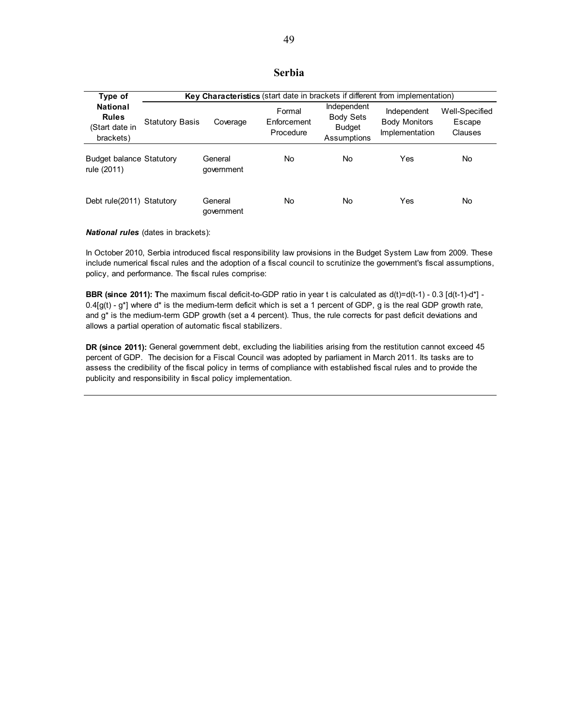## Serbia

| Type of National Rules (Start date in brackets) | Key Characteristics (start date in brackets if different from implementation) | | | | | |
|---|---|---|---|---|---|---|
| | Statutory Basis | Coverage | Formal Enforcement Procedure | Independent Body Sets Budget Assumptions | Independent Body Monitors Implementation | Well-Specified Escape Clauses |
| Budget balance rule (2011) | Statutory | General government | No | No | Yes | No |
| Debt rule(2011) | Statutory | General government | No | No | Yes | No |

***National rules*** (dates in brackets):

In October 2010, Serbia introduced fiscal responsibility law provisions in the Budget System Law from 2009. These include numerical fiscal rules and the adoption of a fiscal council to scrutinize the government's fiscal assumptions, policy, and performance. The fiscal rules comprise:

**BBR (since 2011): T**he maximum fiscal deficit-to-GDP ratio in year t is calculated as $d(t)=d(t-1) - 0.3 [d(t-1)-d^*] - 0.4[g(t) - g^*]$ where $d^*$ is the medium-term deficit which is set a 1 percent of GDP, g is the real GDP growth rate, and $g^*$ is the medium-term GDP growth (set a 4 percent). Thus, the rule corrects for past deficit deviations and allows a partial operation of automatic fiscal stabilizers.

**DR (since 2011):** General government debt, excluding the liabilities arising from the restitution cannot exceed 45 percent of GDP. The decision for a Fiscal Council was adopted by parliament in March 2011. Its tasks are to assess the credibility of the fiscal policy in terms of compliance with established fiscal rules and to provide the publicity and responsibility in fiscal policy implementation.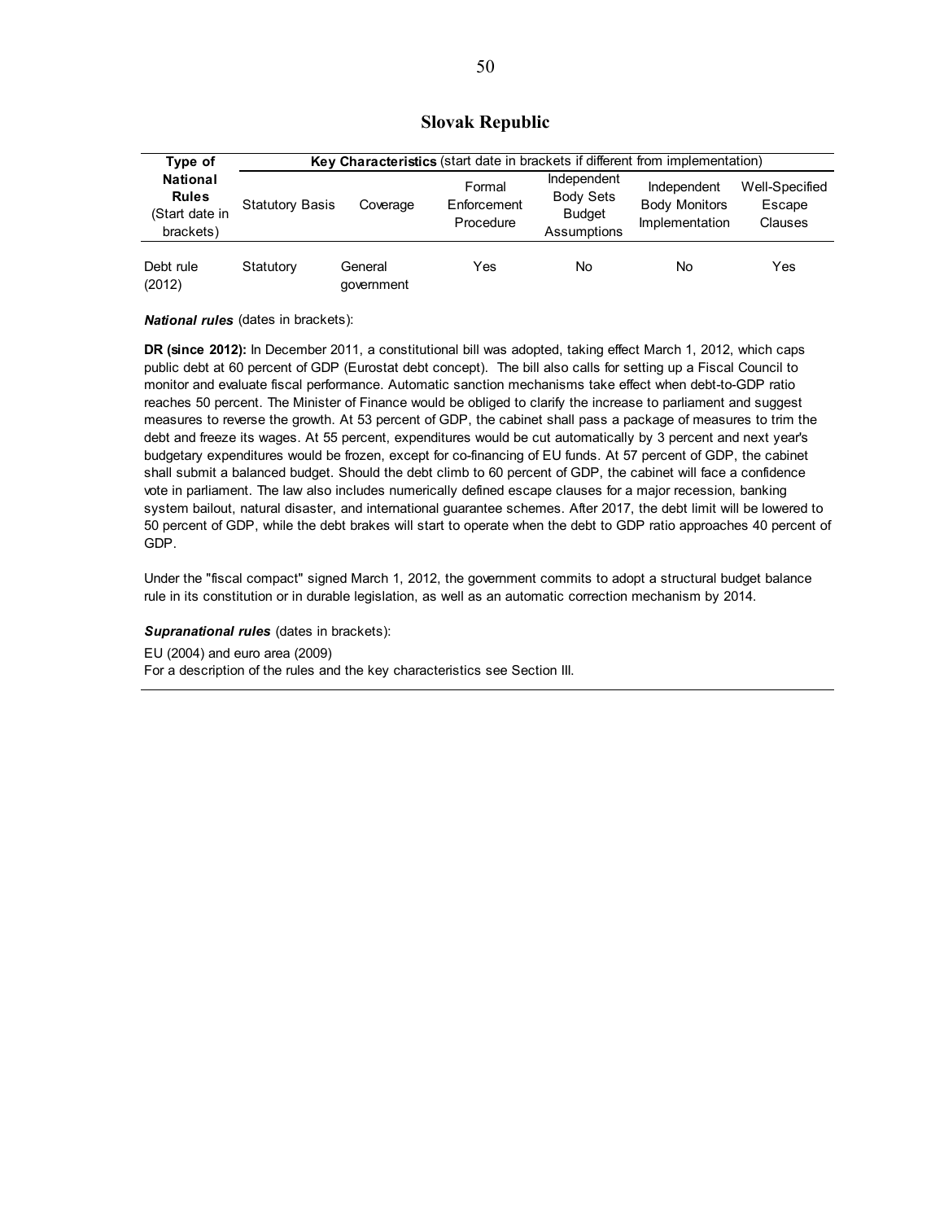## Slovak Republic

| Type of National Rules (Start date in brackets) | Key Characteristics (start date in brackets if different from implementation) | | | | | |
|---|---|---|---|---|---|---|
| | Statutory Basis | Coverage | Formal Enforcement Procedure | Independent Body Sets Budget Assumptions | Independent Body Monitors Implementation | Well-Specified Escape Clauses |
| Debt rule (2012) | Statutory | General government | Yes | No | No | Yes |

***National rules*** (dates in brackets):

**DR (since 2012):** In December 2011, a constitutional bill was adopted, taking effect March 1, 2012, which caps public debt at 60 percent of GDP (Eurostat debt concept). The bill also calls for setting up a Fiscal Council to monitor and evaluate fiscal performance. Automatic sanction mechanisms take effect when debt-to-GDP ratio reaches 50 percent. The Minister of Finance would be obliged to clarify the increase to parliament and suggest measures to reverse the growth. At 53 percent of GDP, the cabinet shall pass a package of measures to trim the debt and freeze its wages. At 55 percent, expenditures would be cut automatically by 3 percent and next year's budgetary expenditures would be frozen, except for co-financing of EU funds. At 57 percent of GDP, the cabinet shall submit a balanced budget. Should the debt climb to 60 percent of GDP, the cabinet will face a confidence vote in parliament. The law also includes numerically defined escape clauses for a major recession, banking system bailout, natural disaster, and international guarantee schemes. After 2017, the debt limit will be lowered to 50 percent of GDP, while the debt brakes will start to operate when the debt to GDP ratio approaches 40 percent of GDP.

Under the "fiscal compact" signed March 1, 2012, the government commits to adopt a structural budget balance rule in its constitution or in durable legislation, as well as an automatic correction mechanism by 2014.

***Supranational rules*** (dates in brackets):

EU (2004) and euro area (2009)
For a description of the rules and the key characteristics see Section III.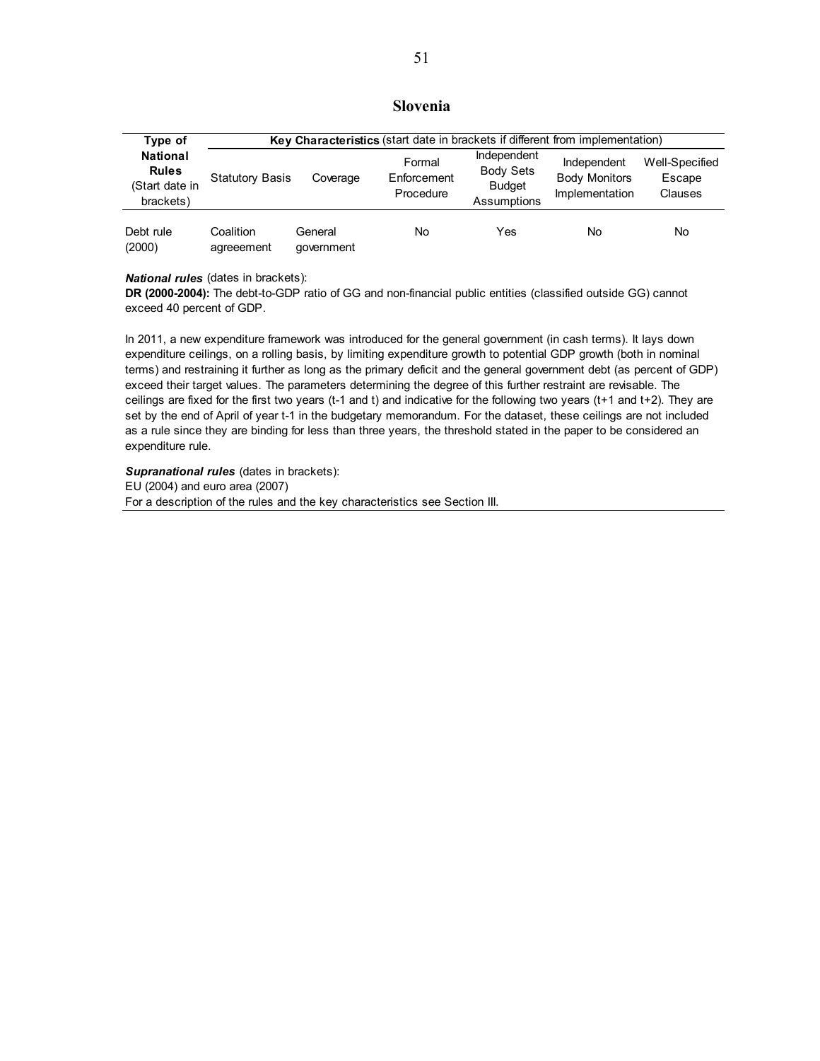## Slovenia

| Type of National Rules (Start date in brackets) | Key Characteristics (start date in brackets if different from implementation) | | | | | |
|---|---|---|---|---|---|---|
| | Statutory Basis | Coverage | Formal Enforcement Procedure | Independent Body Sets Budget Assumptions | Independent Body Monitors Implementation | Well-Specified Escape Clauses |
| Debt rule (2000) | Coalition agreeement | General government | No | Yes | No | No |

***National rules*** (dates in brackets):
**DR (2000-2004):** The debt-to-GDP ratio of GG and non-financial public entities (classified outside GG) cannot exceed 40 percent of GDP.

In 2011, a new expenditure framework was introduced for the general government (in cash terms). It lays down expenditure ceilings, on a rolling basis, by limiting expenditure growth to potential GDP growth (both in nominal terms) and restraining it further as long as the primary deficit and the general government debt (as percent of GDP) exceed their target values. The parameters determining the degree of this further restraint are revisable. The ceilings are fixed for the first two years (t-1 and t) and indicative for the following two years (t+1 and t+2). They are set by the end of April of year t-1 in the budgetary memorandum. For the dataset, these ceilings are not included as a rule since they are binding for less than three years, the threshold stated in the paper to be considered an expenditure rule.

***Supranational rules*** (dates in brackets):
EU (2004) and euro area (2007)
For a description of the rules and the key characteristics see Section III.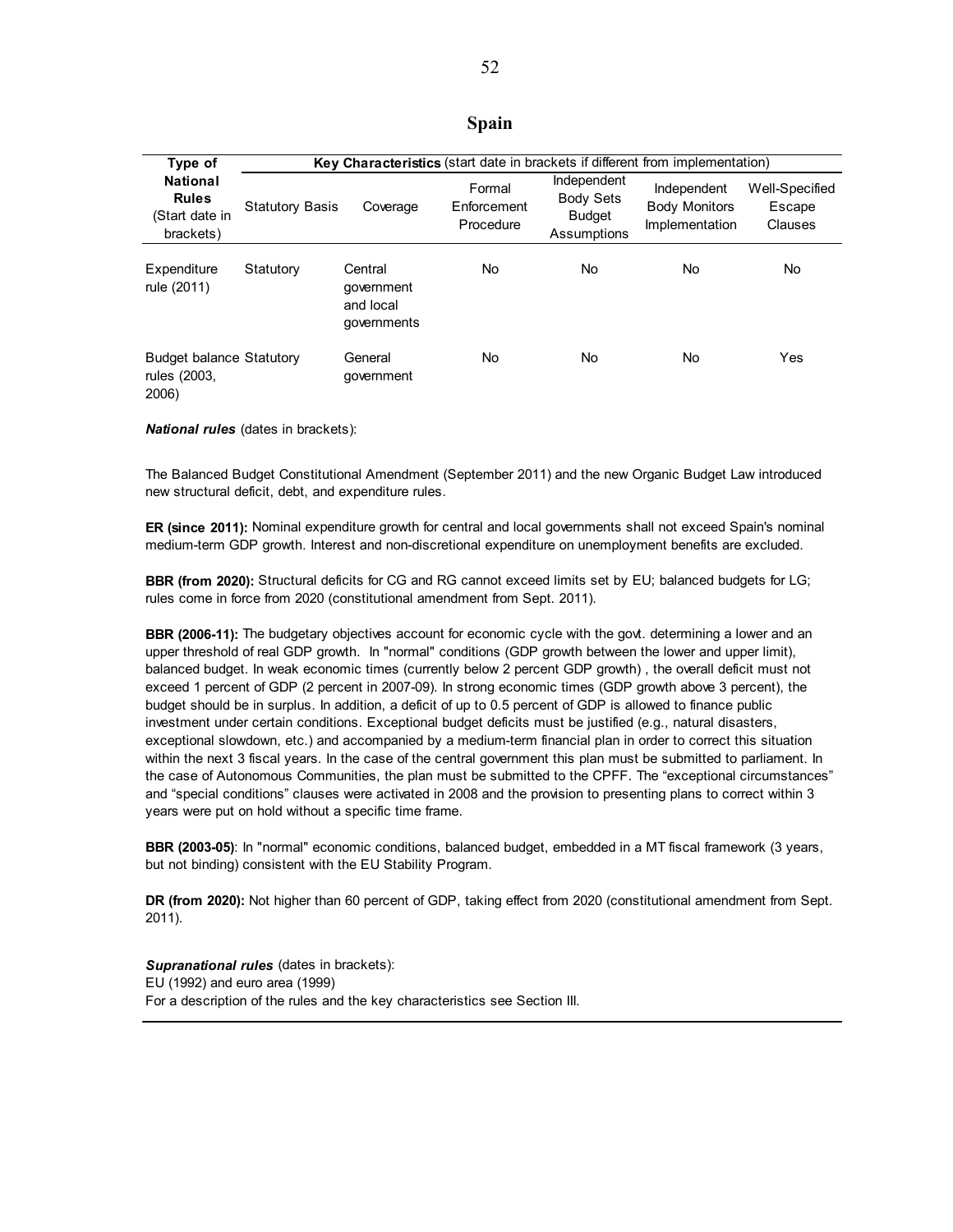## Spain

| Type of National Rules (Start date in brackets) | Key Characteristics (start date in brackets if different from implementation) | | | | | |
|---|---|---|---|---|---|---|
| | Statutory Basis | Coverage | Formal Enforcement Procedure | Independent Body Sets Budget Assumptions | Independent Body Monitors Implementation | Well-Specified Escape Clauses |
| Expenditure rule (2011) | Statutory | Central government and local governments | No | No | No | No |
| Budget balance rules (2003, 2006) | Statutory | General government | No | No | No | Yes |

***National rules*** (dates in brackets):

The Balanced Budget Constitutional Amendment (September 2011) and the new Organic Budget Law introduced new structural deficit, debt, and expenditure rules.

**ER (since 2011):** Nominal expenditure growth for central and local governments shall not exceed Spain's nominal medium-term GDP growth. Interest and non-discretional expenditure on unemployment benefits are excluded.

**BBR (from 2020):** Structural deficits for CG and RG cannot exceed limits set by EU; balanced budgets for LG; rules come in force from 2020 (constitutional amendment from Sept. 2011).

**BBR (2006-11):** The budgetary objectives account for economic cycle with the govt. determining a lower and an upper threshold of real GDP growth. In "normal" conditions (GDP growth between the lower and upper limit), balanced budget. In weak economic times (currently below 2 percent GDP growth) , the overall deficit must not exceed 1 percent of GDP (2 percent in 2007-09). In strong economic times (GDP growth above 3 percent), the budget should be in surplus. In addition, a deficit of up to 0.5 percent of GDP is allowed to finance public investment under certain conditions. Exceptional budget deficits must be justified (e.g., natural disasters, exceptional slowdown, etc.) and accompanied by a medium-term financial plan in order to correct this situation within the next 3 fiscal years. In the case of the central government this plan must be submitted to parliament. In the case of Autonomous Communities, the plan must be submitted to the CPFF. The "exceptional circumstances" and "special conditions" clauses were activated in 2008 and the provision to presenting plans to correct within 3 years were put on hold without a specific time frame.

**BBR (2003-05)**: In "normal" economic conditions, balanced budget, embedded in a MT fiscal framework (3 years, but not binding) consistent with the EU Stability Program.

**DR (from 2020):** Not higher than 60 percent of GDP, taking effect from 2020 (constitutional amendment from Sept. 2011).

***Supranational rules*** (dates in brackets):
EU (1992) and euro area (1999)
For a description of the rules and the key characteristics see Section III.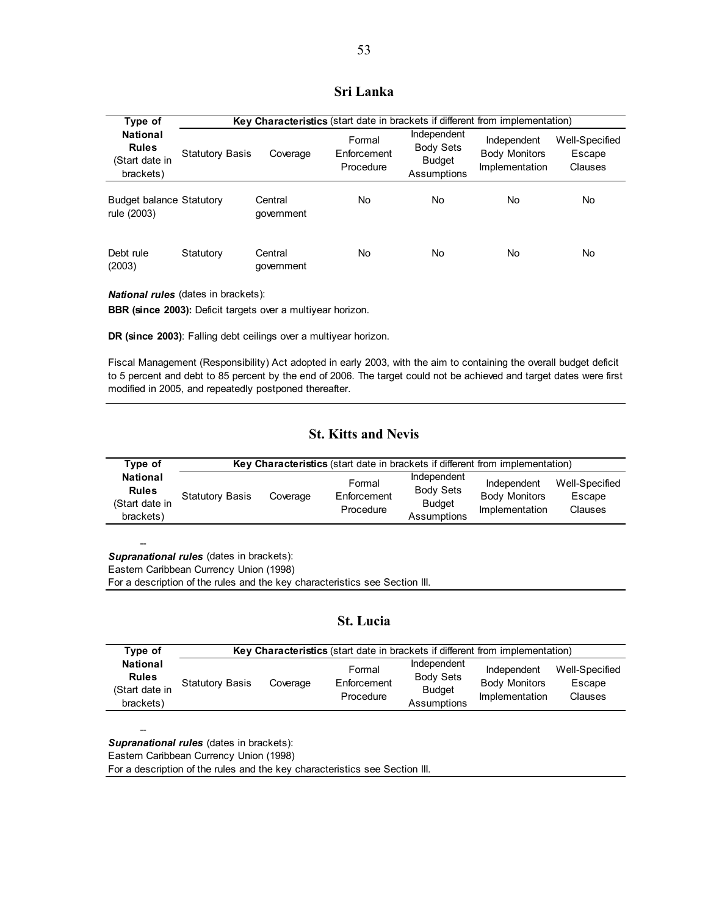## Sri Lanka

| Type of National Rules (Start date in brackets) | Key Characteristics (start date in brackets if different from implementation) | | | | | |
|---|---|---|---|---|---|---|
| | Statutory Basis | Coverage | Formal Enforcement Procedure | Independent Body Sets Budget Assumptions | Independent Body Monitors Implementation | Well-Specified Escape Clauses |
| Budget balance rule (2003) | Statutory | Central government | No | No | No | No |
| Debt rule (2003) | Statutory | Central government | No | No | No | No |

***National rules*** (dates in brackets):

**BBR (since 2003):** Deficit targets over a multiyear horizon.

**DR (since 2003)**: Falling debt ceilings over a multiyear horizon.

Fiscal Management (Responsibility) Act adopted in early 2003, with the aim to containing the overall budget deficit to 5 percent and debt to 85 percent by the end of 2006. The target could not be achieved and target dates were first modified in 2005, and repeatedly postponed thereafter.

## St. Kitts and Nevis

| Type of National Rules (Start date in brackets) | Key Characteristics (start date in brackets if different from implementation) | | | | | |
|---|---|---|---|---|---|---|
| | Statutory Basis | Coverage | Formal Enforcement Procedure | Independent Body Sets Budget Assumptions | Independent Body Monitors Implementation | Well-Specified Escape Clauses |
| -- | | | | | | |

***Supranational rules*** (dates in brackets):
Eastern Caribbean Currency Union (1998)
For a description of the rules and the key characteristics see Section III.

## St. Lucia

| Type of National Rules (Start date in brackets) | Key Characteristics (start date in brackets if different from implementation) | | | | | |
|---|---|---|---|---|---|---|
| | Statutory Basis | Coverage | Formal Enforcement Procedure | Independent Body Sets Budget Assumptions | Independent Body Monitors Implementation | Well-Specified Escape Clauses |
| -- | | | | | | |

***Supranational rules*** (dates in brackets):
Eastern Caribbean Currency Union (1998)
For a description of the rules and the key characteristics see Section III.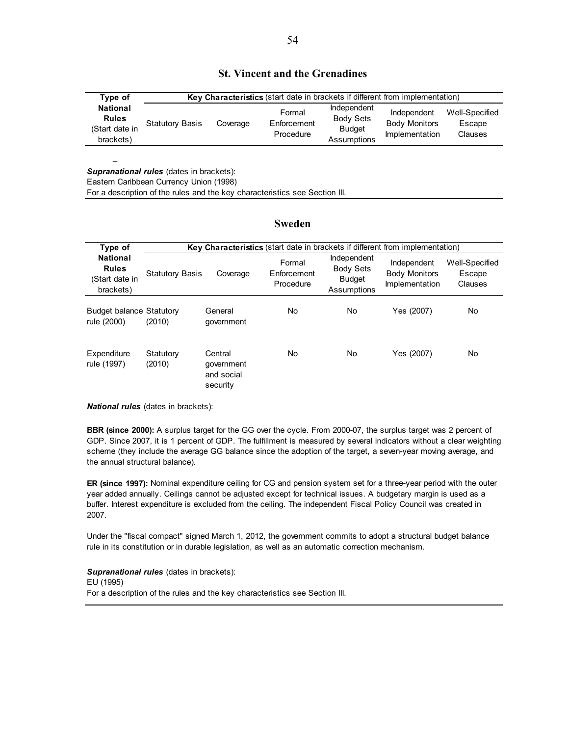## St. Vincent and the Grenadines

| Type of National Rules (Start date in brackets) | Key Characteristics (start date in brackets if different from implementation) | | | | | |
|---|---|---|---|---|---|---|
| | Statutory Basis | Coverage | Formal Enforcement Procedure | Independent Body Sets Budget Assumptions | Independent Body Monitors Implementation | Well-Specified Escape Clauses |
| -- | | | | | | |

***Supranational rules*** (dates in brackets):
Eastern Caribbean Currency Union (1998)
For a description of the rules and the key characteristics see Section III.

## Sweden

| Type of National Rules (Start date in brackets) | Key Characteristics (start date in brackets if different from implementation) | | | | | |
|---|---|---|---|---|---|---|
| | Statutory Basis | Coverage | Formal Enforcement Procedure | Independent Body Sets Budget Assumptions | Independent Body Monitors Implementation | Well-Specified Escape Clauses |
| Budget balance rule (2000) | Statutory (2010) | General government | No | No | Yes (2007) | No |
| Expenditure rule (1997) | Statutory (2010) | Central government and social security | No | No | Yes (2007) | No |

***National rules*** (dates in brackets):

**BBR (since 2000):** A surplus target for the GG over the cycle. From 2000-07, the surplus target was 2 percent of GDP. Since 2007, it is 1 percent of GDP. The fulfillment is measured by several indicators without a clear weighting scheme (they include the average GG balance since the adoption of the target, a seven-year moving average, and the annual structural balance).

**ER (since 1997):** Nominal expenditure ceiling for CG and pension system set for a three-year period with the outer year added annually. Ceilings cannot be adjusted except for technical issues. A budgetary margin is used as a buffer. Interest expenditure is excluded from the ceiling. The independent Fiscal Policy Council was created in 2007.

Under the "fiscal compact" signed March 1, 2012, the government commits to adopt a structural budget balance rule in its constitution or in durable legislation, as well as an automatic correction mechanism.

***Supranational rules*** (dates in brackets):
EU (1995)
For a description of the rules and the key characteristics see Section III.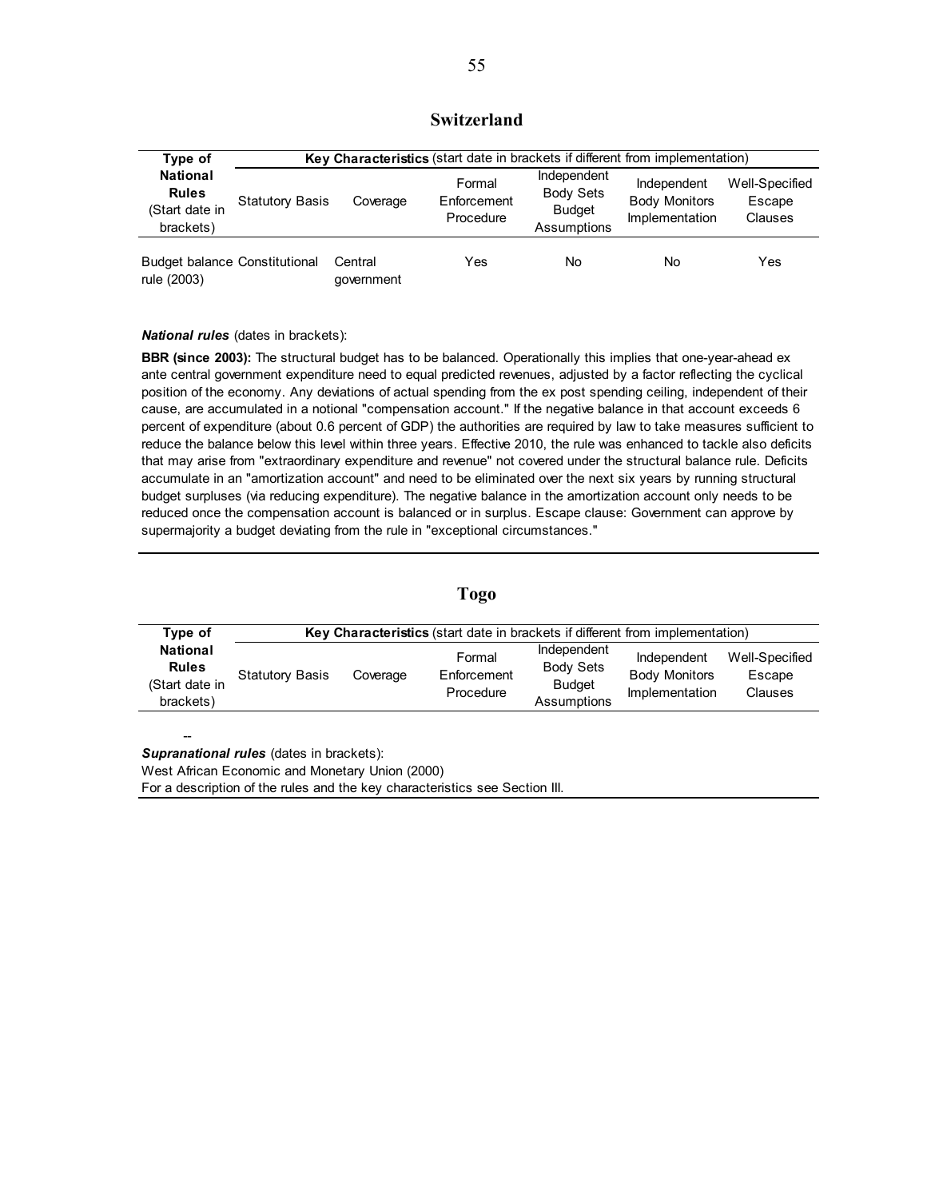## Switzerland

| Type of National Rules (Start date in brackets) | Key Characteristics (start date in brackets if different from implementation) | | | | | |
|---|---|---|---|---|---|---|
| | Statutory Basis | Coverage | Formal Enforcement Procedure | Independent Body Sets Budget Assumptions | Independent Body Monitors Implementation | Well-Specified Escape Clauses |
| Budget balance rule (2003) | Constitutional | Central government | Yes | No | No | Yes |

***National rules*** (dates in brackets):

**BBR (since 2003):** The structural budget has to be balanced. Operationally this implies that one-year-ahead ex ante central government expenditure need to equal predicted revenues, adjusted by a factor reflecting the cyclical position of the economy. Any deviations of actual spending from the ex post spending ceiling, independent of their cause, are accumulated in a notional "compensation account." If the negative balance in that account exceeds 6 percent of expenditure (about 0.6 percent of GDP) the authorities are required by law to take measures sufficient to reduce the balance below this level within three years. Effective 2010, the rule was enhanced to tackle also deficits that may arise from "extraordinary expenditure and revenue" not covered under the structural balance rule. Deficits accumulate in an "amortization account" and need to be eliminated over the next six years by running structural budget surpluses (via reducing expenditure). The negative balance in the amortization account only needs to be reduced once the compensation account is balanced or in surplus. Escape clause: Government can approve by supermajority a budget deviating from the rule in "exceptional circumstances."

## Togo

| Type of National Rules (Start date in brackets) | Key Characteristics (start date in brackets if different from implementation) | | | | | |
|---|---|---|---|---|---|---|
| | Statutory Basis | Coverage | Formal Enforcement Procedure | Independent Body Sets Budget Assumptions | Independent Body Monitors Implementation | Well-Specified Escape Clauses |

--

***Supranational rules*** (dates in brackets):

West African Economic and Monetary Union (2000)

For a description of the rules and the key characteristics see Section III.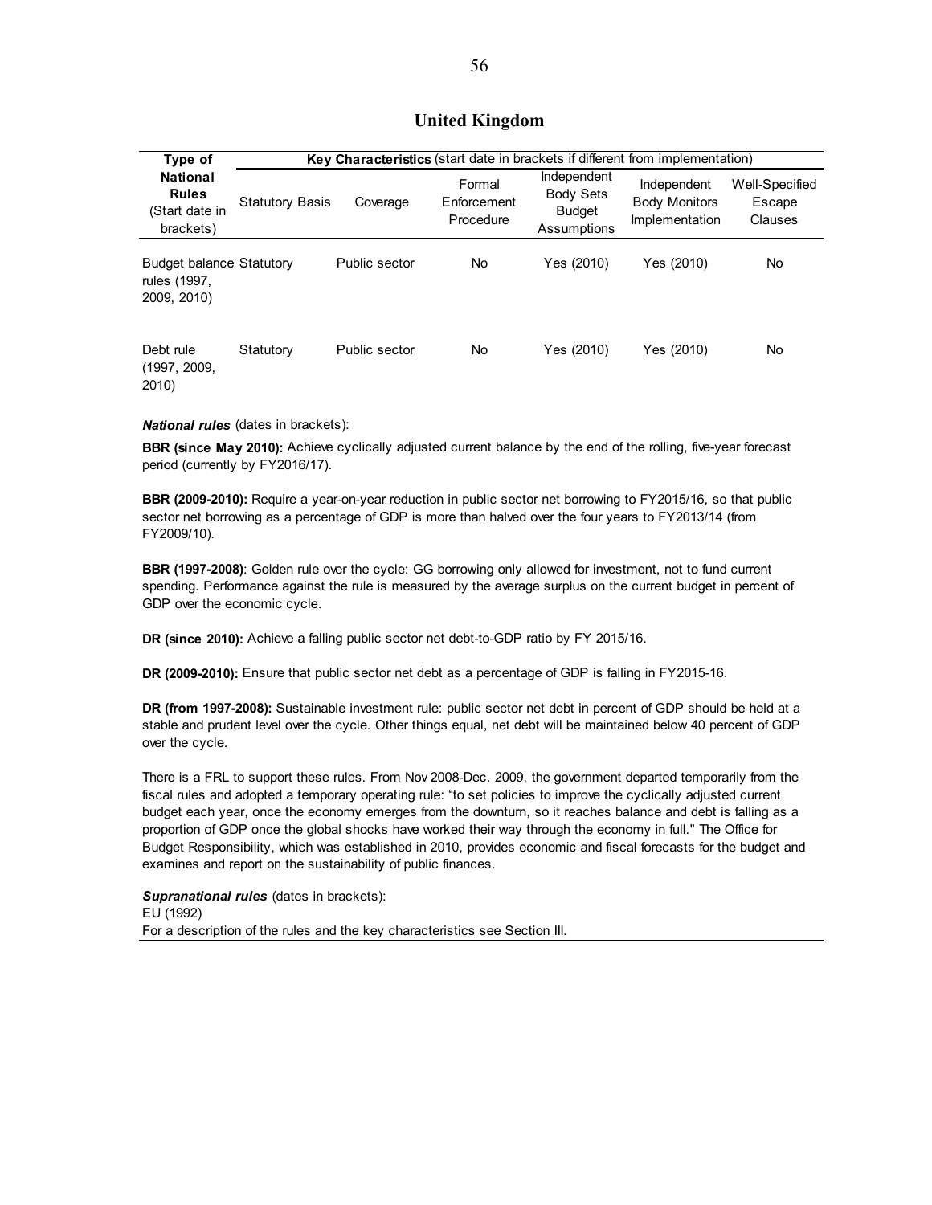# United Kingdom

| Type of National Rules (Start date in brackets) | Key Characteristics (start date in brackets if different from implementation) | | | | | |
|---|---|---|---|---|---|---|
| | Statutory Basis | Coverage | Formal Enforcement Procedure | Independent Body Sets Budget Assumptions | Independent Body Monitors Implementation | Well-Specified Escape Clauses |
| Budget balance rules (1997, 2009, 2010) | Statutory | Public sector | No | Yes (2010) | Yes (2010) | No |
| Debt rule (1997, 2009, 2010) | Statutory | Public sector | No | Yes (2010) | Yes (2010) | No |

***National rules*** (dates in brackets):

**BBR (since May 2010):** Achieve cyclically adjusted current balance by the end of the rolling, five-year forecast period (currently by FY2016/17).

**BBR (2009-2010):** Require a year-on-year reduction in public sector net borrowing to FY2015/16, so that public sector net borrowing as a percentage of GDP is more than halved over the four years to FY2013/14 (from FY2009/10).

**BBR (1997-2008)**: Golden rule over the cycle: GG borrowing only allowed for investment, not to fund current spending. Performance against the rule is measured by the average surplus on the current budget in percent of GDP over the economic cycle.

**DR (since 2010):** Achieve a falling public sector net debt-to-GDP ratio by FY 2015/16.

**DR (2009-2010):** Ensure that public sector net debt as a percentage of GDP is falling in FY2015-16.

**DR (from 1997-2008):** Sustainable investment rule: public sector net debt in percent of GDP should be held at a stable and prudent level over the cycle. Other things equal, net debt will be maintained below 40 percent of GDP over the cycle.

There is a FRL to support these rules. From Nov 2008-Dec. 2009, the government departed temporarily from the fiscal rules and adopted a temporary operating rule: "to set policies to improve the cyclically adjusted current budget each year, once the economy emerges from the downturn, so it reaches balance and debt is falling as a proportion of GDP once the global shocks have worked their way through the economy in full." The Office for Budget Responsibility, which was established in 2010, provides economic and fiscal forecasts for the budget and examines and report on the sustainability of public finances.

***Supranational rules*** (dates in brackets):
EU (1992)
For a description of the rules and the key characteristics see Section III.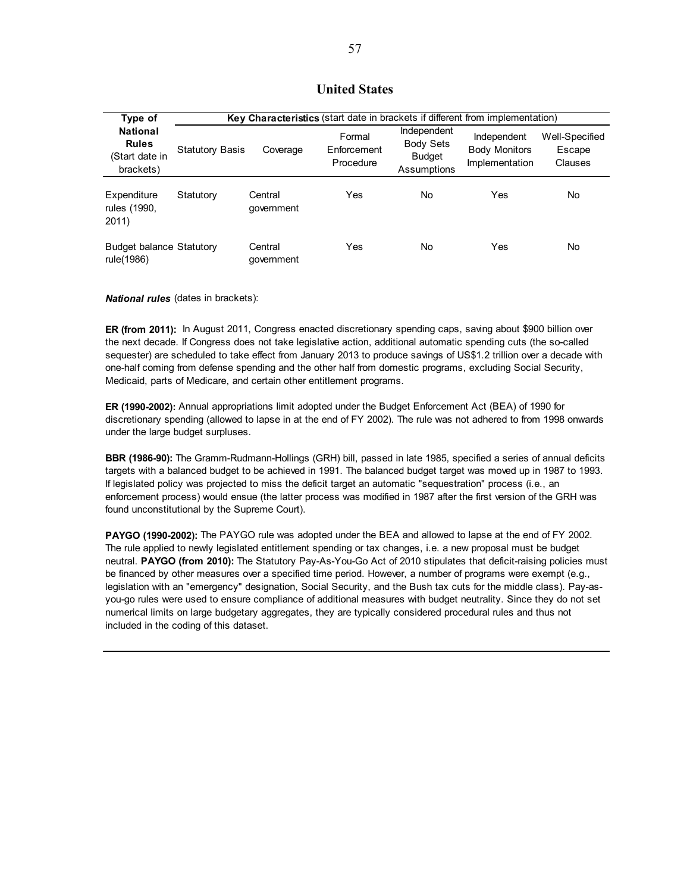## United States

| Type of National Rules (Start date in brackets) | **Key Characteristics** (start date in brackets if different from implementation) | | | | | |
|---|---|---|---|---|---|---|
| | Statutory Basis | Coverage | Formal Enforcement Procedure | Independent Body Sets Budget Assumptions | Independent Body Monitors Implementation | Well-Specified Escape Clauses |
| Expenditure rules (1990, 2011) | Statutory | Central government | Yes | No | Yes | No |
| Budget balance rule(1986) | Statutory | Central government | Yes | No | Yes | No |

***National rules*** (dates in brackets):

**ER (from 2011):** In August 2011, Congress enacted discretionary spending caps, saving about $900 billion over the next decade. If Congress does not take legislative action, additional automatic spending cuts (the so-called sequester) are scheduled to take effect from January 2013 to produce savings of US$1.2 trillion over a decade with one-half coming from defense spending and the other half from domestic programs, excluding Social Security, Medicaid, parts of Medicare, and certain other entitlement programs.

**ER (1990-2002):** Annual appropriations limit adopted under the Budget Enforcement Act (BEA) of 1990 for discretionary spending (allowed to lapse in at the end of FY 2002). The rule was not adhered to from 1998 onwards under the large budget surpluses.

**BBR (1986-90):** The Gramm-Rudmann-Hollings (GRH) bill, passed in late 1985, specified a series of annual deficits targets with a balanced budget to be achieved in 1991. The balanced budget target was moved up in 1987 to 1993. If legislated policy was projected to miss the deficit target an automatic "sequestration" process (i.e., an enforcement process) would ensue (the latter process was modified in 1987 after the first version of the GRH was found unconstitutional by the Supreme Court).

**PAYGO (1990-2002):** The PAYGO rule was adopted under the BEA and allowed to lapse at the end of FY 2002. The rule applied to newly legislated entitlement spending or tax changes, i.e. a new proposal must be budget neutral. **PAYGO (from 2010):** The Statutory Pay-As-You-Go Act of 2010 stipulates that deficit-raising policies must be financed by other measures over a specified time period. However, a number of programs were exempt (e.g., legislation with an "emergency" designation, Social Security, and the Bush tax cuts for the middle class). Pay-as-you-go rules were used to ensure compliance of additional measures with budget neutrality. Since they do not set numerical limits on large budgetary aggregates, they are typically considered procedural rules and thus not included in the coding of this dataset.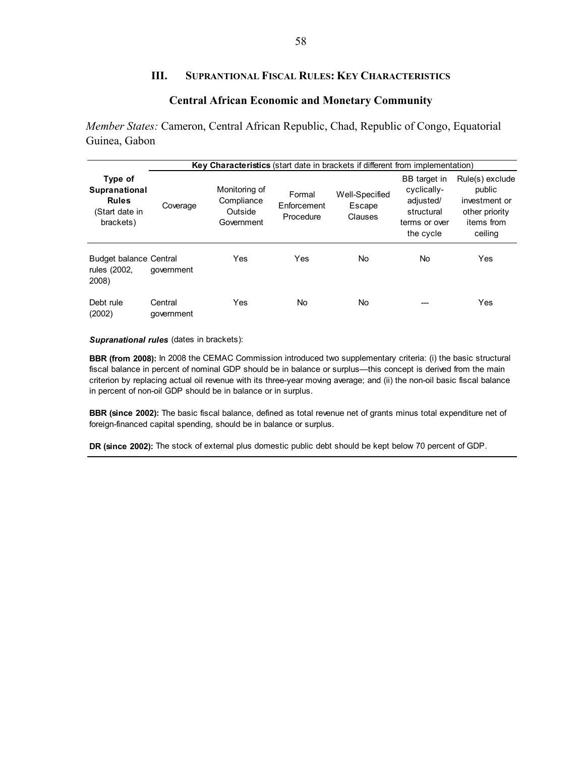## III. Suprantional Fiscal Rules: Key Characteristics

### Central African Economic and Monetary Community

*Member States:* Cameron, Central African Republic, Chad, Republic of Congo, Equatorial Guinea, Gabon

| Type of Supranational Rules (Start date in brackets) | **Key Characteristics** (start date in brackets if different from implementation) | | | | | |
|---|---|---|---|---|---|---|
| | Coverage | Monitoring of Compliance Outside Government | Formal Enforcement Procedure | Well-Specified Escape Clauses | BB target in cyclically-adjusted/ structural terms or over the cycle | Rule(s) exclude public investment or other priority items from ceiling |
| Budget balance rules (2002, 2008) | Central government | Yes | Yes | No | No | Yes |
| Debt rule (2002) | Central government | Yes | No | No | --- | Yes |

***Supranational rules*** (dates in brackets):

**BBR (from 2008):** In 2008 the CEMAC Commission introduced two supplementary criteria: (i) the basic structural fiscal balance in percent of nominal GDP should be in balance or surplus—this concept is derived from the main criterion by replacing actual oil revenue with its three-year moving average; and (ii) the non-oil basic fiscal balance in percent of non-oil GDP should be in balance or in surplus.

**BBR (since 2002):** The basic fiscal balance, defined as total revenue net of grants minus total expenditure net of foreign-financed capital spending, should be in balance or surplus.

**DR (since 2002):** The stock of external plus domestic public debt should be kept below 70 percent of GDP.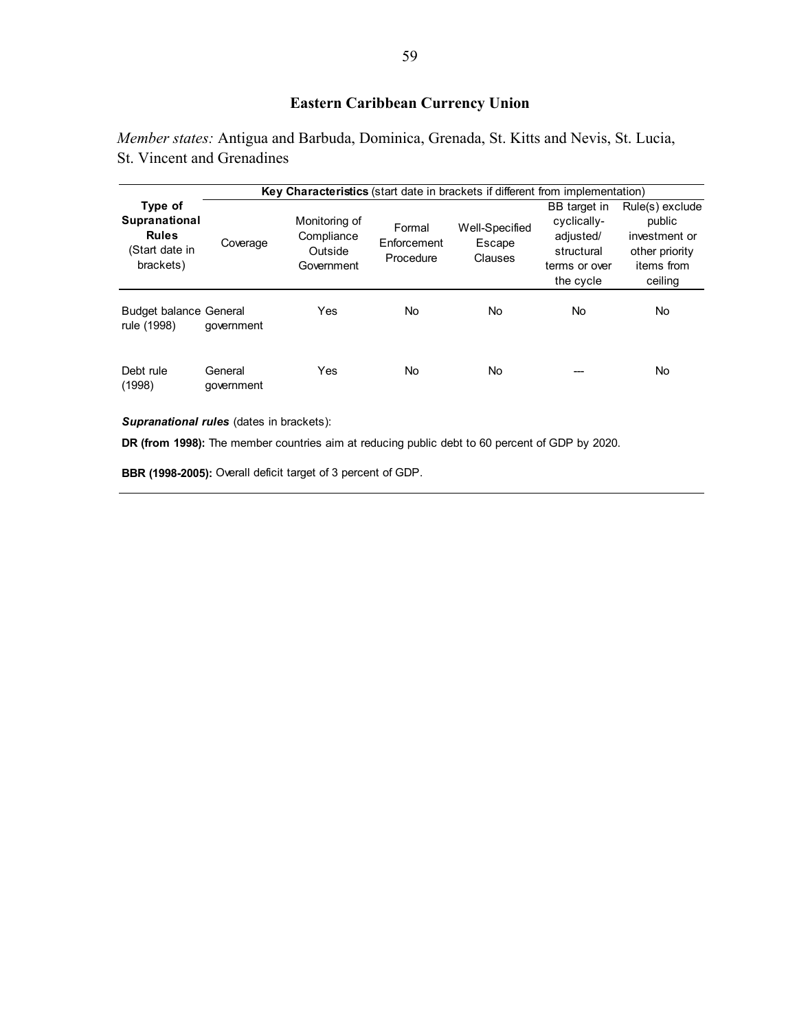## Eastern Caribbean Currency Union

*Member states:* Antigua and Barbuda, Dominica, Grenada, St. Kitts and Nevis, St. Lucia, St. Vincent and Grenadines

| Type of Supranational Rules (Start date in brackets) | **Key Characteristics** (start date in brackets if different from implementation) | | | | | |
|---|---|---|---|---|---|---|
| | Coverage | Monitoring of Compliance Outside Government | Formal Enforcement Procedure | Well-Specified Escape Clauses | BB target in cyclically-adjusted/ structural terms or over the cycle | Rule(s) exclude public investment or other priority items from ceiling |
| Budget balance rule (1998) | General government | Yes | No | No | No | No |
| Debt rule (1998) | General government | Yes | No | No | --- | No |

***Supranational rules*** (dates in brackets):

**DR (from 1998):** The member countries aim at reducing public debt to 60 percent of GDP by 2020.

**BBR (1998-2005):** Overall deficit target of 3 percent of GDP.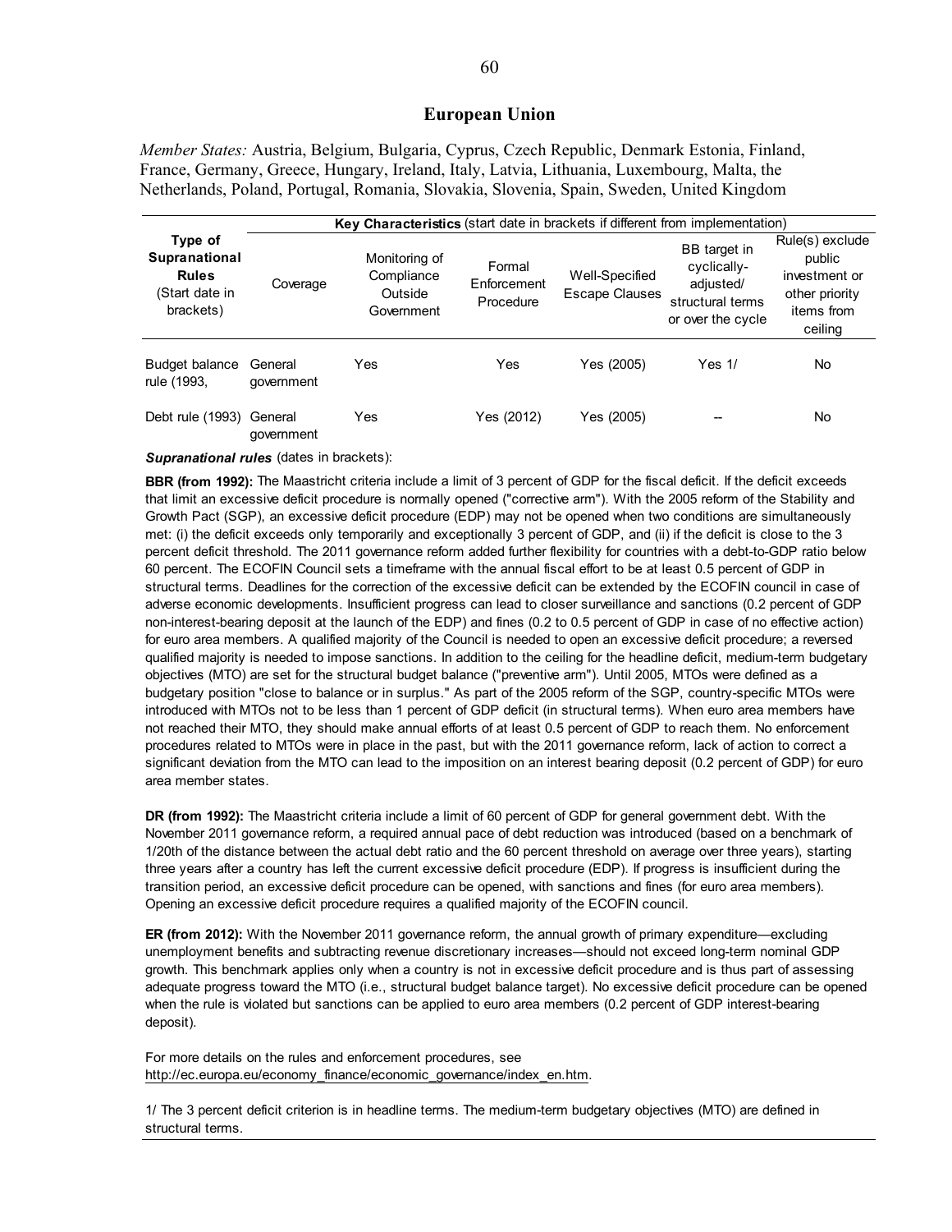## European Union

*Member States:* Austria, Belgium, Bulgaria, Cyprus, Czech Republic, Denmark Estonia, Finland, France, Germany, Greece, Hungary, Ireland, Italy, Latvia, Lithuania, Luxembourg, Malta, the Netherlands, Poland, Portugal, Romania, Slovakia, Slovenia, Spain, Sweden, United Kingdom

| Type of Supranational Rules (Start date in brackets) | Key Characteristics (start date in brackets if different from implementation) | | | | | |
|---|---|---|---|---|---|---|
| | Coverage | Monitoring of Compliance Outside Government | Formal Enforcement Procedure | Well-Specified Escape Clauses | BB target in cyclically-adjusted/ structural terms or over the cycle | Rule(s) exclude public investment or other priority items from ceiling |
| Budget balance rule (1993, | General government | Yes | Yes | Yes (2005) | Yes 1/ | No |
| Debt rule (1993) | General government | Yes | Yes (2012) | Yes (2005) | -- | No |

***Supranational rules*** (dates in brackets):

**BBR (from 1992):** The Maastricht criteria include a limit of 3 percent of GDP for the fiscal deficit. If the deficit exceeds that limit an excessive deficit procedure is normally opened ("corrective arm"). With the 2005 reform of the Stability and Growth Pact (SGP), an excessive deficit procedure (EDP) may not be opened when two conditions are simultaneously met: (i) the deficit exceeds only temporarily and exceptionally 3 percent of GDP, and (ii) if the deficit is close to the 3 percent deficit threshold. The 2011 governance reform added further flexibility for countries with a debt-to-GDP ratio below 60 percent. The ECOFIN Council sets a timeframe with the annual fiscal effort to be at least 0.5 percent of GDP in structural terms. Deadlines for the correction of the excessive deficit can be extended by the ECOFIN council in case of adverse economic developments. Insufficient progress can lead to closer surveillance and sanctions (0.2 percent of GDP non-interest-bearing deposit at the launch of the EDP) and fines (0.2 to 0.5 percent of GDP in case of no effective action) for euro area members. A qualified majority of the Council is needed to open an excessive deficit procedure; a reversed qualified majority is needed to impose sanctions. In addition to the ceiling for the headline deficit, medium-term budgetary objectives (MTO) are set for the structural budget balance ("preventive arm"). Until 2005, MTOs were defined as a budgetary position "close to balance or in surplus." As part of the 2005 reform of the SGP, country-specific MTOs were introduced with MTOs not to be less than 1 percent of GDP deficit (in structural terms). When euro area members have not reached their MTO, they should make annual efforts of at least 0.5 percent of GDP to reach them. No enforcement procedures related to MTOs were in place in the past, but with the 2011 governance reform, lack of action to correct a significant deviation from the MTO can lead to the imposition on an interest bearing deposit (0.2 percent of GDP) for euro area member states.

**DR (from 1992):** The Maastricht criteria include a limit of 60 percent of GDP for general government debt. With the November 2011 governance reform, a required annual pace of debt reduction was introduced (based on a benchmark of 1/20th of the distance between the actual debt ratio and the 60 percent threshold on average over three years), starting three years after a country has left the current excessive deficit procedure (EDP). If progress is insufficient during the transition period, an excessive deficit procedure can be opened, with sanctions and fines (for euro area members). Opening an excessive deficit procedure requires a qualified majority of the ECOFIN council.

**ER (from 2012):** With the November 2011 governance reform, the annual growth of primary expenditure—excluding unemployment benefits and subtracting revenue discretionary increases—should not exceed long-term nominal GDP growth. This benchmark applies only when a country is not in excessive deficit procedure and is thus part of assessing adequate progress toward the MTO (i.e., structural budget balance target). No excessive deficit procedure can be opened when the rule is violated but sanctions can be applied to euro area members (0.2 percent of GDP interest-bearing deposit).

For more details on the rules and enforcement procedures, see http://ec.europa.eu/economy_finance/economic_governance/index_en.htm.

1/ The 3 percent deficit criterion is in headline terms. The medium-term budgetary objectives (MTO) are defined in structural terms.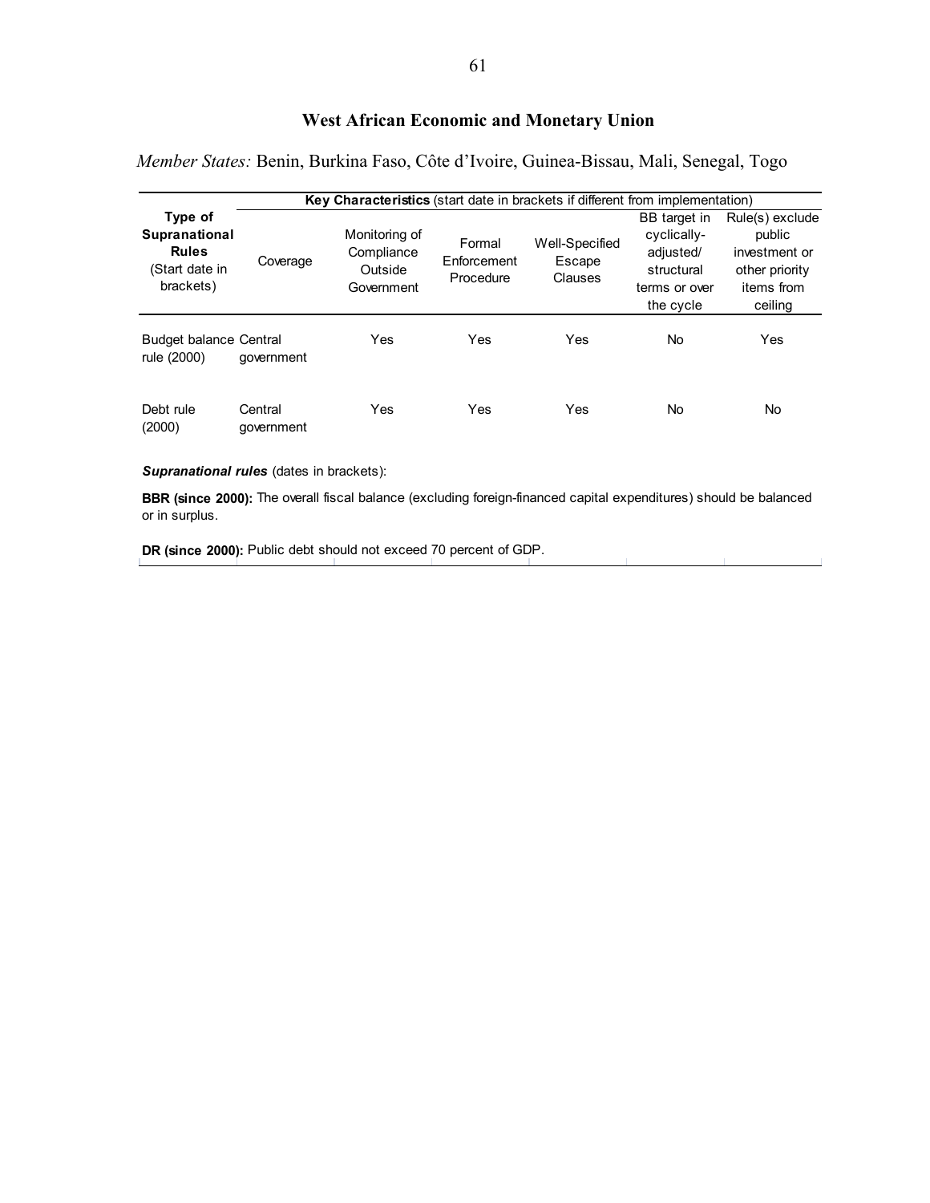## West African Economic and Monetary Union

*Member States:* Benin, Burkina Faso, Côte d'Ivoire, Guinea-Bissau, Mali, Senegal, Togo

| Type of Supranational Rules (Start date in brackets) | **Key Characteristics** (start date in brackets if different from implementation) | | | | | |
|---|---|---|---|---|---|---|
| | Coverage | Monitoring of Compliance Outside Government | Formal Enforcement Procedure | Well-Specified Escape Clauses | BB target in cyclically-adjusted/ structural terms or over the cycle | Rule(s) exclude public investment or other priority items from ceiling |
| Budget balance rule (2000) | Central government | Yes | Yes | Yes | No | Yes |
| Debt rule (2000) | Central government | Yes | Yes | Yes | No | No |

***Supranational rules*** (dates in brackets):

**BBR (since 2000):** The overall fiscal balance (excluding foreign-financed capital expenditures) should be balanced or in surplus.

**DR (since 2000):** Public debt should not exceed 70 percent of GDP.